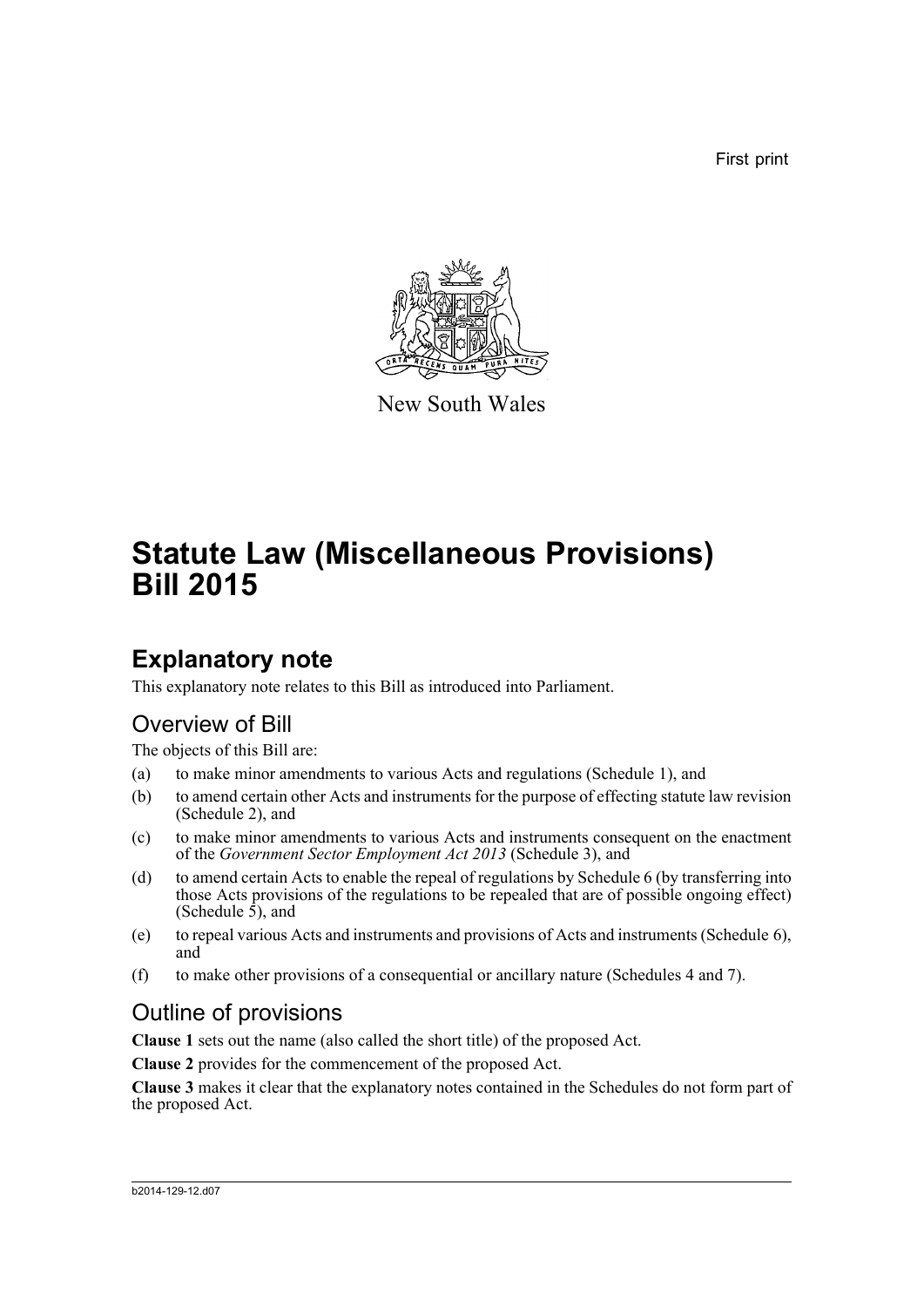First print

New South Wales

# Statute Law (Miscellaneous Provisions) Bill 2015

## Explanatory note

This explanatory note relates to this Bill as introduced into Parliament.

### Overview of Bill

The objects of this Bill are:

(a) to make minor amendments to various Acts and regulations (Schedule 1), and

(b) to amend certain other Acts and instruments for the purpose of effecting statute law revision (Schedule 2), and

(c) to make minor amendments to various Acts and instruments consequent on the enactment of the *Government Sector Employment Act 2013* (Schedule 3), and

(d) to amend certain Acts to enable the repeal of regulations by Schedule 6 (by transferring into those Acts provisions of the regulations to be repealed that are of possible ongoing effect) (Schedule 5), and

(e) to repeal various Acts and instruments and provisions of Acts and instruments (Schedule 6), and

(f) to make other provisions of a consequential or ancillary nature (Schedules 4 and 7).

### Outline of provisions

**Clause 1** sets out the name (also called the short title) of the proposed Act.

**Clause 2** provides for the commencement of the proposed Act.

**Clause 3** makes it clear that the explanatory notes contained in the Schedules do not form part of the proposed Act.

b2014-129-12.d07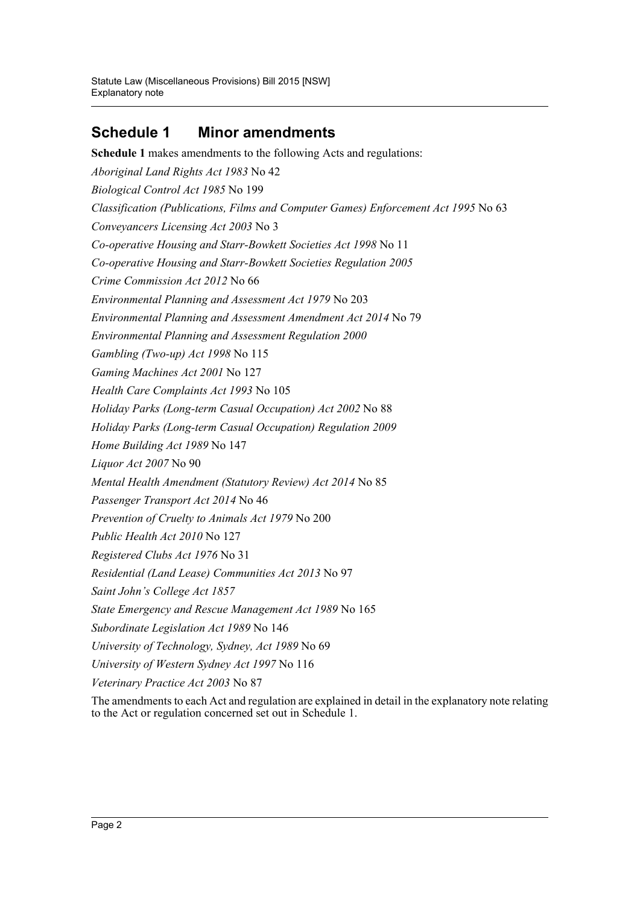## Schedule 1 Minor amendments

**Schedule 1** makes amendments to the following Acts and regulations:

*Aboriginal Land Rights Act 1983* No 42

*Biological Control Act 1985* No 199

*Classification (Publications, Films and Computer Games) Enforcement Act 1995* No 63

*Conveyancers Licensing Act 2003* No 3

*Co-operative Housing and Starr-Bowkett Societies Act 1998* No 11

*Co-operative Housing and Starr-Bowkett Societies Regulation 2005*

*Crime Commission Act 2012* No 66

*Environmental Planning and Assessment Act 1979* No 203

*Environmental Planning and Assessment Amendment Act 2014* No 79

*Environmental Planning and Assessment Regulation 2000*

*Gambling (Two-up) Act 1998* No 115

*Gaming Machines Act 2001* No 127

*Health Care Complaints Act 1993* No 105

*Holiday Parks (Long-term Casual Occupation) Act 2002* No 88

*Holiday Parks (Long-term Casual Occupation) Regulation 2009*

*Home Building Act 1989* No 147

*Liquor Act 2007* No 90

*Mental Health Amendment (Statutory Review) Act 2014* No 85

*Passenger Transport Act 2014* No 46

*Prevention of Cruelty to Animals Act 1979* No 200

*Public Health Act 2010* No 127

*Registered Clubs Act 1976* No 31

*Residential (Land Lease) Communities Act 2013* No 97

*Saint John's College Act 1857*

*State Emergency and Rescue Management Act 1989* No 165

*Subordinate Legislation Act 1989* No 146

*University of Technology, Sydney, Act 1989* No 69

*University of Western Sydney Act 1997* No 116

*Veterinary Practice Act 2003* No 87

The amendments to each Act and regulation are explained in detail in the explanatory note relating to the Act or regulation concerned set out in Schedule 1.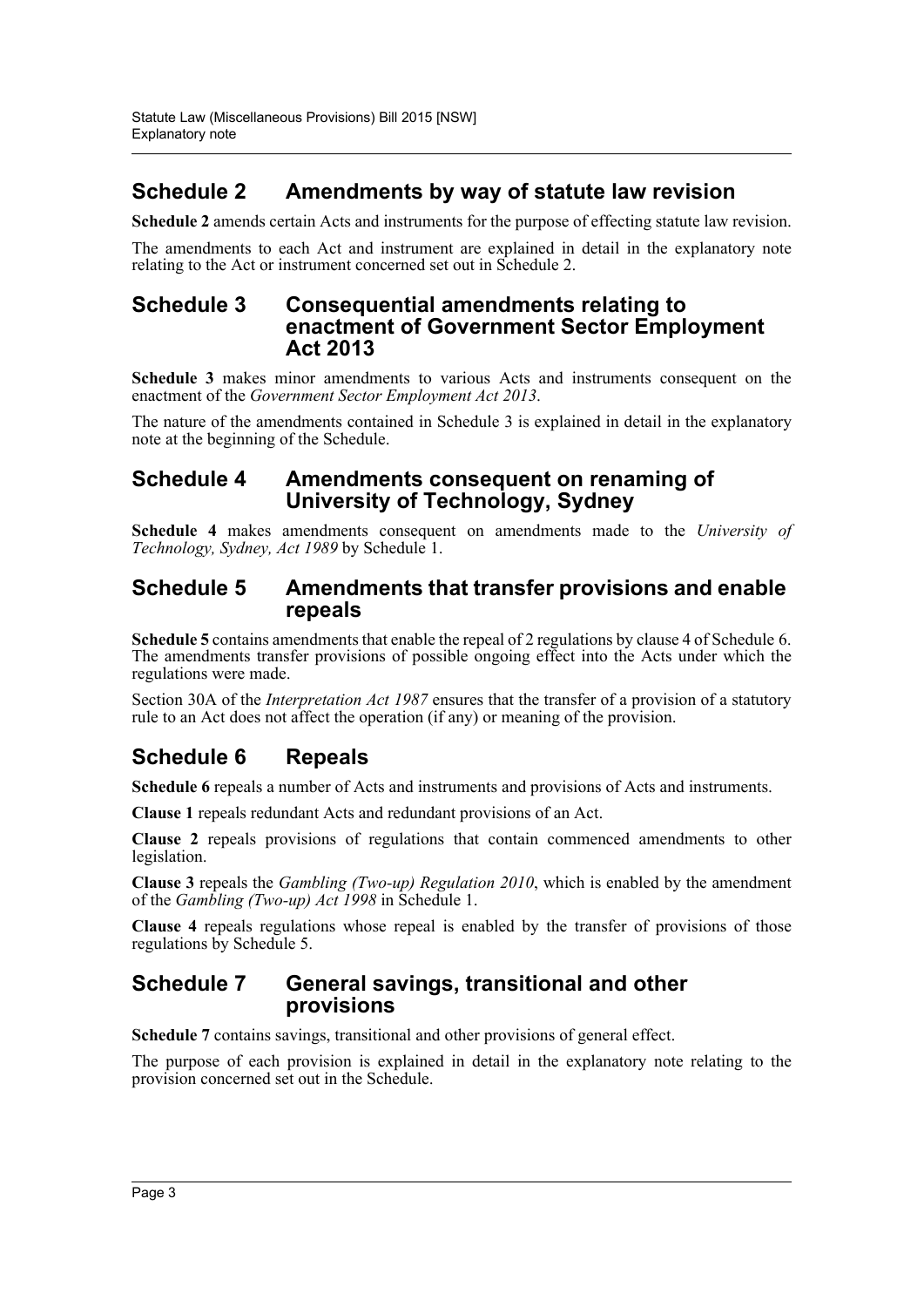## Schedule 2 Amendments by way of statute law revision

**Schedule 2** amends certain Acts and instruments for the purpose of effecting statute law revision.

The amendments to each Act and instrument are explained in detail in the explanatory note relating to the Act or instrument concerned set out in Schedule 2.

## Schedule 3 Consequential amendments relating to enactment of Government Sector Employment Act 2013

**Schedule 3** makes minor amendments to various Acts and instruments consequent on the enactment of the *Government Sector Employment Act 2013*.

The nature of the amendments contained in Schedule 3 is explained in detail in the explanatory note at the beginning of the Schedule.

## Schedule 4 Amendments consequent on renaming of University of Technology, Sydney

**Schedule 4** makes amendments consequent on amendments made to the *University of Technology, Sydney, Act 1989* by Schedule 1.

## Schedule 5 Amendments that transfer provisions and enable repeals

**Schedule 5** contains amendments that enable the repeal of 2 regulations by clause 4 of Schedule 6. The amendments transfer provisions of possible ongoing effect into the Acts under which the regulations were made.

Section 30A of the *Interpretation Act 1987* ensures that the transfer of a provision of a statutory rule to an Act does not affect the operation (if any) or meaning of the provision.

## Schedule 6 Repeals

**Schedule 6** repeals a number of Acts and instruments and provisions of Acts and instruments.

**Clause 1** repeals redundant Acts and redundant provisions of an Act.

**Clause 2** repeals provisions of regulations that contain commenced amendments to other legislation.

**Clause 3** repeals the *Gambling (Two-up) Regulation 2010*, which is enabled by the amendment of the *Gambling (Two-up) Act 1998* in Schedule 1.

**Clause 4** repeals regulations whose repeal is enabled by the transfer of provisions of those regulations by Schedule 5.

## Schedule 7 General savings, transitional and other provisions

**Schedule 7** contains savings, transitional and other provisions of general effect.

The purpose of each provision is explained in detail in the explanatory note relating to the provision concerned set out in the Schedule.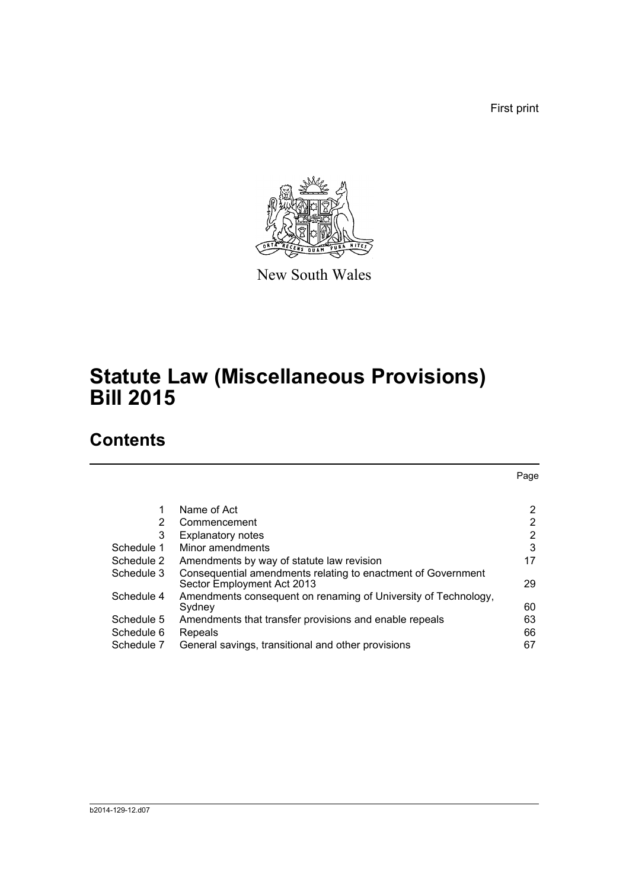First print

New South Wales

# Statute Law (Miscellaneous Provisions) Bill 2015

## Contents

| | | Page |
|---|---|---|
| 1 | Name of Act | 2 |
| 2 | Commencement | 2 |
| 3 | Explanatory notes | 2 |
| Schedule 1 | Minor amendments | 3 |
| Schedule 2 | Amendments by way of statute law revision | 17 |
| Schedule 3 | Consequential amendments relating to enactment of Government Sector Employment Act 2013 | 29 |
| Schedule 4 | Amendments consequent on renaming of University of Technology, Sydney | 60 |
| Schedule 5 | Amendments that transfer provisions and enable repeals | 63 |
| Schedule 6 | Repeals | 66 |
| Schedule 7 | General savings, transitional and other provisions | 67 |

b2014-129-12.d07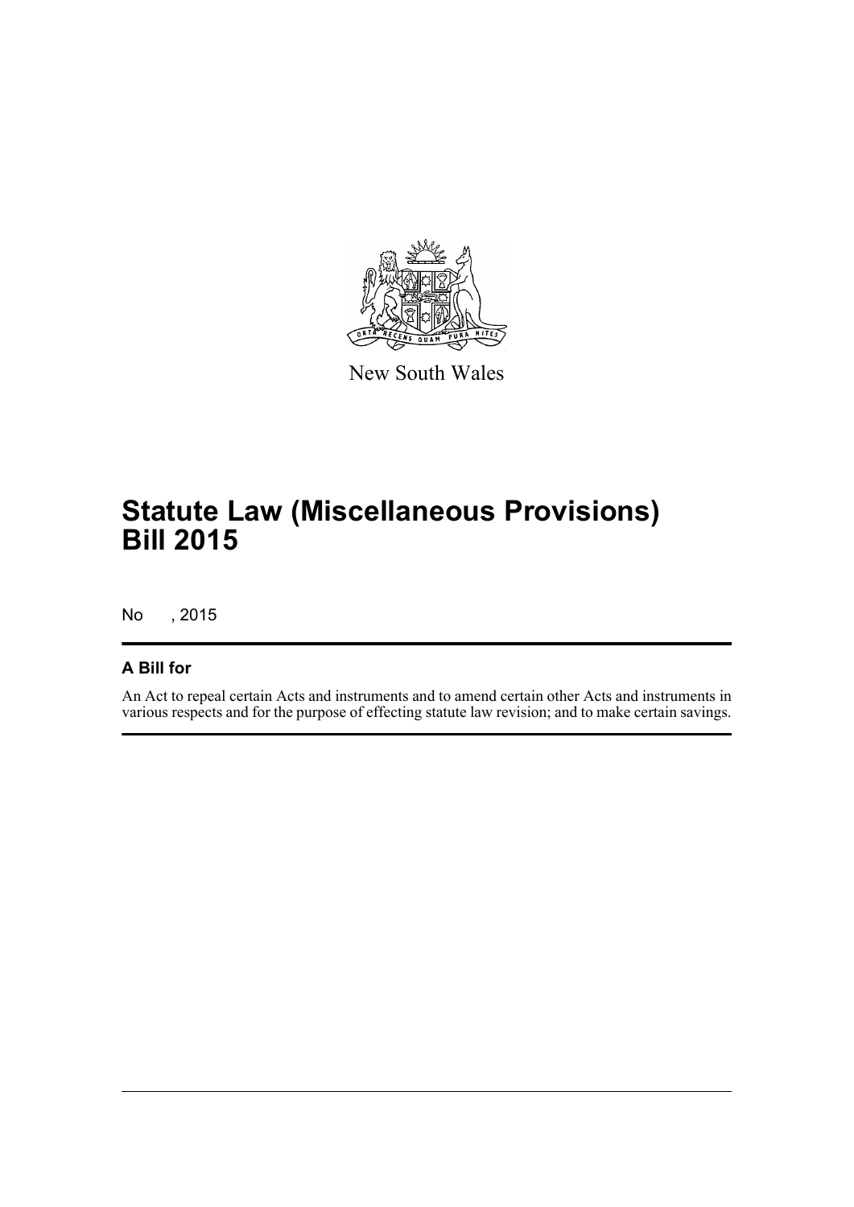New South Wales

# Statute Law (Miscellaneous Provisions) Bill 2015

No , 2015

## A Bill for

An Act to repeal certain Acts and instruments and to amend certain other Acts and instruments in various respects and for the purpose of effecting statute law revision; and to make certain savings.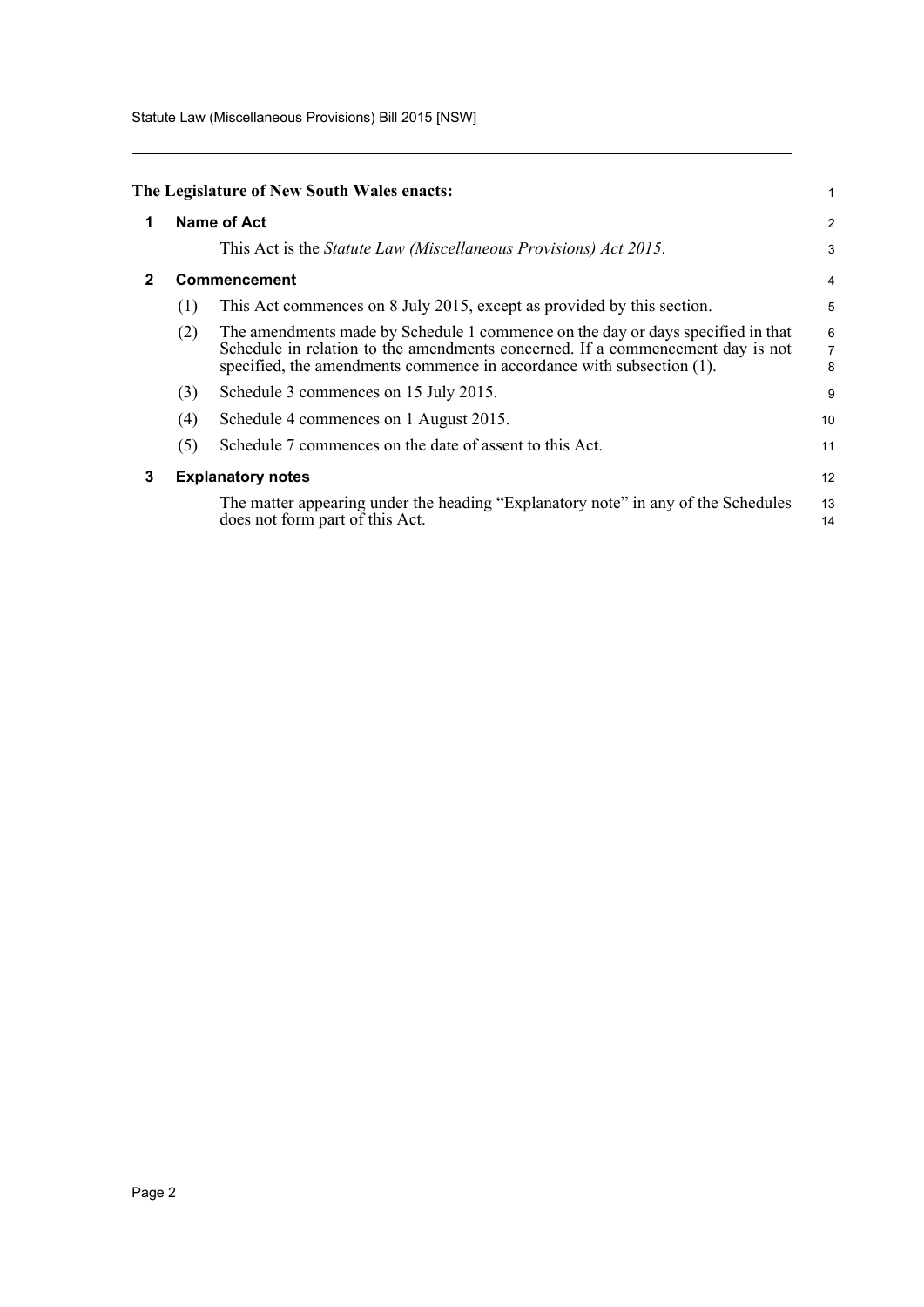**The Legislature of New South Wales enacts:**

## 1 Name of Act

This Act is the *Statute Law (Miscellaneous Provisions) Act 2015*.

## 2 Commencement

(1) This Act commences on 8 July 2015, except as provided by this section.

(2) The amendments made by Schedule 1 commence on the day or days specified in that Schedule in relation to the amendments concerned. If a commencement day is not specified, the amendments commence in accordance with subsection (1).

(3) Schedule 3 commences on 15 July 2015.

(4) Schedule 4 commences on 1 August 2015.

(5) Schedule 7 commences on the date of assent to this Act.

## 3 Explanatory notes

The matter appearing under the heading "Explanatory note" in any of the Schedules does not form part of this Act.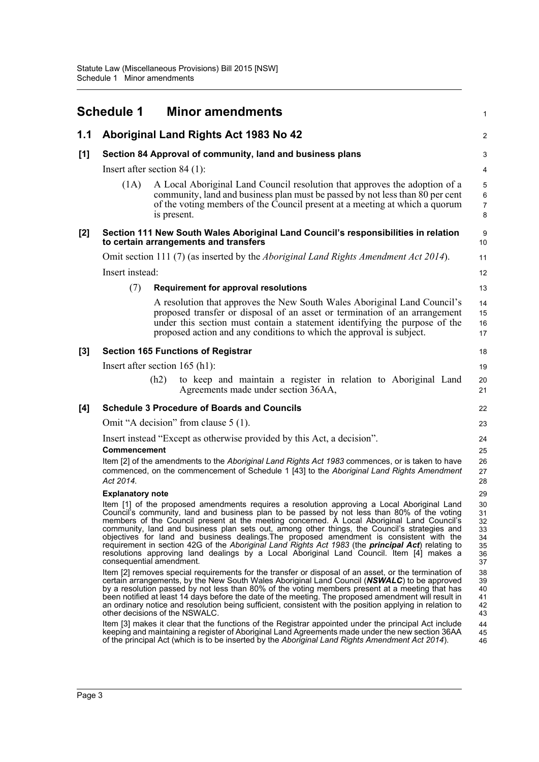# Schedule 1 Minor amendments

## 1.1 Aboriginal Land Rights Act 1983 No 42

### [1] Section 84 Approval of community, land and business plans

Insert after section 84 (1):

(1A) A Local Aboriginal Land Council resolution that approves the adoption of a community, land and business plan must be passed by not less than 80 per cent of the voting members of the Council present at a meeting at which a quorum is present.

### [2] Section 111 New South Wales Aboriginal Land Council's responsibilities in relation to certain arrangements and transfers

Omit section 111 (7) (as inserted by the *Aboriginal Land Rights Amendment Act 2014*).

Insert instead:

(7) **Requirement for approval resolutions**

A resolution that approves the New South Wales Aboriginal Land Council's proposed transfer or disposal of an asset or termination of an arrangement under this section must contain a statement identifying the purpose of the proposed action and any conditions to which the approval is subject.

### [3] Section 165 Functions of Registrar

Insert after section 165 (h1):

(h2) to keep and maintain a register in relation to Aboriginal Land Agreements made under section 36AA,

### [4] Schedule 3 Procedure of Boards and Councils

Omit "A decision" from clause 5 (1).

Insert instead "Except as otherwise provided by this Act, a decision".

**Commencement**

Item [2] of the amendments to the *Aboriginal Land Rights Act 1983* commences, or is taken to have commenced, on the commencement of Schedule 1 [43] to the *Aboriginal Land Rights Amendment Act 2014*.

**Explanatory note**

Item [1] of the proposed amendments requires a resolution approving a Local Aboriginal Land Council's community, land and business plan to be passed by not less than 80% of the voting members of the Council present at the meeting concerned. A Local Aboriginal Land Council's community, land and business plan sets out, among other things, the Council's strategies and objectives for land and business dealings.The proposed amendment is consistent with the requirement in section 42G of the *Aboriginal Land Rights Act 1983* (the ***principal Act***) relating to resolutions approving land dealings by a Local Aboriginal Land Council. Item [4] makes a consequential amendment.

Item [2] removes special requirements for the transfer or disposal of an asset, or the termination of certain arrangements, by the New South Wales Aboriginal Land Council (***NSWALC***) to be approved by a resolution passed by not less than 80% of the voting members present at a meeting that has been notified at least 14 days before the date of the meeting. The proposed amendment will result in an ordinary notice and resolution being sufficient, consistent with the position applying in relation to other decisions of the NSWALC.

Item [3] makes it clear that the functions of the Registrar appointed under the principal Act include keeping and maintaining a register of Aboriginal Land Agreements made under the new section 36AA of the principal Act (which is to be inserted by the *Aboriginal Land Rights Amendment Act 2014*).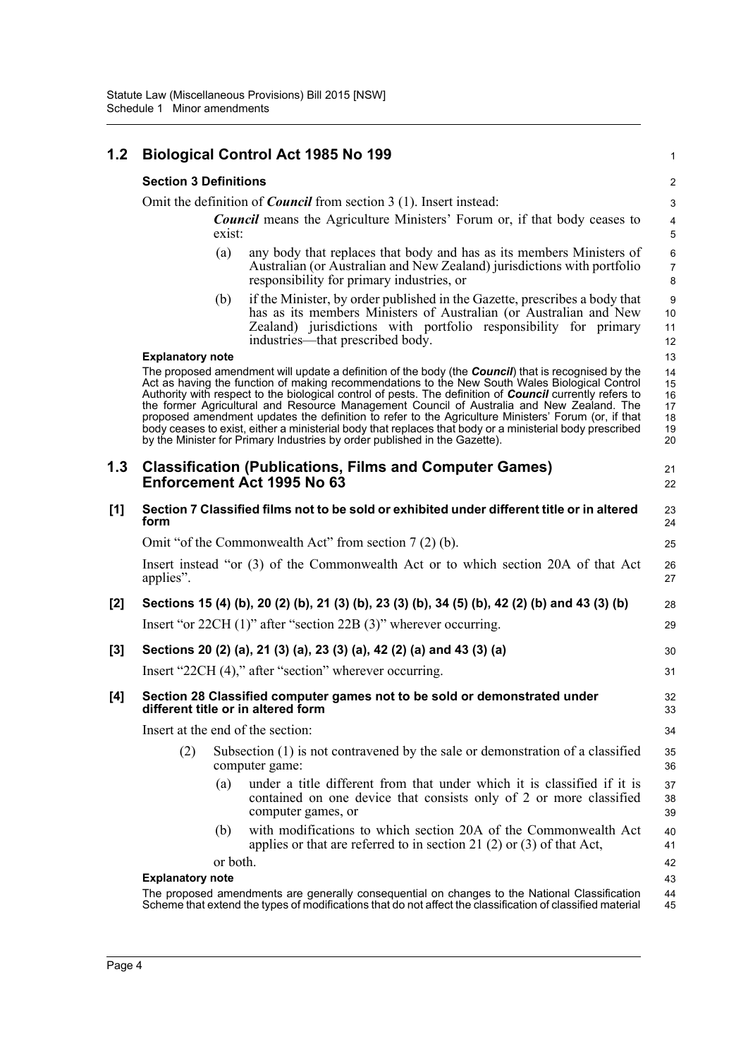## 1.2 Biological Control Act 1985 No 199

### Section 3 Definitions

Omit the definition of ***Council*** from section 3 (1). Insert instead:

> ***Council*** means the Agriculture Ministers' Forum or, if that body ceases to exist:
>
> (a) any body that replaces that body and has as its members Ministers of Australian (or Australian and New Zealand) jurisdictions with portfolio responsibility for primary industries, or
>
> (b) if the Minister, by order published in the Gazette, prescribes a body that has as its members Ministers of Australian (or Australian and New Zealand) jurisdictions with portfolio responsibility for primary industries—that prescribed body.

**Explanatory note**

The proposed amendment will update a definition of the body (the ***Council***) that is recognised by the Act as having the function of making recommendations to the New South Wales Biological Control Authority with respect to the biological control of pests. The definition of ***Council*** currently refers to the former Agricultural and Resource Management Council of Australia and New Zealand. The proposed amendment updates the definition to refer to the Agriculture Ministers' Forum (or, if that body ceases to exist, either a ministerial body that replaces that body or a ministerial body prescribed by the Minister for Primary Industries by order published in the Gazette).

## 1.3 Classification (Publications, Films and Computer Games) Enforcement Act 1995 No 63

### [1] Section 7 Classified films not to be sold or exhibited under different title or in altered form

Omit "of the Commonwealth Act" from section 7 (2) (b).

Insert instead "or (3) of the Commonwealth Act or to which section 20A of that Act applies".

### [2] Sections 15 (4) (b), 20 (2) (b), 21 (3) (b), 23 (3) (b), 34 (5) (b), 42 (2) (b) and 43 (3) (b)

Insert "or 22CH (1)" after "section 22B (3)" wherever occurring.

### [3] Sections 20 (2) (a), 21 (3) (a), 23 (3) (a), 42 (2) (a) and 43 (3) (a)

Insert "22CH (4)," after "section" wherever occurring.

### [4] Section 28 Classified computer games not to be sold or demonstrated under different title or in altered form

Insert at the end of the section:

> (2) Subsection (1) is not contravened by the sale or demonstration of a classified computer game:
>
> (a) under a title different from that under which it is classified if it is contained on one device that consists only of 2 or more classified computer games, or
>
> (b) with modifications to which section 20A of the Commonwealth Act applies or that are referred to in section 21 (2) or (3) of that Act,
>
> or both.

**Explanatory note**

The proposed amendments are generally consequential on changes to the National Classification Scheme that extend the types of modifications that do not affect the classification of classified material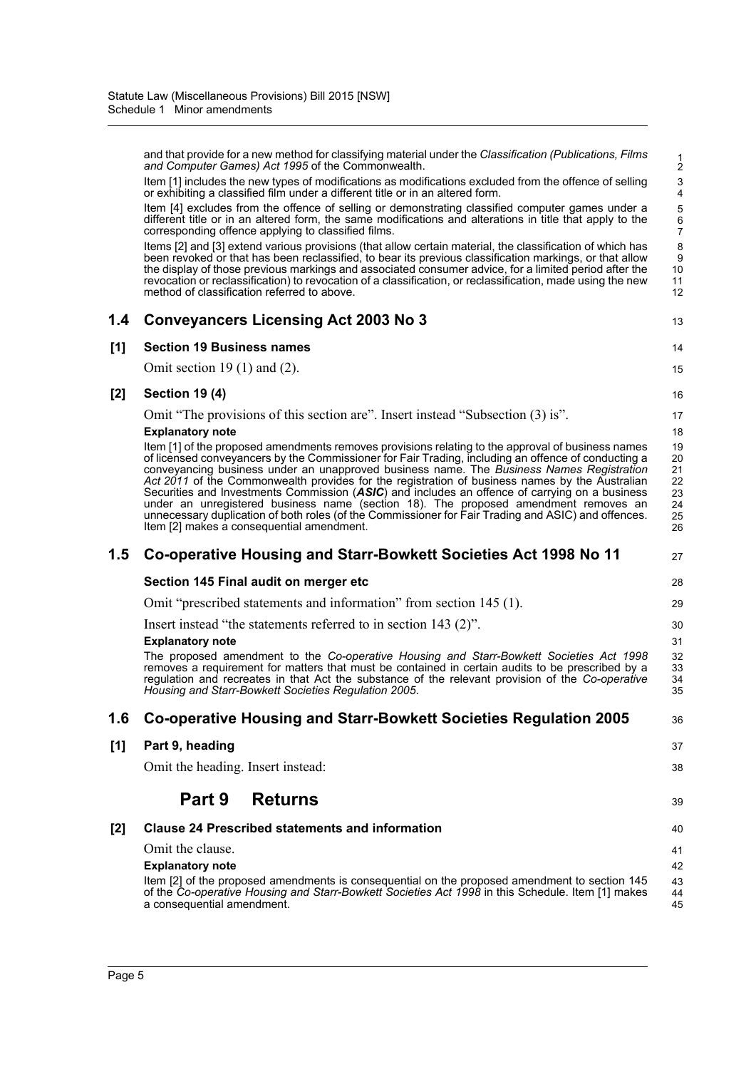and that provide for a new method for classifying material under the *Classification (Publications, Films and Computer Games) Act 1995* of the Commonwealth.

Item [1] includes the new types of modifications as modifications excluded from the offence of selling or exhibiting a classified film under a different title or in an altered form.

Item [4] excludes from the offence of selling or demonstrating classified computer games under a different title or in an altered form, the same modifications and alterations in title that apply to the corresponding offence applying to classified films.

Items [2] and [3] extend various provisions (that allow certain material, the classification of which has been revoked or that has been reclassified, to bear its previous classification markings, or that allow the display of those previous markings and associated consumer advice, for a limited period after the revocation or reclassification) to revocation of a classification, or reclassification, made using the new method of classification referred to above.

## 1.4 Conveyancers Licensing Act 2003 No 3

### [1] Section 19 Business names

Omit section 19 (1) and (2).

### [2] Section 19 (4)

Omit "The provisions of this section are". Insert instead "Subsection (3) is".

**Explanatory note**

Item [1] of the proposed amendments removes provisions relating to the approval of business names of licensed conveyancers by the Commissioner for Fair Trading, including an offence of conducting a conveyancing business under an unapproved business name. The *Business Names Registration Act 2011* of the Commonwealth provides for the registration of business names by the Australian Securities and Investments Commission (***ASIC***) and includes an offence of carrying on a business under an unregistered business name (section 18). The proposed amendment removes an unnecessary duplication of both roles (of the Commissioner for Fair Trading and ASIC) and offences. Item [2] makes a consequential amendment.

## 1.5 Co-operative Housing and Starr-Bowkett Societies Act 1998 No 11

### Section 145 Final audit on merger etc

Omit "prescribed statements and information" from section 145 (1).

Insert instead "the statements referred to in section 143 (2)".

**Explanatory note**

The proposed amendment to the *Co-operative Housing and Starr-Bowkett Societies Act 1998* removes a requirement for matters that must be contained in certain audits to be prescribed by a regulation and recreates in that Act the substance of the relevant provision of the *Co-operative Housing and Starr-Bowkett Societies Regulation 2005*.

## 1.6 Co-operative Housing and Starr-Bowkett Societies Regulation 2005

### [1] Part 9, heading

Omit the heading. Insert instead:

## Part 9 Returns

### [2] Clause 24 Prescribed statements and information

Omit the clause.

**Explanatory note**

Item [2] of the proposed amendments is consequential on the proposed amendment to section 145 of the *Co-operative Housing and Starr-Bowkett Societies Act 1998* in this Schedule. Item [1] makes a consequential amendment.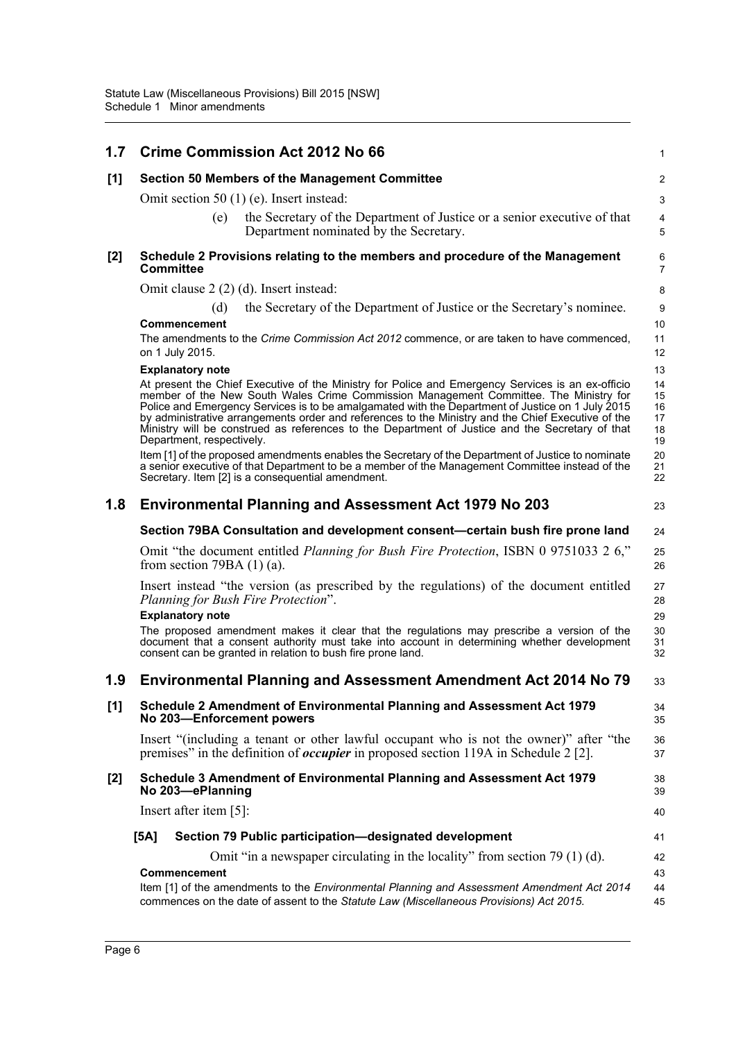## 1.7 Crime Commission Act 2012 No 66

### [1] Section 50 Members of the Management Committee

Omit section 50 (1) (e). Insert instead:

(e) the Secretary of the Department of Justice or a senior executive of that Department nominated by the Secretary.

### [2] Schedule 2 Provisions relating to the members and procedure of the Management Committee

Omit clause 2 (2) (d). Insert instead:

(d) the Secretary of the Department of Justice or the Secretary's nominee.

**Commencement**

The amendments to the *Crime Commission Act 2012* commence, or are taken to have commenced, on 1 July 2015.

**Explanatory note**

At present the Chief Executive of the Ministry for Police and Emergency Services is an ex-officio member of the New South Wales Crime Commission Management Committee. The Ministry for Police and Emergency Services is to be amalgamated with the Department of Justice on 1 July 2015 by administrative arrangements order and references to the Ministry and the Chief Executive of the Ministry will be construed as references to the Department of Justice and the Secretary of that Department, respectively.

Item [1] of the proposed amendments enables the Secretary of the Department of Justice to nominate a senior executive of that Department to be a member of the Management Committee instead of the Secretary. Item [2] is a consequential amendment.

## 1.8 Environmental Planning and Assessment Act 1979 No 203

### Section 79BA Consultation and development consent—certain bush fire prone land

Omit "the document entitled *Planning for Bush Fire Protection*, ISBN 0 9751033 2 6," from section 79BA (1) (a).

Insert instead "the version (as prescribed by the regulations) of the document entitled *Planning for Bush Fire Protection*".

**Explanatory note**

The proposed amendment makes it clear that the regulations may prescribe a version of the document that a consent authority must take into account in determining whether development consent can be granted in relation to bush fire prone land.

## 1.9 Environmental Planning and Assessment Amendment Act 2014 No 79

### [1] Schedule 2 Amendment of Environmental Planning and Assessment Act 1979 No 203—Enforcement powers

Insert "(including a tenant or other lawful occupant who is not the owner)" after "the premises" in the definition of ***occupier*** in proposed section 119A in Schedule 2 [2].

### [2] Schedule 3 Amendment of Environmental Planning and Assessment Act 1979 No 203—ePlanning

Insert after item [5]:

**[5A] Section 79 Public participation—designated development**

Omit "in a newspaper circulating in the locality" from section 79 (1) (d).

**Commencement**

Item [1] of the amendments to the *Environmental Planning and Assessment Amendment Act 2014* commences on the date of assent to the *Statute Law (Miscellaneous Provisions) Act 2015*.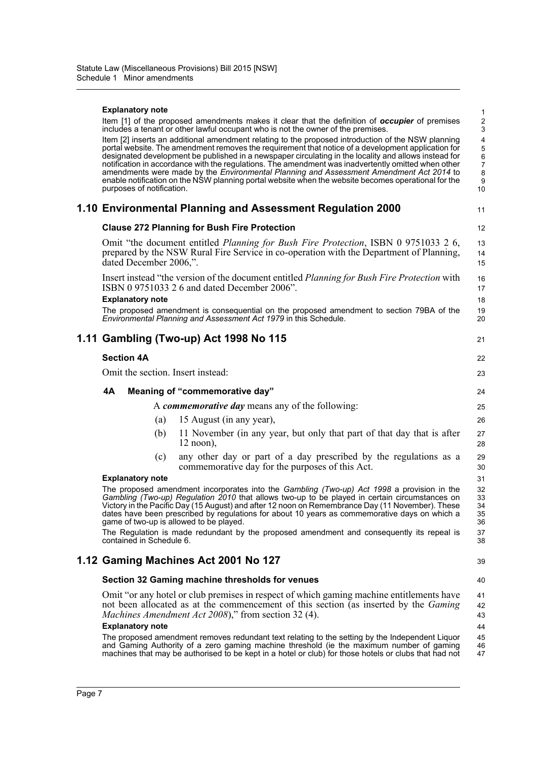**Explanatory note**

Item [1] of the proposed amendments makes it clear that the definition of ***occupier*** of premises includes a tenant or other lawful occupant who is not the owner of the premises.

Item [2] inserts an additional amendment relating to the proposed introduction of the NSW planning portal website. The amendment removes the requirement that notice of a development application for designated development be published in a newspaper circulating in the locality and allows instead for notification in accordance with the regulations. The amendment was inadvertently omitted when other amendments were made by the *Environmental Planning and Assessment Amendment Act 2014* to enable notification on the NSW planning portal website when the website becomes operational for the purposes of notification.

## 1.10 Environmental Planning and Assessment Regulation 2000

### Clause 272 Planning for Bush Fire Protection

Omit "the document entitled *Planning for Bush Fire Protection*, ISBN 0 9751033 2 6, prepared by the NSW Rural Fire Service in co-operation with the Department of Planning, dated December 2006,".

Insert instead "the version of the document entitled *Planning for Bush Fire Protection* with ISBN 0 9751033 2 6 and dated December 2006".

**Explanatory note**

The proposed amendment is consequential on the proposed amendment to section 79BA of the *Environmental Planning and Assessment Act 1979* in this Schedule.

## 1.11 Gambling (Two-up) Act 1998 No 115

### Section 4A

Omit the section. Insert instead:

**4A Meaning of "commemorative day"**

A ***commemorative day*** means any of the following:

(a) 15 August (in any year),

(b) 11 November (in any year, but only that part of that day that is after 12 noon),

(c) any other day or part of a day prescribed by the regulations as a commemorative day for the purposes of this Act.

**Explanatory note**

The proposed amendment incorporates into the *Gambling (Two-up) Act 1998* a provision in the *Gambling (Two-up) Regulation 2010* that allows two-up to be played in certain circumstances on Victory in the Pacific Day (15 August) and after 12 noon on Remembrance Day (11 November). These dates have been prescribed by regulations for about 10 years as commemorative days on which a game of two-up is allowed to be played.

The Regulation is made redundant by the proposed amendment and consequently its repeal is contained in Schedule 6.

## 1.12 Gaming Machines Act 2001 No 127

### Section 32 Gaming machine thresholds for venues

Omit "or any hotel or club premises in respect of which gaming machine entitlements have not been allocated as at the commencement of this section (as inserted by the *Gaming Machines Amendment Act 2008*)," from section 32 (4).

**Explanatory note**

The proposed amendment removes redundant text relating to the setting by the Independent Liquor and Gaming Authority of a zero gaming machine threshold (ie the maximum number of gaming machines that may be authorised to be kept in a hotel or club) for those hotels or clubs that had not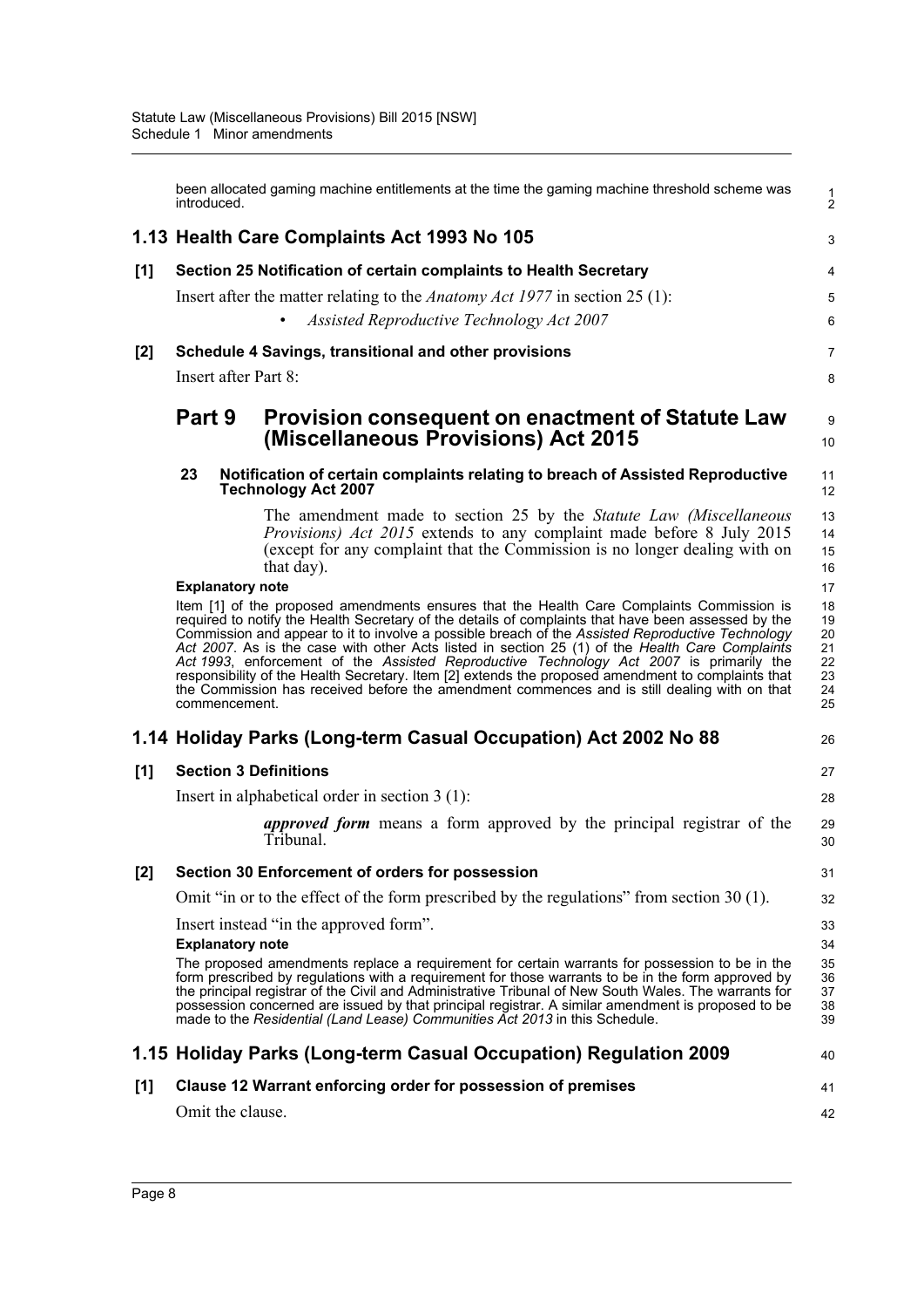been allocated gaming machine entitlements at the time the gaming machine threshold scheme was introduced.

## 1.13 Health Care Complaints Act 1993 No 105

**[1] Section 25 Notification of certain complaints to Health Secretary**

Insert after the matter relating to the *Anatomy Act 1977* in section 25 (1):

- *Assisted Reproductive Technology Act 2007*

**[2] Schedule 4 Savings, transitional and other provisions**

Insert after Part 8:

### Part 9 Provision consequent on enactment of Statute Law (Miscellaneous Provisions) Act 2015

**23 Notification of certain complaints relating to breach of Assisted Reproductive Technology Act 2007**

The amendment made to section 25 by the *Statute Law (Miscellaneous Provisions) Act 2015* extends to any complaint made before 8 July 2015 (except for any complaint that the Commission is no longer dealing with on that day).

**Explanatory note**

Item [1] of the proposed amendments ensures that the Health Care Complaints Commission is required to notify the Health Secretary of the details of complaints that have been assessed by the Commission and appear to it to involve a possible breach of the *Assisted Reproductive Technology Act 2007*. As is the case with other Acts listed in section 25 (1) of the *Health Care Complaints Act 1993*, enforcement of the *Assisted Reproductive Technology Act 2007* is primarily the responsibility of the Health Secretary. Item [2] extends the proposed amendment to complaints that the Commission has received before the amendment commences and is still dealing with on that commencement.

## 1.14 Holiday Parks (Long-term Casual Occupation) Act 2002 No 88

**[1] Section 3 Definitions**

Insert in alphabetical order in section 3 (1):

***approved form*** means a form approved by the principal registrar of the Tribunal.

**[2] Section 30 Enforcement of orders for possession**

Omit "in or to the effect of the form prescribed by the regulations" from section 30 (1).

Insert instead "in the approved form".

**Explanatory note**

The proposed amendments replace a requirement for certain warrants for possession to be in the form prescribed by regulations with a requirement for those warrants to be in the form approved by the principal registrar of the Civil and Administrative Tribunal of New South Wales. The warrants for possession concerned are issued by that principal registrar. A similar amendment is proposed to be made to the *Residential (Land Lease) Communities Act 2013* in this Schedule.

## 1.15 Holiday Parks (Long-term Casual Occupation) Regulation 2009

**[1] Clause 12 Warrant enforcing order for possession of premises**

Omit the clause.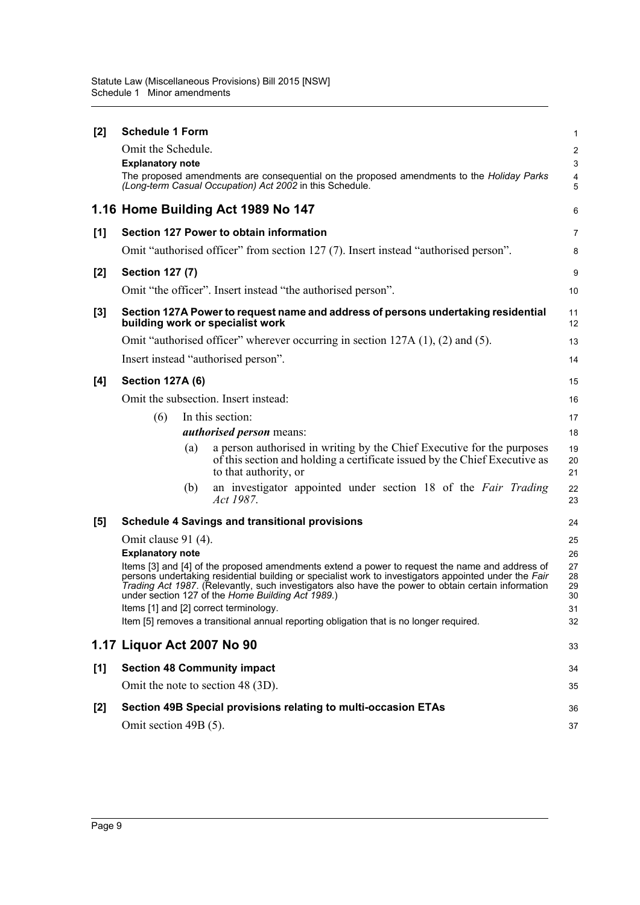**[2] Schedule 1 Form**

Omit the Schedule.

**Explanatory note**

The proposed amendments are consequential on the proposed amendments to the *Holiday Parks (Long-term Casual Occupation) Act 2002* in this Schedule.

## 1.16 Home Building Act 1989 No 147

**[1] Section 127 Power to obtain information**

Omit "authorised officer" from section 127 (7). Insert instead "authorised person".

**[2] Section 127 (7)**

Omit "the officer". Insert instead "the authorised person".

**[3] Section 127A Power to request name and address of persons undertaking residential building work or specialist work**

Omit "authorised officer" wherever occurring in section 127A (1), (2) and (5).

Insert instead "authorised person".

**[4] Section 127A (6)**

Omit the subsection. Insert instead:

(6) In this section:

***authorised person*** means:

(a) a person authorised in writing by the Chief Executive for the purposes of this section and holding a certificate issued by the Chief Executive as to that authority, or

(b) an investigator appointed under section 18 of the *Fair Trading Act 1987*.

**[5] Schedule 4 Savings and transitional provisions**

Omit clause 91 (4).

**Explanatory note**

Items [3] and [4] of the proposed amendments extend a power to request the name and address of persons undertaking residential building or specialist work to investigators appointed under the *Fair Trading Act 1987*. (Relevantly, such investigators also have the power to obtain certain information under section 127 of the *Home Building Act 1989*.)

Items [1] and [2] correct terminology.

Item [5] removes a transitional annual reporting obligation that is no longer required.

## 1.17 Liquor Act 2007 No 90

**[1] Section 48 Community impact**

Omit the note to section 48 (3D).

**[2] Section 49B Special provisions relating to multi-occasion ETAs**

Omit section 49B (5).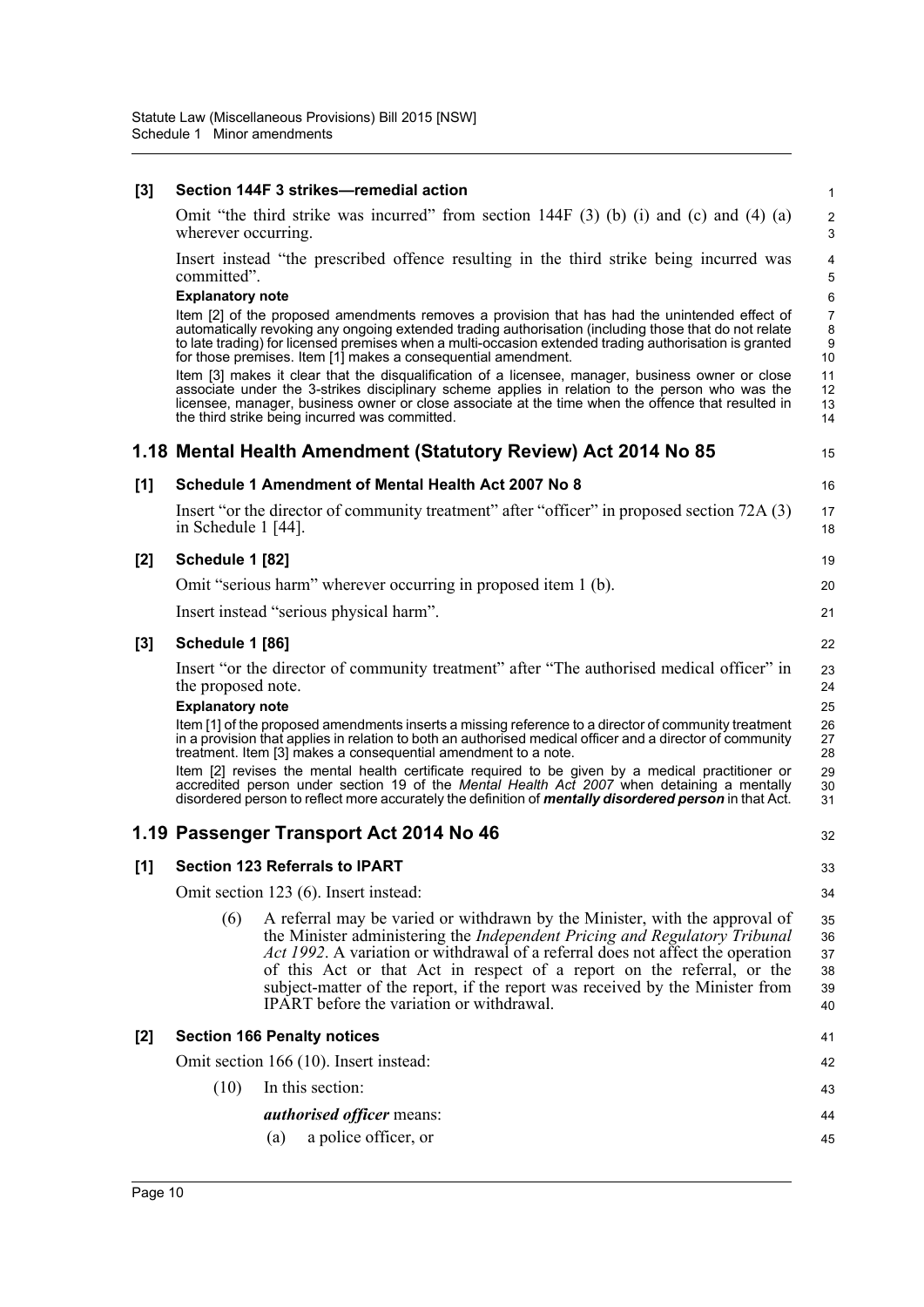**[3] Section 144F 3 strikes—remedial action**

Omit "the third strike was incurred" from section 144F (3) (b) (i) and (c) and (4) (a) wherever occurring.

Insert instead "the prescribed offence resulting in the third strike being incurred was committed".

**Explanatory note**

Item [2] of the proposed amendments removes a provision that has had the unintended effect of automatically revoking any ongoing extended trading authorisation (including those that do not relate to late trading) for licensed premises when a multi-occasion extended trading authorisation is granted for those premises. Item [1] makes a consequential amendment.

Item [3] makes it clear that the disqualification of a licensee, manager, business owner or close associate under the 3-strikes disciplinary scheme applies in relation to the person who was the licensee, manager, business owner or close associate at the time when the offence that resulted in the third strike being incurred was committed.

## 1.18 Mental Health Amendment (Statutory Review) Act 2014 No 85

**[1] Schedule 1 Amendment of Mental Health Act 2007 No 8**

Insert "or the director of community treatment" after "officer" in proposed section 72A (3) in Schedule 1 [44].

**[2] Schedule 1 [82]**

Omit "serious harm" wherever occurring in proposed item 1 (b).

Insert instead "serious physical harm".

**[3] Schedule 1 [86]**

Insert "or the director of community treatment" after "The authorised medical officer" in the proposed note.

**Explanatory note**

Item [1] of the proposed amendments inserts a missing reference to a director of community treatment in a provision that applies in relation to both an authorised medical officer and a director of community treatment. Item [3] makes a consequential amendment to a note.

Item [2] revises the mental health certificate required to be given by a medical practitioner or accredited person under section 19 of the *Mental Health Act 2007* when detaining a mentally disordered person to reflect more accurately the definition of ***mentally disordered person*** in that Act.

## 1.19 Passenger Transport Act 2014 No 46

**[1] Section 123 Referrals to IPART**

Omit section 123 (6). Insert instead:

(6) A referral may be varied or withdrawn by the Minister, with the approval of the Minister administering the *Independent Pricing and Regulatory Tribunal Act 1992*. A variation or withdrawal of a referral does not affect the operation of this Act or that Act in respect of a report on the referral, or the subject-matter of the report, if the report was received by the Minister from IPART before the variation or withdrawal.

**[2] Section 166 Penalty notices**

Omit section 166 (10). Insert instead:

(10) In this section:

***authorised officer*** means:

(a) a police officer, or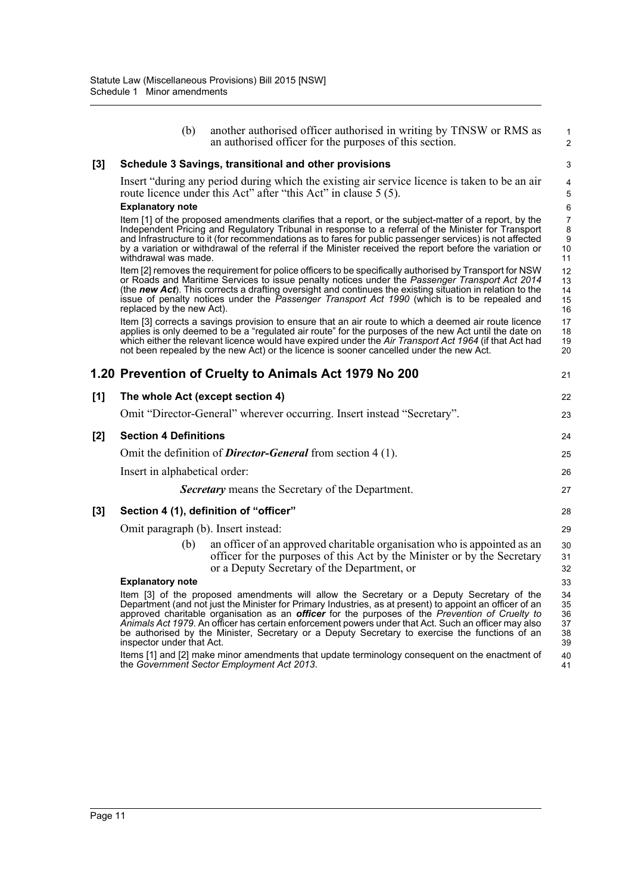(b) another authorised officer authorised in writing by TfNSW or RMS as an authorised officer for the purposes of this section.

**[3] Schedule 3 Savings, transitional and other provisions**

Insert "during any period during which the existing air service licence is taken to be an air route licence under this Act" after "this Act" in clause 5 (5).

**Explanatory note**

Item [1] of the proposed amendments clarifies that a report, or the subject-matter of a report, by the Independent Pricing and Regulatory Tribunal in response to a referral of the Minister for Transport and Infrastructure to it (for recommendations as to fares for public passenger services) is not affected by a variation or withdrawal of the referral if the Minister received the report before the variation or withdrawal was made.

Item [2] removes the requirement for police officers to be specifically authorised by Transport for NSW or Roads and Maritime Services to issue penalty notices under the *Passenger Transport Act 2014* (the ***new Act***). This corrects a drafting oversight and continues the existing situation in relation to the issue of penalty notices under the *Passenger Transport Act 1990* (which is to be repealed and replaced by the new Act).

Item [3] corrects a savings provision to ensure that an air route to which a deemed air route licence applies is only deemed to be a "regulated air route" for the purposes of the new Act until the date on which either the relevant licence would have expired under the *Air Transport Act 1964* (if that Act had not been repealed by the new Act) or the licence is sooner cancelled under the new Act.

## 1.20 Prevention of Cruelty to Animals Act 1979 No 200

**[1] The whole Act (except section 4)**

Omit "Director-General" wherever occurring. Insert instead "Secretary".

**[2] Section 4 Definitions**

Omit the definition of ***Director-General*** from section 4 (1).

Insert in alphabetical order:

***Secretary*** means the Secretary of the Department.

**[3] Section 4 (1), definition of "officer"**

Omit paragraph (b). Insert instead:

(b) an officer of an approved charitable organisation who is appointed as an officer for the purposes of this Act by the Minister or by the Secretary or a Deputy Secretary of the Department, or

**Explanatory note**

Item [3] of the proposed amendments will allow the Secretary or a Deputy Secretary of the Department (and not just the Minister for Primary Industries, as at present) to appoint an officer of an approved charitable organisation as an ***officer*** for the purposes of the *Prevention of Cruelty to Animals Act 1979*. An officer has certain enforcement powers under that Act. Such an officer may also be authorised by the Minister, Secretary or a Deputy Secretary to exercise the functions of an inspector under that Act.

Items [1] and [2] make minor amendments that update terminology consequent on the enactment of the *Government Sector Employment Act 2013*.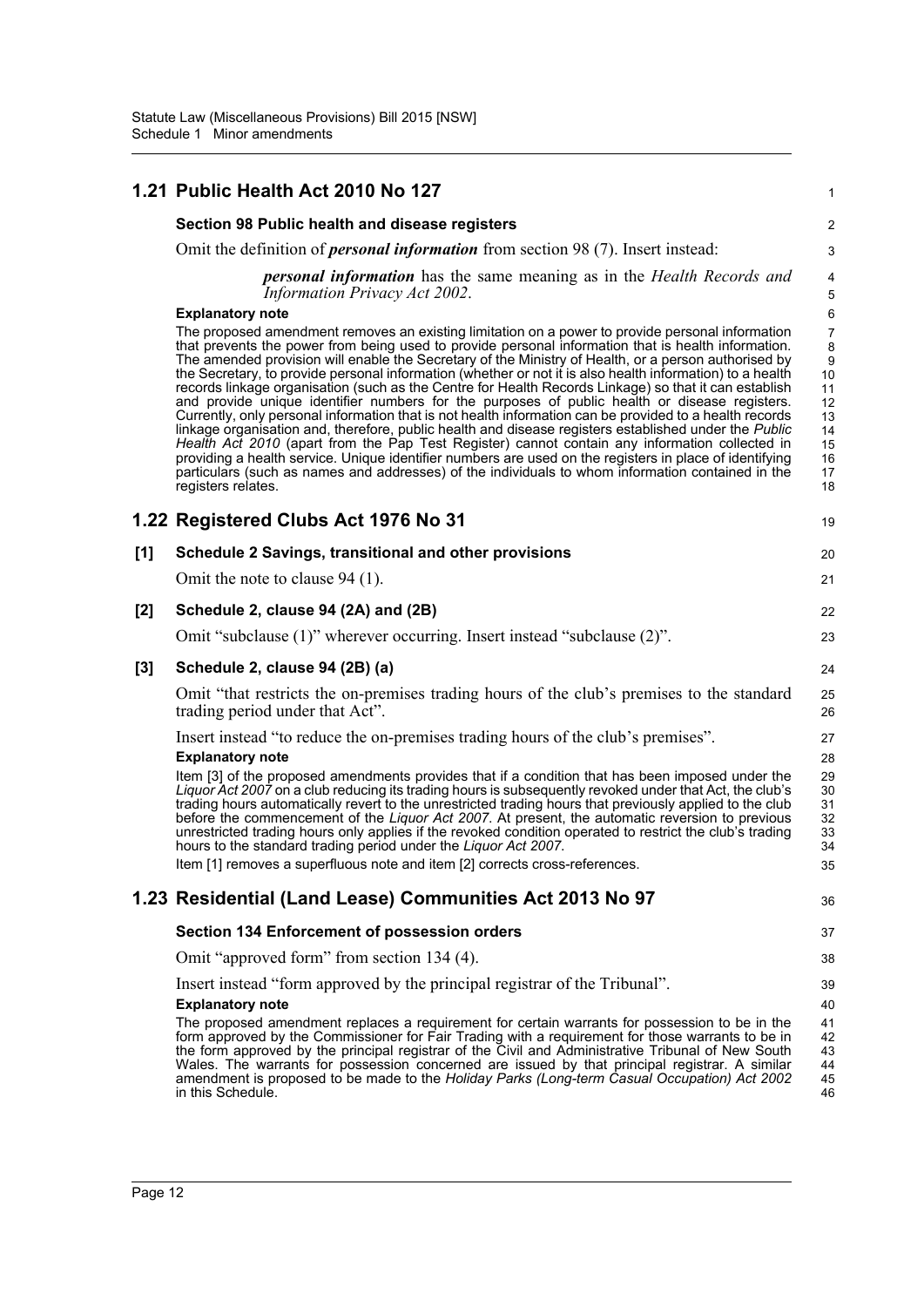## 1.21 Public Health Act 2010 No 127

### Section 98 Public health and disease registers

Omit the definition of ***personal information*** from section 98 (7). Insert instead:

> ***personal information*** has the same meaning as in the *Health Records and Information Privacy Act 2002*.

**Explanatory note**

The proposed amendment removes an existing limitation on a power to provide personal information that prevents the power from being used to provide personal information that is health information. The amended provision will enable the Secretary of the Ministry of Health, or a person authorised by the Secretary, to provide personal information (whether or not it is also health information) to a health records linkage organisation (such as the Centre for Health Records Linkage) so that it can establish and provide unique identifier numbers for the purposes of public health or disease registers. Currently, only personal information that is not health information can be provided to a health records linkage organisation and, therefore, public health and disease registers established under the *Public Health Act 2010* (apart from the Pap Test Register) cannot contain any information collected in providing a health service. Unique identifier numbers are used on the registers in place of identifying particulars (such as names and addresses) of the individuals to whom information contained in the registers relates.

## 1.22 Registered Clubs Act 1976 No 31

### [1] Schedule 2 Savings, transitional and other provisions

Omit the note to clause 94 (1).

### [2] Schedule 2, clause 94 (2A) and (2B)

Omit "subclause (1)" wherever occurring. Insert instead "subclause (2)".

### [3] Schedule 2, clause 94 (2B) (a)

Omit "that restricts the on-premises trading hours of the club's premises to the standard trading period under that Act".

Insert instead "to reduce the on-premises trading hours of the club's premises".

**Explanatory note**

Item [3] of the proposed amendments provides that if a condition that has been imposed under the *Liquor Act 2007* on a club reducing its trading hours is subsequently revoked under that Act, the club's trading hours automatically revert to the unrestricted trading hours that previously applied to the club before the commencement of the *Liquor Act 2007*. At present, the automatic reversion to previous unrestricted trading hours only applies if the revoked condition operated to restrict the club's trading hours to the standard trading period under the *Liquor Act 2007*.

Item [1] removes a superfluous note and item [2] corrects cross-references.

## 1.23 Residential (Land Lease) Communities Act 2013 No 97

### Section 134 Enforcement of possession orders

Omit "approved form" from section 134 (4).

Insert instead "form approved by the principal registrar of the Tribunal".

**Explanatory note**

The proposed amendment replaces a requirement for certain warrants for possession to be in the form approved by the Commissioner for Fair Trading with a requirement for those warrants to be in the form approved by the principal registrar of the Civil and Administrative Tribunal of New South Wales. The warrants for possession concerned are issued by that principal registrar. A similar amendment is proposed to be made to the *Holiday Parks (Long-term Casual Occupation) Act 2002* in this Schedule.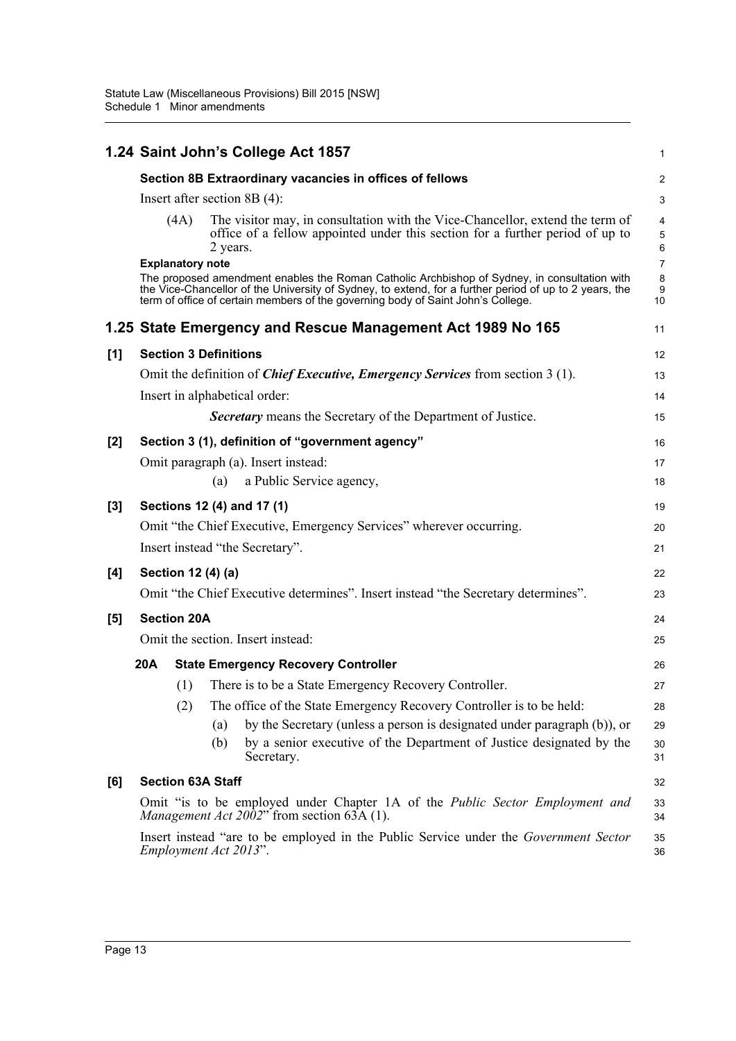## 1.24 Saint John's College Act 1857

### Section 8B Extraordinary vacancies in offices of fellows

Insert after section 8B (4):

(4A) The visitor may, in consultation with the Vice-Chancellor, extend the term of office of a fellow appointed under this section for a further period of up to 2 years.

**Explanatory note**

The proposed amendment enables the Roman Catholic Archbishop of Sydney, in consultation with the Vice-Chancellor of the University of Sydney, to extend, for a further period of up to 2 years, the term of office of certain members of the governing body of Saint John's College.

## 1.25 State Emergency and Rescue Management Act 1989 No 165

### [1] Section 3 Definitions

Omit the definition of ***Chief Executive, Emergency Services*** from section 3 (1).

Insert in alphabetical order:

***Secretary*** means the Secretary of the Department of Justice.

### [2] Section 3 (1), definition of "government agency"

Omit paragraph (a). Insert instead:

(a) a Public Service agency,

### [3] Sections 12 (4) and 17 (1)

Omit "the Chief Executive, Emergency Services" wherever occurring.

Insert instead "the Secretary".

### [4] Section 12 (4) (a)

Omit "the Chief Executive determines". Insert instead "the Secretary determines".

### [5] Section 20A

Omit the section. Insert instead:

**20A State Emergency Recovery Controller**

(1) There is to be a State Emergency Recovery Controller.

(2) The office of the State Emergency Recovery Controller is to be held:

(a) by the Secretary (unless a person is designated under paragraph (b)), or

(b) by a senior executive of the Department of Justice designated by the Secretary.

### [6] Section 63A Staff

Omit "is to be employed under Chapter 1A of the *Public Sector Employment and Management Act 2002*" from section 63A (1).

Insert instead "are to be employed in the Public Service under the *Government Sector Employment Act 2013*".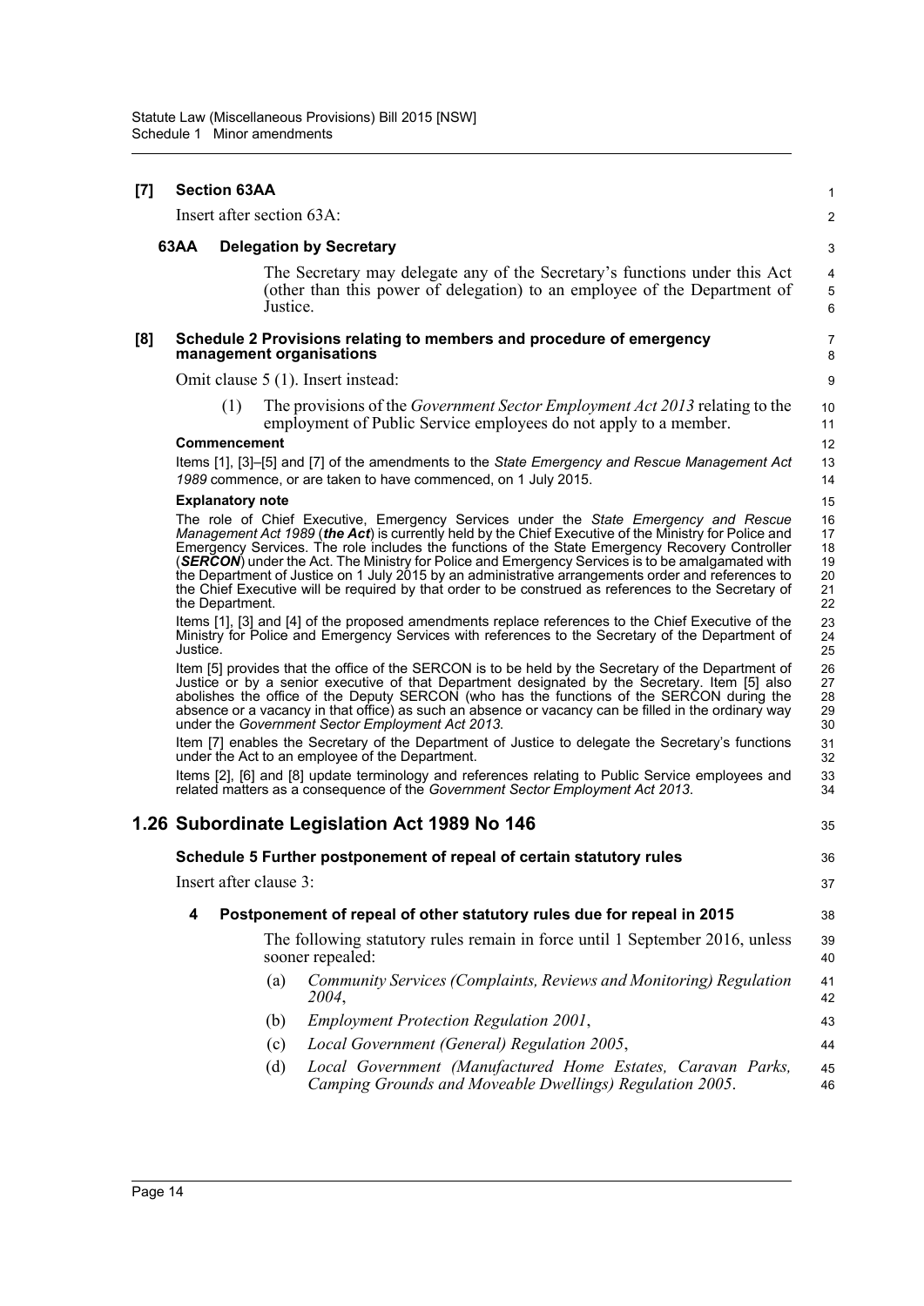**[7] Section 63AA**

Insert after section 63A:

**63AA Delegation by Secretary**

The Secretary may delegate any of the Secretary's functions under this Act (other than this power of delegation) to an employee of the Department of Justice.

**[8] Schedule 2 Provisions relating to members and procedure of emergency management organisations**

Omit clause 5 (1). Insert instead:

(1) The provisions of the *Government Sector Employment Act 2013* relating to the employment of Public Service employees do not apply to a member.

**Commencement**

Items [1], [3]–[5] and [7] of the amendments to the *State Emergency and Rescue Management Act 1989* commence, or are taken to have commenced, on 1 July 2015.

**Explanatory note**

The role of Chief Executive, Emergency Services under the *State Emergency and Rescue Management Act 1989* (***the Act***) is currently held by the Chief Executive of the Ministry for Police and Emergency Services. The role includes the functions of the State Emergency Recovery Controller (***SERCON***) under the Act. The Ministry for Police and Emergency Services is to be amalgamated with the Department of Justice on 1 July 2015 by an administrative arrangements order and references to the Chief Executive will be required by that order to be construed as references to the Secretary of the Department.

Items [1], [3] and [4] of the proposed amendments replace references to the Chief Executive of the Ministry for Police and Emergency Services with references to the Secretary of the Department of Justice.

Item [5] provides that the office of the SERCON is to be held by the Secretary of the Department of Justice or by a senior executive of that Department designated by the Secretary. Item [5] also abolishes the office of the Deputy SERCON (who has the functions of the SERCON during the absence or a vacancy in that office) as such an absence or vacancy can be filled in the ordinary way under the *Government Sector Employment Act 2013*.

Item [7] enables the Secretary of the Department of Justice to delegate the Secretary's functions under the Act to an employee of the Department.

Items [2], [6] and [8] update terminology and references relating to Public Service employees and related matters as a consequence of the *Government Sector Employment Act 2013*.

## 1.26 Subordinate Legislation Act 1989 No 146

**Schedule 5 Further postponement of repeal of certain statutory rules**

Insert after clause 3:

**4 Postponement of repeal of other statutory rules due for repeal in 2015**

The following statutory rules remain in force until 1 September 2016, unless sooner repealed:

(a) *Community Services (Complaints, Reviews and Monitoring) Regulation 2004*,

(b) *Employment Protection Regulation 2001*,

(c) *Local Government (General) Regulation 2005*,

(d) *Local Government (Manufactured Home Estates, Caravan Parks, Camping Grounds and Moveable Dwellings) Regulation 2005*.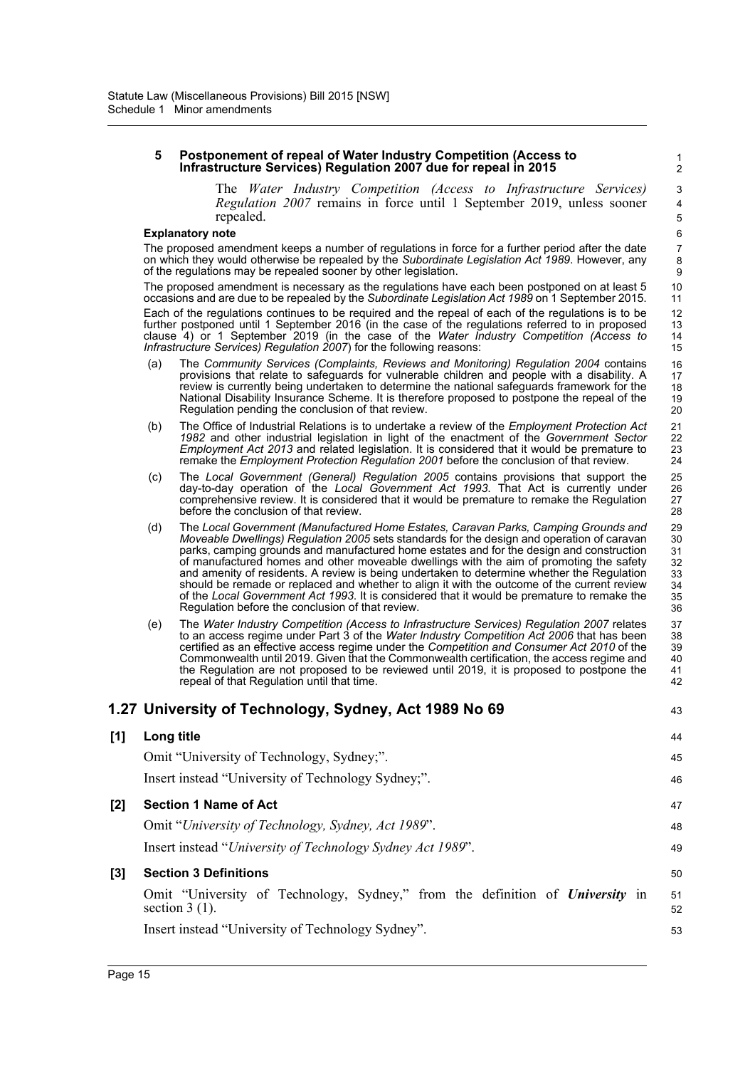### 5 Postponement of repeal of Water Industry Competition (Access to Infrastructure Services) Regulation 2007 due for repeal in 2015

The *Water Industry Competition (Access to Infrastructure Services) Regulation 2007* remains in force until 1 September 2019, unless sooner repealed.

**Explanatory note**

The proposed amendment keeps a number of regulations in force for a further period after the date on which they would otherwise be repealed by the *Subordinate Legislation Act 1989*. However, any of the regulations may be repealed sooner by other legislation.

The proposed amendment is necessary as the regulations have each been postponed on at least 5 occasions and are due to be repealed by the *Subordinate Legislation Act 1989* on 1 September 2015.

Each of the regulations continues to be required and the repeal of each of the regulations is to be further postponed until 1 September 2016 (in the case of the regulations referred to in proposed clause 4) or 1 September 2019 (in the case of the *Water Industry Competition (Access to Infrastructure Services) Regulation 2007*) for the following reasons:

(a) The *Community Services (Complaints, Reviews and Monitoring) Regulation 2004* contains provisions that relate to safeguards for vulnerable children and people with a disability. A review is currently being undertaken to determine the national safeguards framework for the National Disability Insurance Scheme. It is therefore proposed to postpone the repeal of the Regulation pending the conclusion of that review.

(b) The Office of Industrial Relations is to undertake a review of the *Employment Protection Act 1982* and other industrial legislation in light of the enactment of the *Government Sector Employment Act 2013* and related legislation. It is considered that it would be premature to remake the *Employment Protection Regulation 2001* before the conclusion of that review.

(c) The *Local Government (General) Regulation 2005* contains provisions that support the day-to-day operation of the *Local Government Act 1993*. That Act is currently under comprehensive review. It is considered that it would be premature to remake the Regulation before the conclusion of that review.

(d) The *Local Government (Manufactured Home Estates, Caravan Parks, Camping Grounds and Moveable Dwellings) Regulation 2005* sets standards for the design and operation of caravan parks, camping grounds and manufactured home estates and for the design and construction of manufactured homes and other moveable dwellings with the aim of promoting the safety and amenity of residents. A review is being undertaken to determine whether the Regulation should be remade or replaced and whether to align it with the outcome of the current review of the *Local Government Act 1993*. It is considered that it would be premature to remake the Regulation before the conclusion of that review.

(e) The *Water Industry Competition (Access to Infrastructure Services) Regulation 2007* relates to an access regime under Part 3 of the *Water Industry Competition Act 2006* that has been certified as an effective access regime under the *Competition and Consumer Act 2010* of the Commonwealth until 2019. Given that the Commonwealth certification, the access regime and the Regulation are not proposed to be reviewed until 2019, it is proposed to postpone the repeal of that Regulation until that time.

## 1.27 University of Technology, Sydney, Act 1989 No 69

**[1] Long title**

Omit "University of Technology, Sydney;".

Insert instead "University of Technology Sydney;".

**[2] Section 1 Name of Act**

Omit "*University of Technology, Sydney, Act 1989*".

Insert instead "*University of Technology Sydney Act 1989*".

**[3] Section 3 Definitions**

Omit "University of Technology, Sydney," from the definition of ***University*** in section 3 (1).

Insert instead "University of Technology Sydney".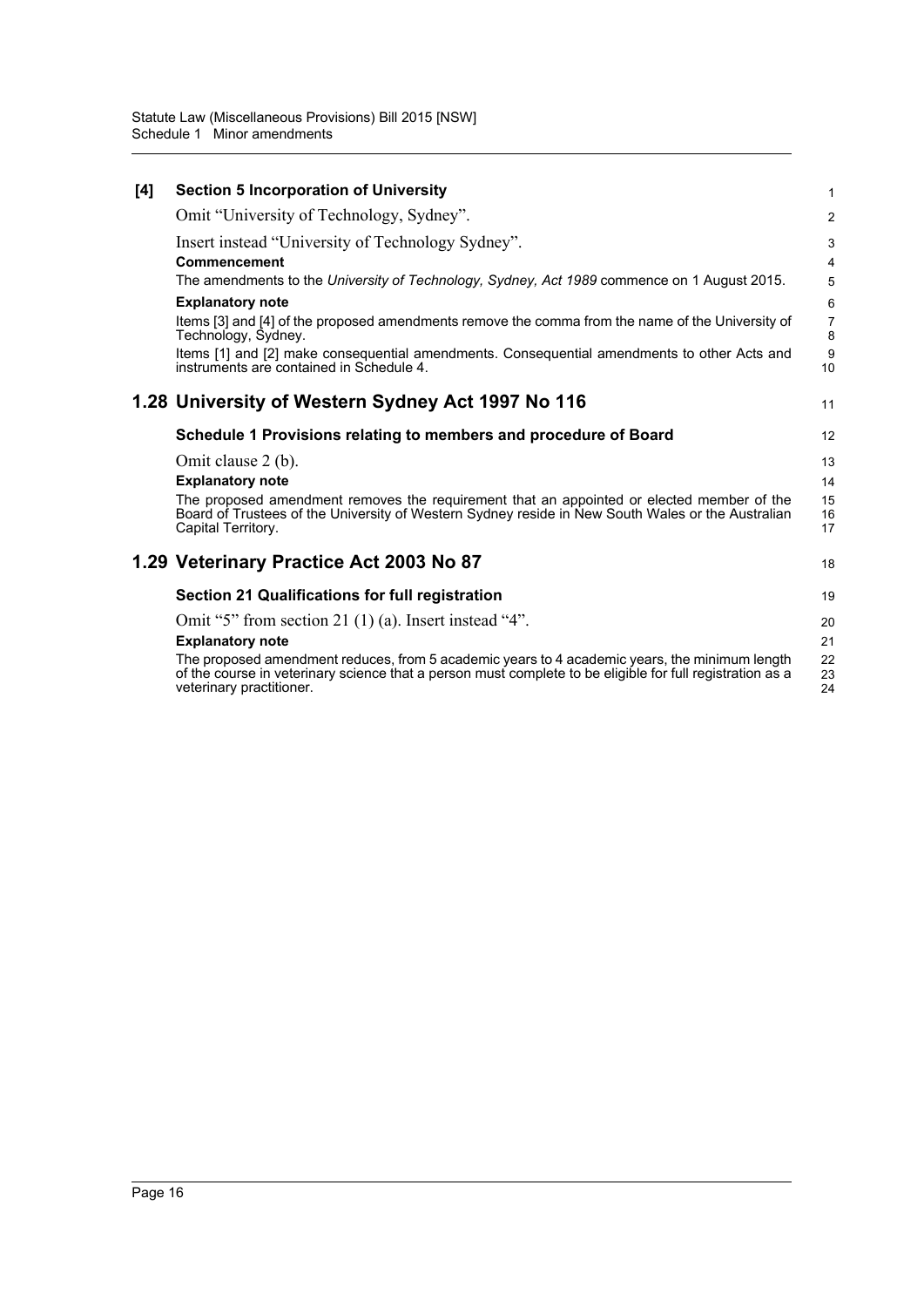**[4] Section 5 Incorporation of University**

Omit "University of Technology, Sydney".

Insert instead "University of Technology Sydney".

**Commencement**

The amendments to the *University of Technology, Sydney, Act 1989* commence on 1 August 2015.

**Explanatory note**

Items [3] and [4] of the proposed amendments remove the comma from the name of the University of Technology, Sydney.

Items [1] and [2] make consequential amendments. Consequential amendments to other Acts and instruments are contained in Schedule 4.

## 1.28 University of Western Sydney Act 1997 No 116

### Schedule 1 Provisions relating to members and procedure of Board

Omit clause 2 (b).

**Explanatory note**

The proposed amendment removes the requirement that an appointed or elected member of the Board of Trustees of the University of Western Sydney reside in New South Wales or the Australian Capital Territory.

## 1.29 Veterinary Practice Act 2003 No 87

### Section 21 Qualifications for full registration

Omit "5" from section 21 (1) (a). Insert instead "4".

**Explanatory note**

The proposed amendment reduces, from 5 academic years to 4 academic years, the minimum length of the course in veterinary science that a person must complete to be eligible for full registration as a veterinary practitioner.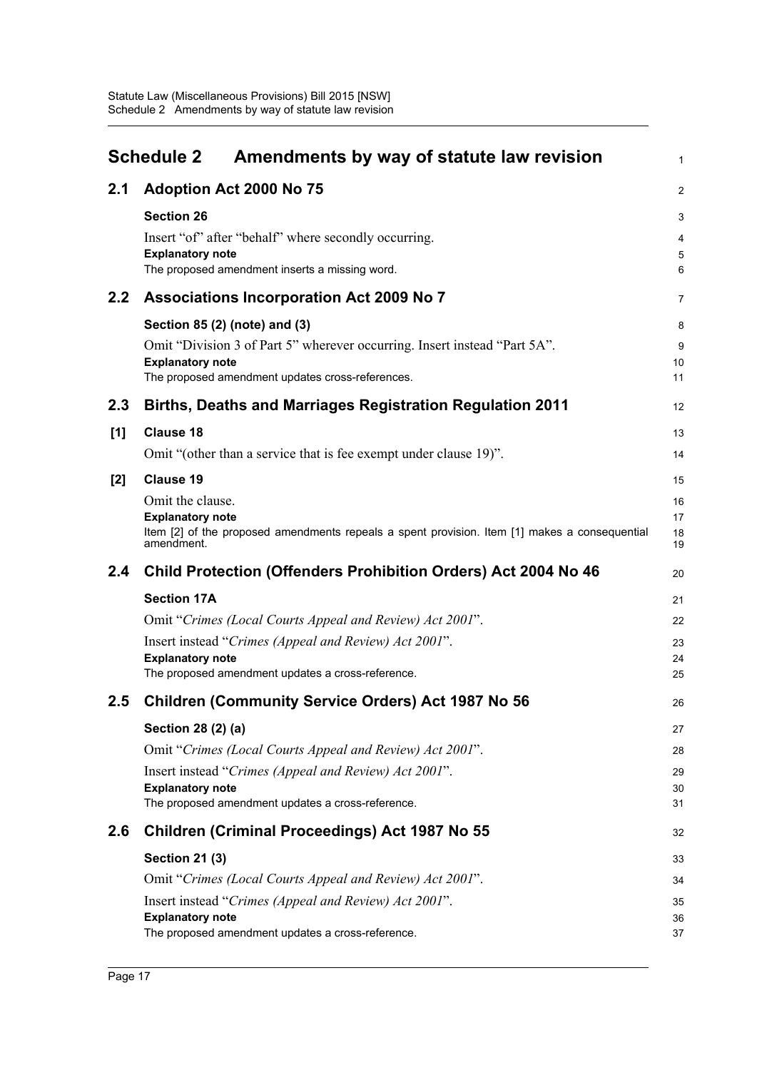# Schedule 2 Amendments by way of statute law revision

## 2.1 Adoption Act 2000 No 75

**Section 26**

Insert "of" after "behalf" where secondly occurring.

**Explanatory note**

The proposed amendment inserts a missing word.

## 2.2 Associations Incorporation Act 2009 No 7

**Section 85 (2) (note) and (3)**

Omit "Division 3 of Part 5" wherever occurring. Insert instead "Part 5A".

**Explanatory note**

The proposed amendment updates cross-references.

## 2.3 Births, Deaths and Marriages Registration Regulation 2011

**[1] Clause 18**

Omit "(other than a service that is fee exempt under clause 19)".

**[2] Clause 19**

Omit the clause.

**Explanatory note**

Item [2] of the proposed amendments repeals a spent provision. Item [1] makes a consequential amendment.

## 2.4 Child Protection (Offenders Prohibition Orders) Act 2004 No 46

**Section 17A**

Omit "*Crimes (Local Courts Appeal and Review) Act 2001*".

Insert instead "*Crimes (Appeal and Review) Act 2001*".

**Explanatory note**

The proposed amendment updates a cross-reference.

## 2.5 Children (Community Service Orders) Act 1987 No 56

**Section 28 (2) (a)**

Omit "*Crimes (Local Courts Appeal and Review) Act 2001*".

Insert instead "*Crimes (Appeal and Review) Act 2001*".

**Explanatory note**

The proposed amendment updates a cross-reference.

## 2.6 Children (Criminal Proceedings) Act 1987 No 55

**Section 21 (3)**

Omit "*Crimes (Local Courts Appeal and Review) Act 2001*".

Insert instead "*Crimes (Appeal and Review) Act 2001*".

**Explanatory note**

The proposed amendment updates a cross-reference.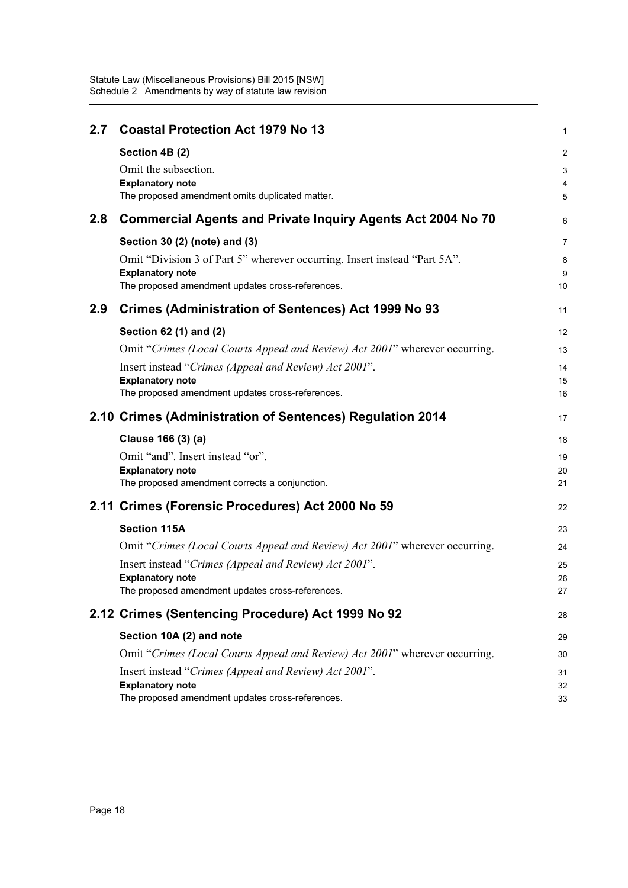## 2.7 Coastal Protection Act 1979 No 13

**Section 4B (2)**

Omit the subsection.

**Explanatory note**

The proposed amendment omits duplicated matter.

## 2.8 Commercial Agents and Private Inquiry Agents Act 2004 No 70

**Section 30 (2) (note) and (3)**

Omit "Division 3 of Part 5" wherever occurring. Insert instead "Part 5A".

**Explanatory note**

The proposed amendment updates cross-references.

## 2.9 Crimes (Administration of Sentences) Act 1999 No 93

**Section 62 (1) and (2)**

Omit "*Crimes (Local Courts Appeal and Review) Act 2001*" wherever occurring.

Insert instead "*Crimes (Appeal and Review) Act 2001*".

**Explanatory note**

The proposed amendment updates cross-references.

## 2.10 Crimes (Administration of Sentences) Regulation 2014

**Clause 166 (3) (a)**

Omit "and". Insert instead "or".

**Explanatory note**

The proposed amendment corrects a conjunction.

## 2.11 Crimes (Forensic Procedures) Act 2000 No 59

**Section 115A**

Omit "*Crimes (Local Courts Appeal and Review) Act 2001*" wherever occurring.

Insert instead "*Crimes (Appeal and Review) Act 2001*".

**Explanatory note**

The proposed amendment updates cross-references.

## 2.12 Crimes (Sentencing Procedure) Act 1999 No 92

**Section 10A (2) and note**

Omit "*Crimes (Local Courts Appeal and Review) Act 2001*" wherever occurring.

Insert instead "*Crimes (Appeal and Review) Act 2001*".

**Explanatory note**

The proposed amendment updates cross-references.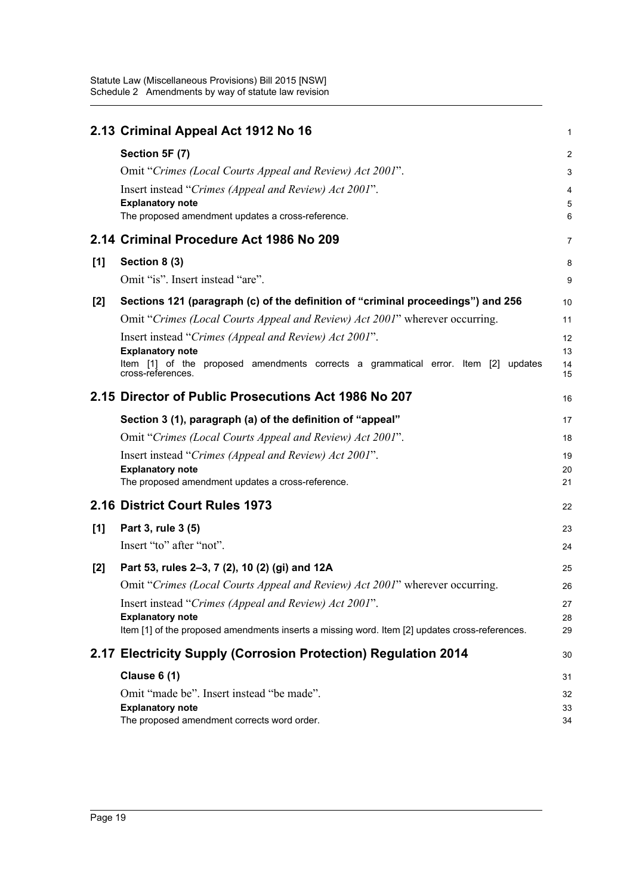## 2.13 Criminal Appeal Act 1912 No 16

**Section 5F (7)**

Omit "*Crimes (Local Courts Appeal and Review) Act 2001*".

Insert instead "*Crimes (Appeal and Review) Act 2001*".

**Explanatory note**

The proposed amendment updates a cross-reference.

## 2.14 Criminal Procedure Act 1986 No 209

**[1] Section 8 (3)**

Omit "is". Insert instead "are".

**[2] Sections 121 (paragraph (c) of the definition of "criminal proceedings") and 256**

Omit "*Crimes (Local Courts Appeal and Review) Act 2001*" wherever occurring.

Insert instead "*Crimes (Appeal and Review) Act 2001*".

**Explanatory note**

Item [1] of the proposed amendments corrects a grammatical error. Item [2] updates cross-references.

## 2.15 Director of Public Prosecutions Act 1986 No 207

**Section 3 (1), paragraph (a) of the definition of "appeal"**

Omit "*Crimes (Local Courts Appeal and Review) Act 2001*".

Insert instead "*Crimes (Appeal and Review) Act 2001*".

**Explanatory note**

The proposed amendment updates a cross-reference.

## 2.16 District Court Rules 1973

**[1] Part 3, rule 3 (5)**

Insert "to" after "not".

**[2] Part 53, rules 2–3, 7 (2), 10 (2) (gi) and 12A**

Omit "*Crimes (Local Courts Appeal and Review) Act 2001*" wherever occurring.

Insert instead "*Crimes (Appeal and Review) Act 2001*".

**Explanatory note**

Item [1] of the proposed amendments inserts a missing word. Item [2] updates cross-references.

## 2.17 Electricity Supply (Corrosion Protection) Regulation 2014

**Clause 6 (1)**

Omit "made be". Insert instead "be made".

**Explanatory note**

The proposed amendment corrects word order.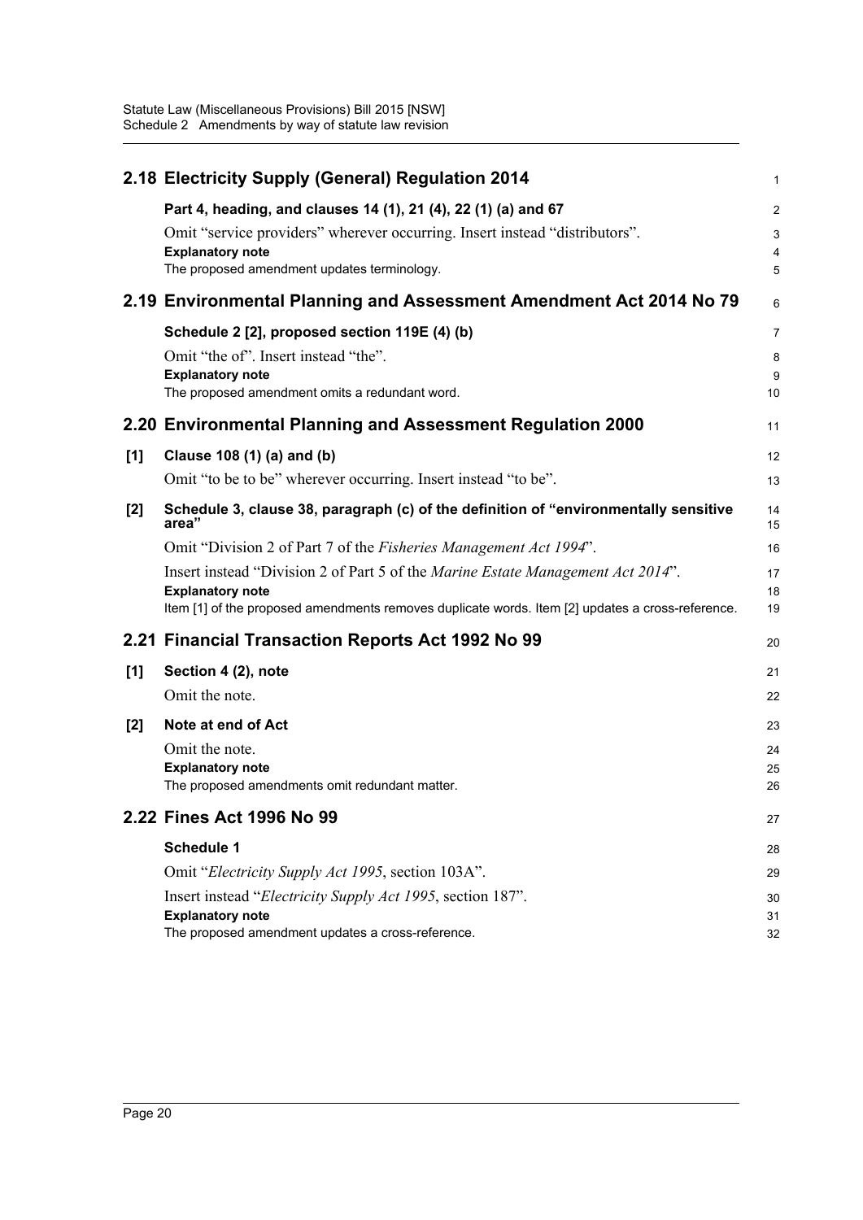## 2.18 Electricity Supply (General) Regulation 2014

**Part 4, heading, and clauses 14 (1), 21 (4), 22 (1) (a) and 67**

Omit "service providers" wherever occurring. Insert instead "distributors".

**Explanatory note**

The proposed amendment updates terminology.

## 2.19 Environmental Planning and Assessment Amendment Act 2014 No 79

**Schedule 2 [2], proposed section 119E (4) (b)**

Omit "the of". Insert instead "the".

**Explanatory note**

The proposed amendment omits a redundant word.

## 2.20 Environmental Planning and Assessment Regulation 2000

**[1] Clause 108 (1) (a) and (b)**

Omit "to be to be" wherever occurring. Insert instead "to be".

**[2] Schedule 3, clause 38, paragraph (c) of the definition of "environmentally sensitive area"**

Omit "Division 2 of Part 7 of the *Fisheries Management Act 1994*".

Insert instead "Division 2 of Part 5 of the *Marine Estate Management Act 2014*".

**Explanatory note**

Item [1] of the proposed amendments removes duplicate words. Item [2] updates a cross-reference.

## 2.21 Financial Transaction Reports Act 1992 No 99

**[1] Section 4 (2), note**

Omit the note.

**[2] Note at end of Act**

Omit the note.

**Explanatory note**

The proposed amendments omit redundant matter.

## 2.22 Fines Act 1996 No 99

**Schedule 1**

Omit "*Electricity Supply Act 1995*, section 103A".

Insert instead "*Electricity Supply Act 1995*, section 187".

**Explanatory note**

The proposed amendment updates a cross-reference.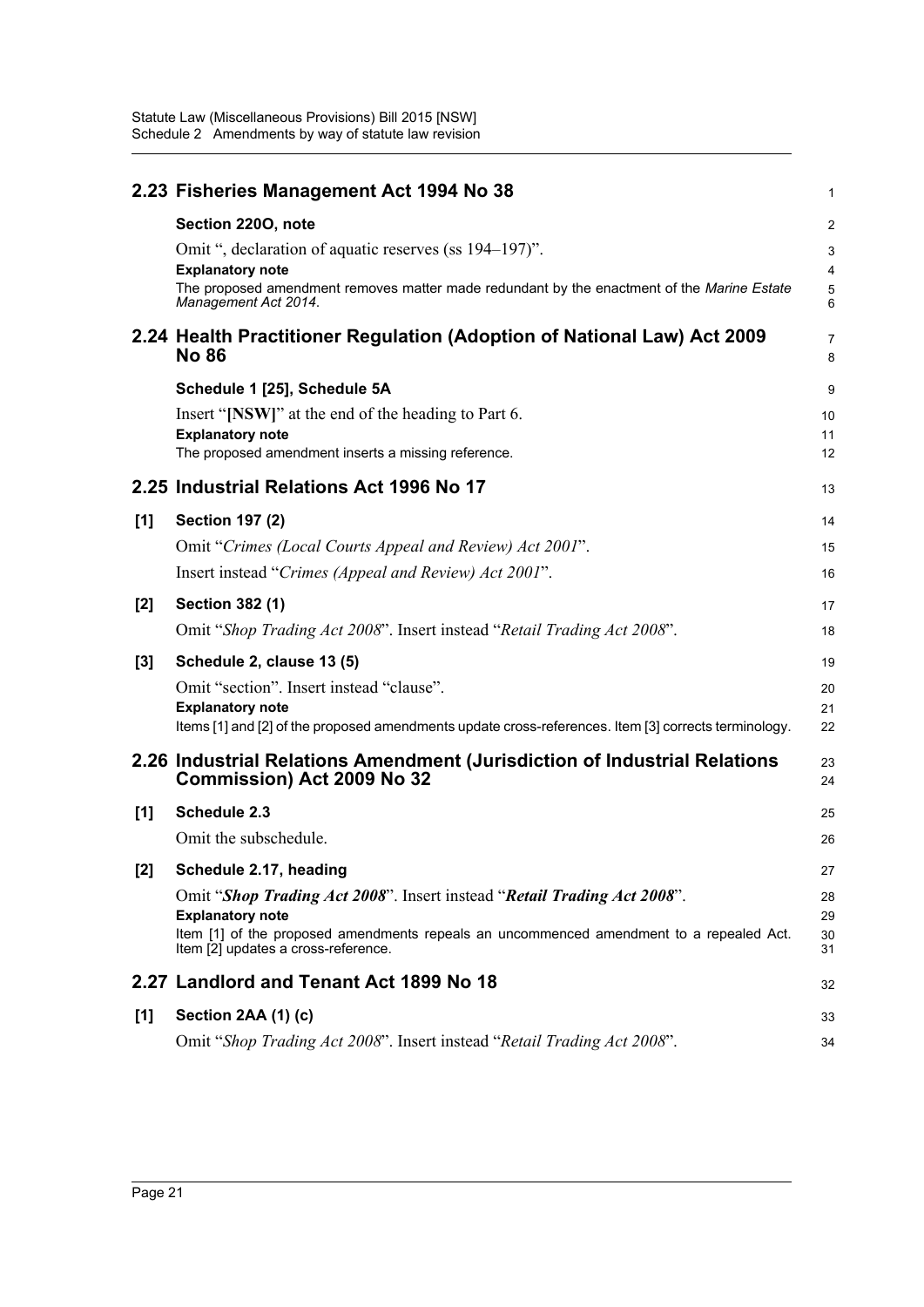## 2.23 Fisheries Management Act 1994 No 38

**Section 220O, note**

Omit ", declaration of aquatic reserves (ss 194–197)".

**Explanatory note**

The proposed amendment removes matter made redundant by the enactment of the *Marine Estate Management Act 2014*.

## 2.24 Health Practitioner Regulation (Adoption of National Law) Act 2009 No 86

**Schedule 1 [25], Schedule 5A**

Insert "**[NSW]**" at the end of the heading to Part 6.

**Explanatory note**

The proposed amendment inserts a missing reference.

## 2.25 Industrial Relations Act 1996 No 17

**[1] Section 197 (2)**

Omit "*Crimes (Local Courts Appeal and Review) Act 2001*".

Insert instead "*Crimes (Appeal and Review) Act 2001*".

**[2] Section 382 (1)**

Omit "*Shop Trading Act 2008*". Insert instead "*Retail Trading Act 2008*".

**[3] Schedule 2, clause 13 (5)**

Omit "section". Insert instead "clause".

**Explanatory note**

Items [1] and [2] of the proposed amendments update cross-references. Item [3] corrects terminology.

## 2.26 Industrial Relations Amendment (Jurisdiction of Industrial Relations Commission) Act 2009 No 32

**[1] Schedule 2.3**

Omit the subschedule.

**[2] Schedule 2.17, heading**

Omit "***Shop Trading Act 2008***". Insert instead "***Retail Trading Act 2008***".

**Explanatory note**

Item [1] of the proposed amendments repeals an uncommenced amendment to a repealed Act. Item [2] updates a cross-reference.

## 2.27 Landlord and Tenant Act 1899 No 18

**[1] Section 2AA (1) (c)**

Omit "*Shop Trading Act 2008*". Insert instead "*Retail Trading Act 2008*".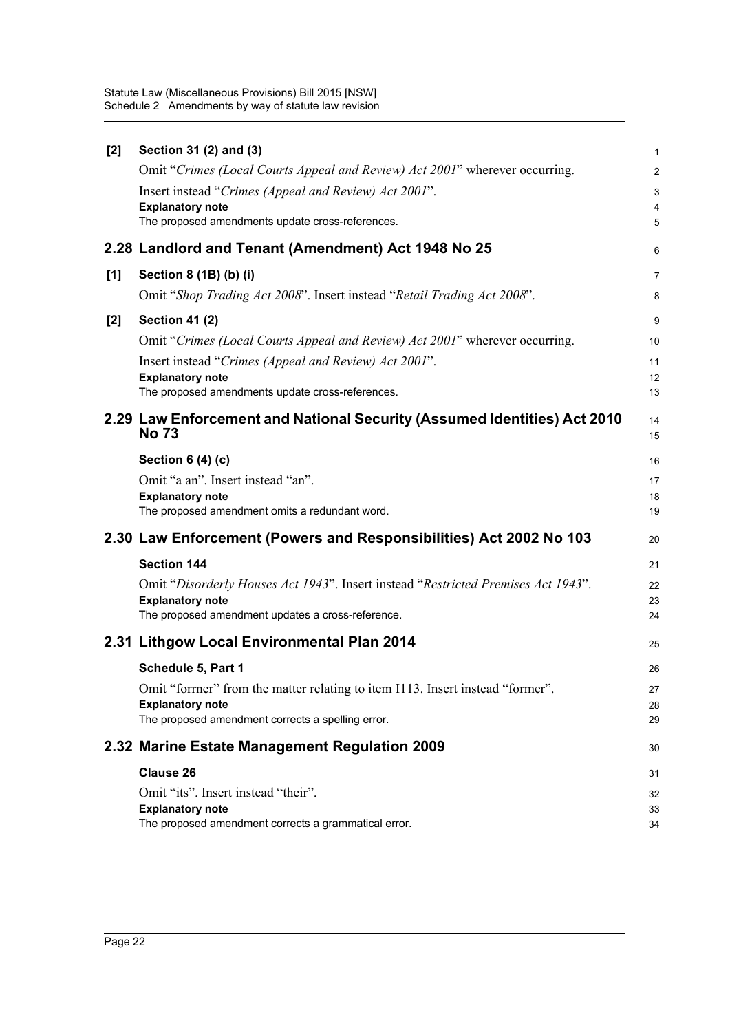**[2] Section 31 (2) and (3)**

Omit "*Crimes (Local Courts Appeal and Review) Act 2001*" wherever occurring.

Insert instead "*Crimes (Appeal and Review) Act 2001*".

**Explanatory note**

The proposed amendments update cross-references.

## 2.28 Landlord and Tenant (Amendment) Act 1948 No 25

**[1] Section 8 (1B) (b) (i)**

Omit "*Shop Trading Act 2008*". Insert instead "*Retail Trading Act 2008*".

**[2] Section 41 (2)**

Omit "*Crimes (Local Courts Appeal and Review) Act 2001*" wherever occurring.

Insert instead "*Crimes (Appeal and Review) Act 2001*".

**Explanatory note**

The proposed amendments update cross-references.

## 2.29 Law Enforcement and National Security (Assumed Identities) Act 2010 No 73

**Section 6 (4) (c)**

Omit "a an". Insert instead "an".

**Explanatory note**

The proposed amendment omits a redundant word.

## 2.30 Law Enforcement (Powers and Responsibilities) Act 2002 No 103

**Section 144**

Omit "*Disorderly Houses Act 1943*". Insert instead "*Restricted Premises Act 1943*".

**Explanatory note**

The proposed amendment updates a cross-reference.

## 2.31 Lithgow Local Environmental Plan 2014

**Schedule 5, Part 1**

Omit "forrner" from the matter relating to item I113. Insert instead "former".

**Explanatory note**

The proposed amendment corrects a spelling error.

## 2.32 Marine Estate Management Regulation 2009

**Clause 26**

Omit "its". Insert instead "their".

**Explanatory note**

The proposed amendment corrects a grammatical error.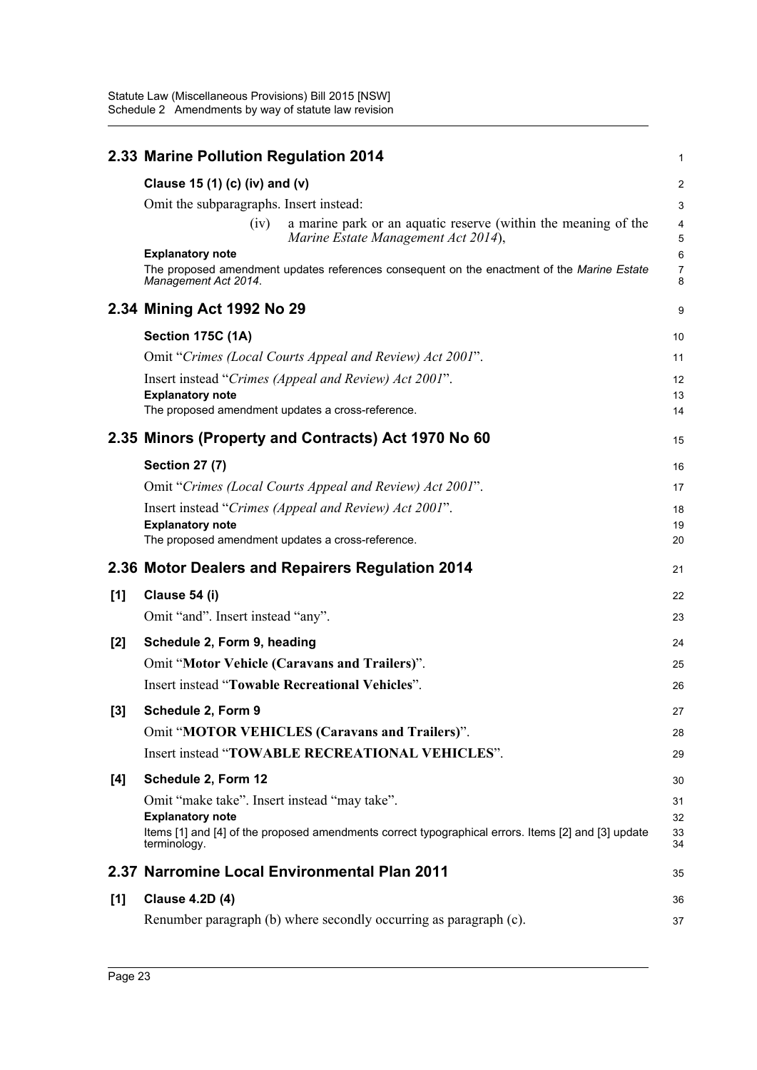## 2.33 Marine Pollution Regulation 2014

**Clause 15 (1) (c) (iv) and (v)**

Omit the subparagraphs. Insert instead:

(iv) a marine park or an aquatic reserve (within the meaning of the *Marine Estate Management Act 2014*),

**Explanatory note**

The proposed amendment updates references consequent on the enactment of the *Marine Estate Management Act 2014*.

## 2.34 Mining Act 1992 No 29

**Section 175C (1A)**

Omit "*Crimes (Local Courts Appeal and Review) Act 2001*".

Insert instead "*Crimes (Appeal and Review) Act 2001*".

**Explanatory note**

The proposed amendment updates a cross-reference.

## 2.35 Minors (Property and Contracts) Act 1970 No 60

**Section 27 (7)**

Omit "*Crimes (Local Courts Appeal and Review) Act 2001*".

Insert instead "*Crimes (Appeal and Review) Act 2001*".

**Explanatory note**

The proposed amendment updates a cross-reference.

## 2.36 Motor Dealers and Repairers Regulation 2014

**[1] Clause 54 (i)**

Omit "and". Insert instead "any".

**[2] Schedule 2, Form 9, heading**

Omit "**Motor Vehicle (Caravans and Trailers)**".

Insert instead "**Towable Recreational Vehicles**".

**[3] Schedule 2, Form 9**

Omit "**MOTOR VEHICLES (Caravans and Trailers)**".

Insert instead "**TOWABLE RECREATIONAL VEHICLES**".

**[4] Schedule 2, Form 12**

Omit "make take". Insert instead "may take".

**Explanatory note**

Items [1] and [4] of the proposed amendments correct typographical errors. Items [2] and [3] update terminology.

## 2.37 Narromine Local Environmental Plan 2011

**[1] Clause 4.2D (4)**

Renumber paragraph (b) where secondly occurring as paragraph (c).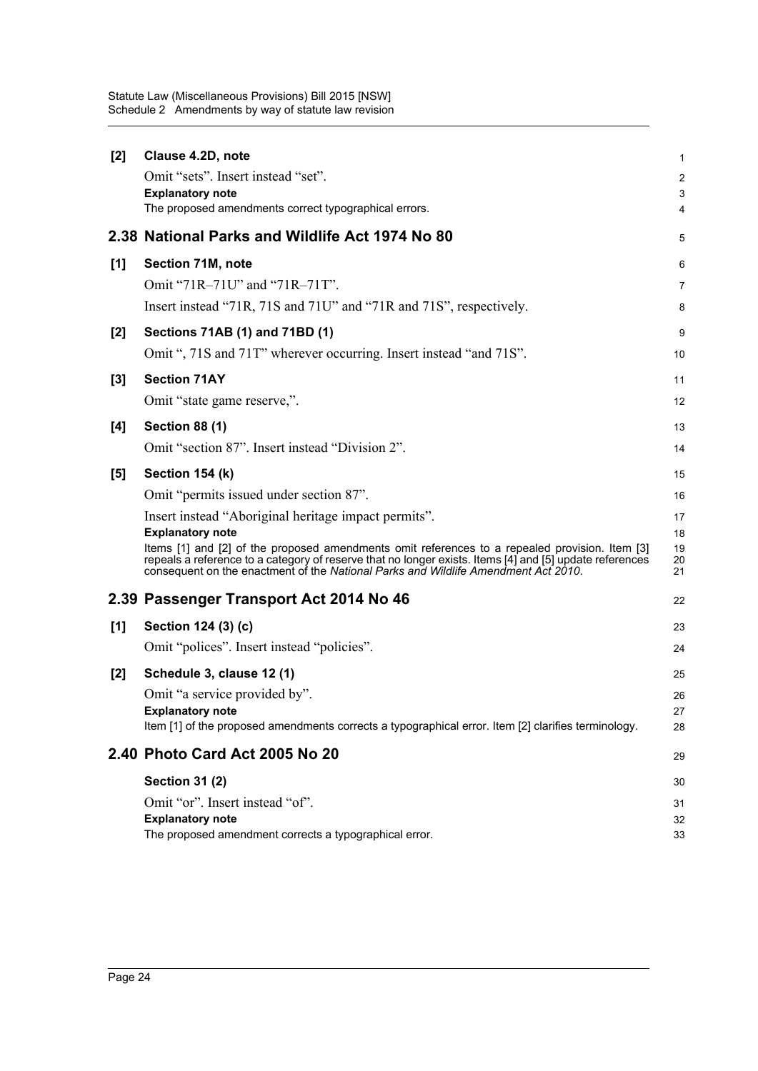**[2] Clause 4.2D, note**

Omit "sets". Insert instead "set".

**Explanatory note**

The proposed amendments correct typographical errors.

## 2.38 National Parks and Wildlife Act 1974 No 80

**[1] Section 71M, note**

Omit "71R–71U" and "71R–71T".

Insert instead "71R, 71S and 71U" and "71R and 71S", respectively.

**[2] Sections 71AB (1) and 71BD (1)**

Omit ", 71S and 71T" wherever occurring. Insert instead "and 71S".

**[3] Section 71AY**

Omit "state game reserve,".

**[4] Section 88 (1)**

Omit "section 87". Insert instead "Division 2".

**[5] Section 154 (k)**

Omit "permits issued under section 87".

Insert instead "Aboriginal heritage impact permits".

**Explanatory note**

Items [1] and [2] of the proposed amendments omit references to a repealed provision. Item [3] repeals a reference to a category of reserve that no longer exists. Items [4] and [5] update references consequent on the enactment of the *National Parks and Wildlife Amendment Act 2010*.

## 2.39 Passenger Transport Act 2014 No 46

**[1] Section 124 (3) (c)**

Omit "polices". Insert instead "policies".

**[2] Schedule 3, clause 12 (1)**

Omit "a service provided by".

**Explanatory note**

Item [1] of the proposed amendments corrects a typographical error. Item [2] clarifies terminology.

## 2.40 Photo Card Act 2005 No 20

**Section 31 (2)**

Omit "or". Insert instead "of".

**Explanatory note**

The proposed amendment corrects a typographical error.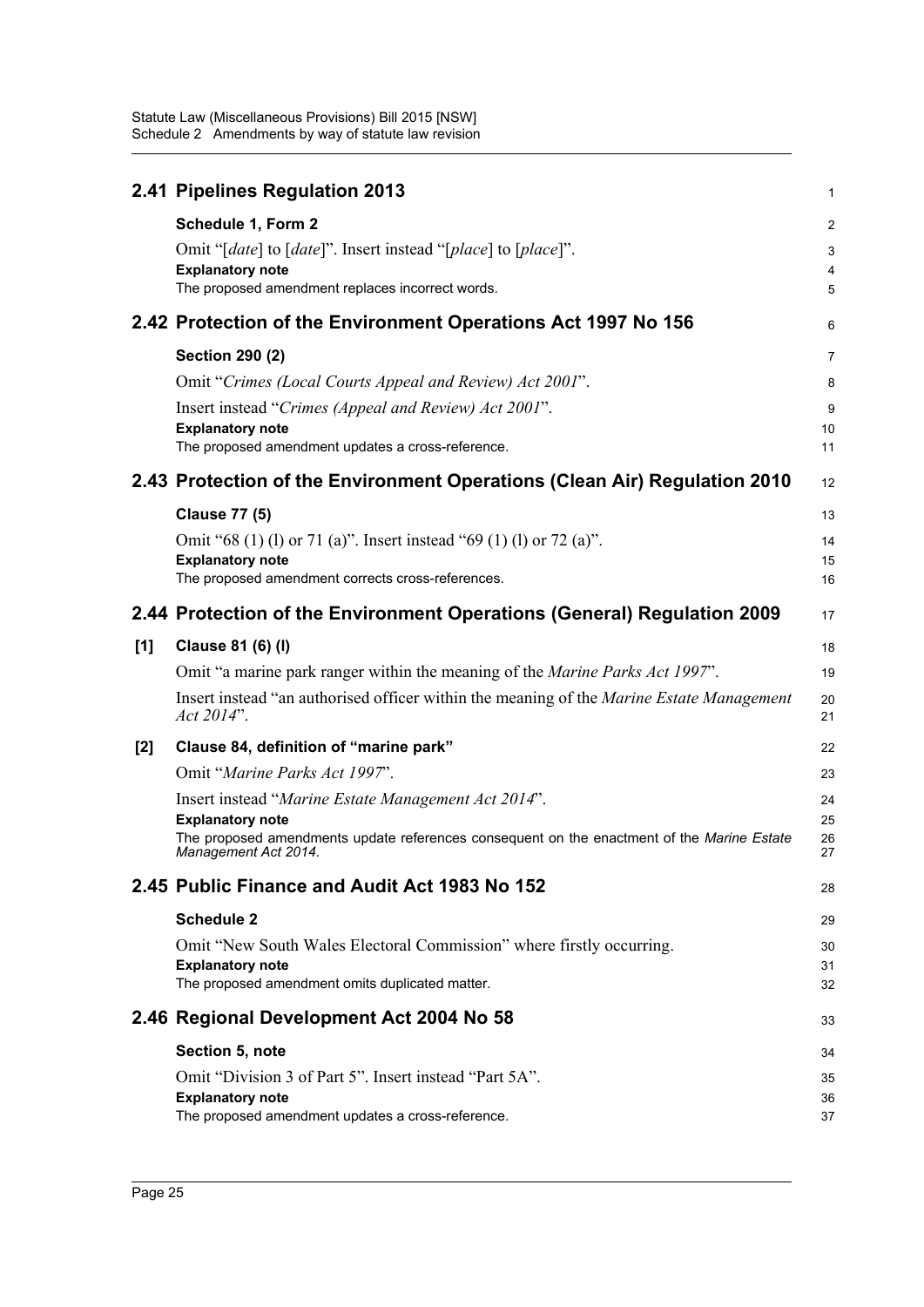## 2.41 Pipelines Regulation 2013

**Schedule 1, Form 2**

Omit "[*date*] to [*date*]". Insert instead "[*place*] to [*place*]".

**Explanatory note**

The proposed amendment replaces incorrect words.

## 2.42 Protection of the Environment Operations Act 1997 No 156

**Section 290 (2)**

Omit "*Crimes (Local Courts Appeal and Review) Act 2001*".

Insert instead "*Crimes (Appeal and Review) Act 2001*".

**Explanatory note**

The proposed amendment updates a cross-reference.

## 2.43 Protection of the Environment Operations (Clean Air) Regulation 2010

**Clause 77 (5)**

Omit "68 (1) (l) or 71 (a)". Insert instead "69 (1) (l) or 72 (a)".

**Explanatory note**

The proposed amendment corrects cross-references.

## 2.44 Protection of the Environment Operations (General) Regulation 2009

**[1] Clause 81 (6) (l)**

Omit "a marine park ranger within the meaning of the *Marine Parks Act 1997*".

Insert instead "an authorised officer within the meaning of the *Marine Estate Management Act 2014*".

**[2] Clause 84, definition of "marine park"**

Omit "*Marine Parks Act 1997*".

Insert instead "*Marine Estate Management Act 2014*".

**Explanatory note**

The proposed amendments update references consequent on the enactment of the *Marine Estate Management Act 2014*.

## 2.45 Public Finance and Audit Act 1983 No 152

**Schedule 2**

Omit "New South Wales Electoral Commission" where firstly occurring.

**Explanatory note**

The proposed amendment omits duplicated matter.

## 2.46 Regional Development Act 2004 No 58

**Section 5, note**

Omit "Division 3 of Part 5". Insert instead "Part 5A".

**Explanatory note**

The proposed amendment updates a cross-reference.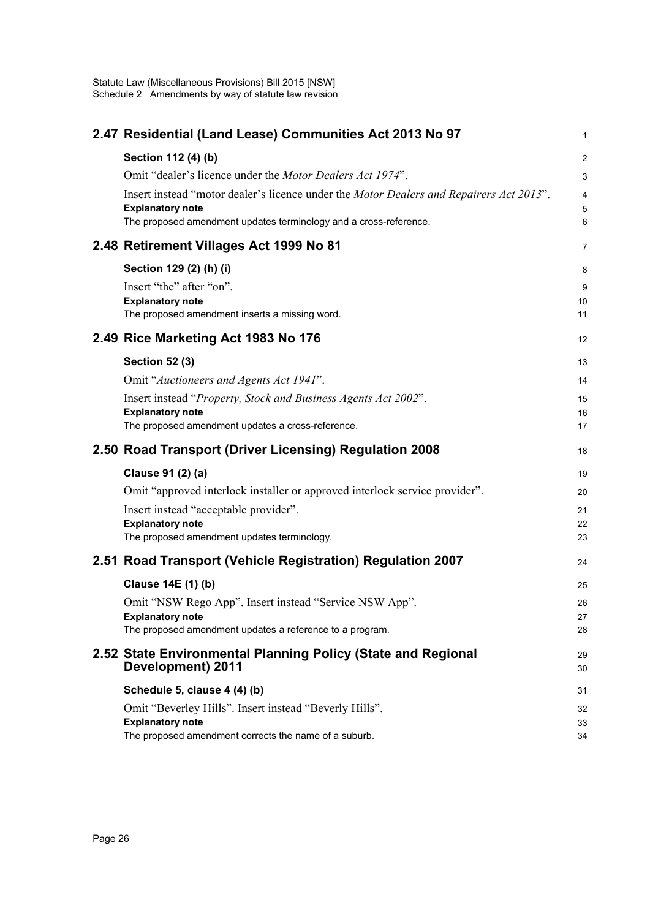## 2.47 Residential (Land Lease) Communities Act 2013 No 97

**Section 112 (4) (b)**

Omit "dealer's licence under the *Motor Dealers Act 1974*".

Insert instead "motor dealer's licence under the *Motor Dealers and Repairers Act 2013*".

**Explanatory note**

The proposed amendment updates terminology and a cross-reference.

## 2.48 Retirement Villages Act 1999 No 81

**Section 129 (2) (h) (i)**

Insert "the" after "on".

**Explanatory note**

The proposed amendment inserts a missing word.

## 2.49 Rice Marketing Act 1983 No 176

**Section 52 (3)**

Omit "*Auctioneers and Agents Act 1941*".

Insert instead "*Property, Stock and Business Agents Act 2002*".

**Explanatory note**

The proposed amendment updates a cross-reference.

## 2.50 Road Transport (Driver Licensing) Regulation 2008

**Clause 91 (2) (a)**

Omit "approved interlock installer or approved interlock service provider".

Insert instead "acceptable provider".

**Explanatory note**

The proposed amendment updates terminology.

## 2.51 Road Transport (Vehicle Registration) Regulation 2007

**Clause 14E (1) (b)**

Omit "NSW Rego App". Insert instead "Service NSW App".

**Explanatory note**

The proposed amendment updates a reference to a program.

## 2.52 State Environmental Planning Policy (State and Regional Development) 2011

**Schedule 5, clause 4 (4) (b)**

Omit "Beverley Hills". Insert instead "Beverly Hills".

**Explanatory note**

The proposed amendment corrects the name of a suburb.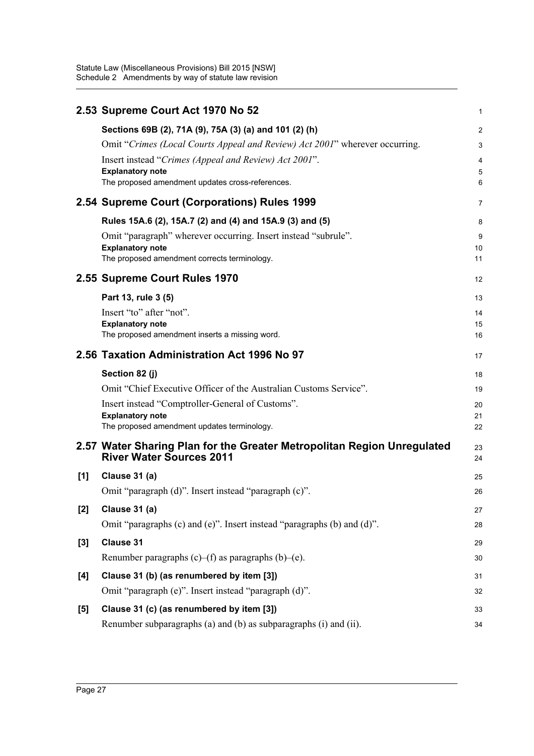## 2.53 Supreme Court Act 1970 No 52

**Sections 69B (2), 71A (9), 75A (3) (a) and 101 (2) (h)**

Omit "*Crimes (Local Courts Appeal and Review) Act 2001*" wherever occurring.

Insert instead "*Crimes (Appeal and Review) Act 2001*".

**Explanatory note**

The proposed amendment updates cross-references.

## 2.54 Supreme Court (Corporations) Rules 1999

**Rules 15A.6 (2), 15A.7 (2) and (4) and 15A.9 (3) and (5)**

Omit "paragraph" wherever occurring. Insert instead "subrule".

**Explanatory note**

The proposed amendment corrects terminology.

## 2.55 Supreme Court Rules 1970

**Part 13, rule 3 (5)**

Insert "to" after "not".

**Explanatory note**

The proposed amendment inserts a missing word.

## 2.56 Taxation Administration Act 1996 No 97

**Section 82 (j)**

Omit "Chief Executive Officer of the Australian Customs Service".

Insert instead "Comptroller-General of Customs".

**Explanatory note**

The proposed amendment updates terminology.

## 2.57 Water Sharing Plan for the Greater Metropolitan Region Unregulated River Water Sources 2011

**[1] Clause 31 (a)**

Omit "paragraph (d)". Insert instead "paragraph (c)".

**[2] Clause 31 (a)**

Omit "paragraphs (c) and (e)". Insert instead "paragraphs (b) and (d)".

**[3] Clause 31**

Renumber paragraphs (c)–(f) as paragraphs (b)–(e).

**[4] Clause 31 (b) (as renumbered by item [3])**

Omit "paragraph (e)". Insert instead "paragraph (d)".

**[5] Clause 31 (c) (as renumbered by item [3])**

Renumber subparagraphs (a) and (b) as subparagraphs (i) and (ii).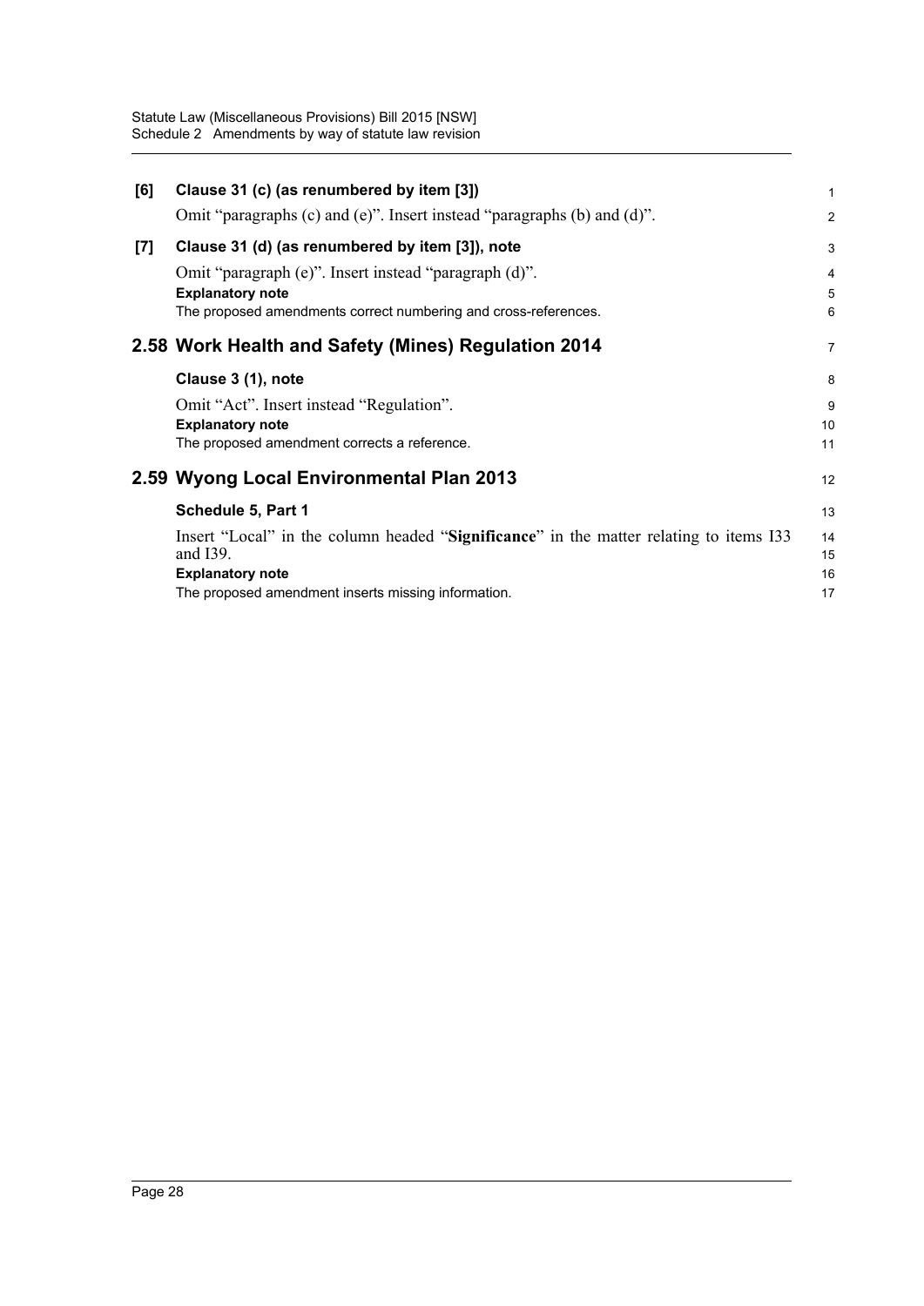**[6] Clause 31 (c) (as renumbered by item [3])**

Omit "paragraphs (c) and (e)". Insert instead "paragraphs (b) and (d)".

**[7] Clause 31 (d) (as renumbered by item [3]), note**

Omit "paragraph (e)". Insert instead "paragraph (d)".

**Explanatory note**

The proposed amendments correct numbering and cross-references.

## 2.58 Work Health and Safety (Mines) Regulation 2014

**Clause 3 (1), note**

Omit "Act". Insert instead "Regulation".

**Explanatory note**

The proposed amendment corrects a reference.

## 2.59 Wyong Local Environmental Plan 2013

**Schedule 5, Part 1**

Insert "Local" in the column headed "**Significance**" in the matter relating to items I33 and I39.

**Explanatory note**

The proposed amendment inserts missing information.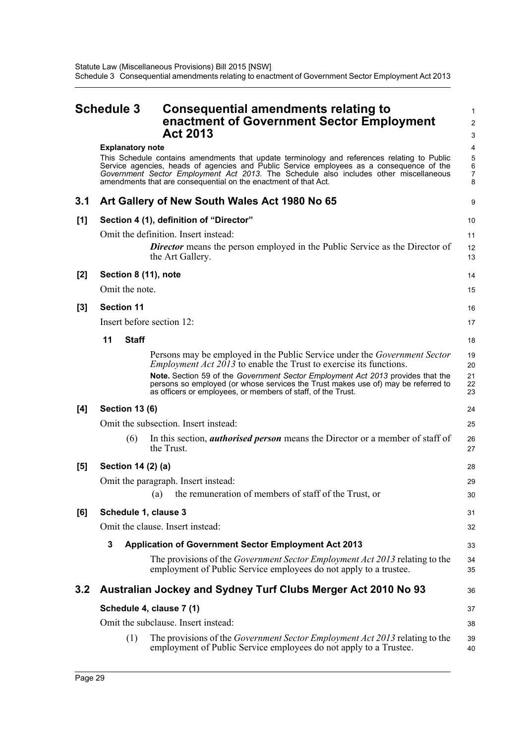## Schedule 3 Consequential amendments relating to enactment of Government Sector Employment Act 2013

**Explanatory note**

This Schedule contains amendments that update terminology and references relating to Public Service agencies, heads of agencies and Public Service employees as a consequence of the *Government Sector Employment Act 2013*. The Schedule also includes other miscellaneous amendments that are consequential on the enactment of that Act.

### 3.1 Art Gallery of New South Wales Act 1980 No 65

**[1] Section 4 (1), definition of "Director"**

Omit the definition. Insert instead:

***Director*** means the person employed in the Public Service as the Director of the Art Gallery.

**[2] Section 8 (11), note**

Omit the note.

**[3] Section 11**

Insert before section 12:

**11 Staff**

Persons may be employed in the Public Service under the *Government Sector Employment Act 2013* to enable the Trust to exercise its functions.

**Note.** Section 59 of the *Government Sector Employment Act 2013* provides that the persons so employed (or whose services the Trust makes use of) may be referred to as officers or employees, or members of staff, of the Trust.

**[4] Section 13 (6)**

Omit the subsection. Insert instead:

(6) In this section, ***authorised person*** means the Director or a member of staff of the Trust.

**[5] Section 14 (2) (a)**

Omit the paragraph. Insert instead:

(a) the remuneration of members of staff of the Trust, or

**[6] Schedule 1, clause 3**

Omit the clause. Insert instead:

**3 Application of Government Sector Employment Act 2013**

The provisions of the *Government Sector Employment Act 2013* relating to the employment of Public Service employees do not apply to a trustee.

### 3.2 Australian Jockey and Sydney Turf Clubs Merger Act 2010 No 93

**Schedule 4, clause 7 (1)**

Omit the subclause. Insert instead:

(1) The provisions of the *Government Sector Employment Act 2013* relating to the employment of Public Service employees do not apply to a Trustee.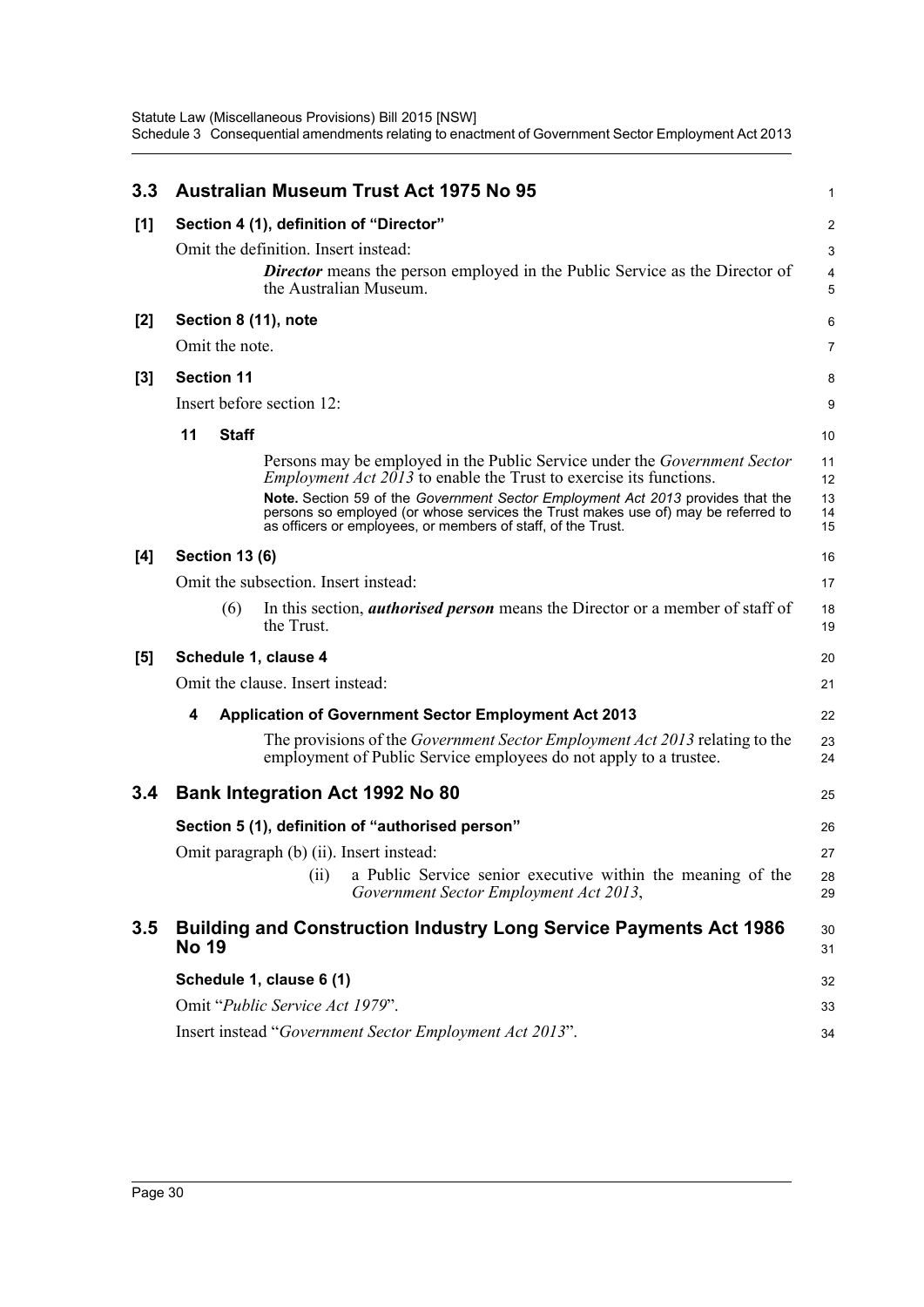## 3.3 Australian Museum Trust Act 1975 No 95

**[1] Section 4 (1), definition of "Director"**

Omit the definition. Insert instead:

> ***Director*** means the person employed in the Public Service as the Director of the Australian Museum.

**[2] Section 8 (11), note**

Omit the note.

**[3] Section 11**

Insert before section 12:

> **11 Staff**
>
> Persons may be employed in the Public Service under the *Government Sector Employment Act 2013* to enable the Trust to exercise its functions.
>
> **Note.** Section 59 of the *Government Sector Employment Act 2013* provides that the persons so employed (or whose services the Trust makes use of) may be referred to as officers or employees, or members of staff, of the Trust.

**[4] Section 13 (6)**

Omit the subsection. Insert instead:

> (6) In this section, ***authorised person*** means the Director or a member of staff of the Trust.

**[5] Schedule 1, clause 4**

Omit the clause. Insert instead:

> **4 Application of Government Sector Employment Act 2013**
>
> The provisions of the *Government Sector Employment Act 2013* relating to the employment of Public Service employees do not apply to a trustee.

## 3.4 Bank Integration Act 1992 No 80

**Section 5 (1), definition of "authorised person"**

Omit paragraph (b) (ii). Insert instead:

> (ii) a Public Service senior executive within the meaning of the *Government Sector Employment Act 2013*,

## 3.5 Building and Construction Industry Long Service Payments Act 1986 No 19

**Schedule 1, clause 6 (1)**

Omit "*Public Service Act 1979*".

Insert instead "*Government Sector Employment Act 2013*".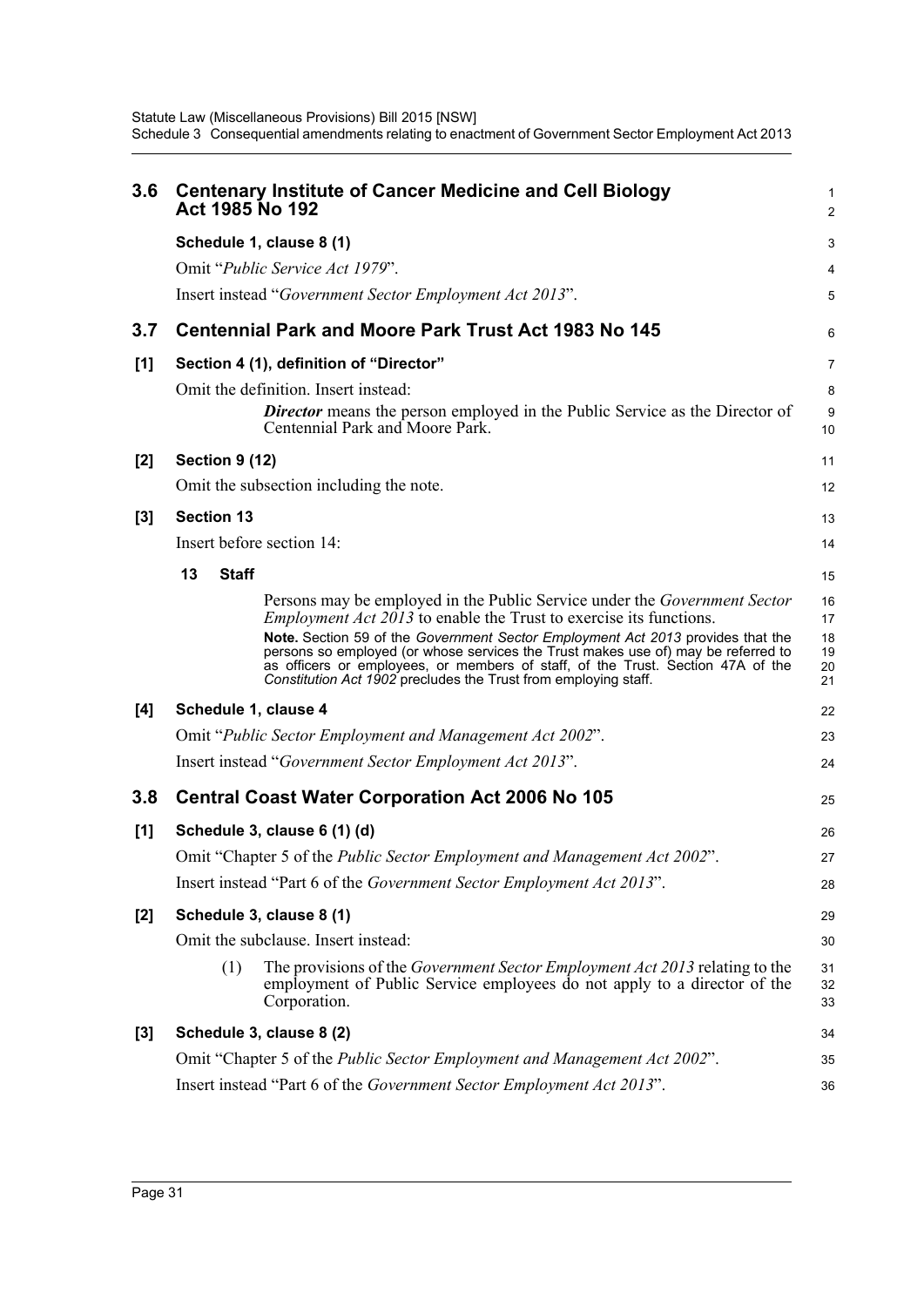## 3.6 Centenary Institute of Cancer Medicine and Cell Biology Act 1985 No 192

**Schedule 1, clause 8 (1)**

Omit "*Public Service Act 1979*".

Insert instead "*Government Sector Employment Act 2013*".

## 3.7 Centennial Park and Moore Park Trust Act 1983 No 145

**[1] Section 4 (1), definition of "Director"**

Omit the definition. Insert instead:

> ***Director*** means the person employed in the Public Service as the Director of Centennial Park and Moore Park.

**[2] Section 9 (12)**

Omit the subsection including the note.

**[3] Section 13**

Insert before section 14:

> **13 Staff**
>
> Persons may be employed in the Public Service under the *Government Sector Employment Act 2013* to enable the Trust to exercise its functions.
>
> **Note.** Section 59 of the *Government Sector Employment Act 2013* provides that the persons so employed (or whose services the Trust makes use of) may be referred to as officers or employees, or members of staff, of the Trust. Section 47A of the *Constitution Act 1902* precludes the Trust from employing staff.

**[4] Schedule 1, clause 4**

Omit "*Public Sector Employment and Management Act 2002*".

Insert instead "*Government Sector Employment Act 2013*".

## 3.8 Central Coast Water Corporation Act 2006 No 105

**[1] Schedule 3, clause 6 (1) (d)**

Omit "Chapter 5 of the *Public Sector Employment and Management Act 2002*".

Insert instead "Part 6 of the *Government Sector Employment Act 2013*".

**[2] Schedule 3, clause 8 (1)**

Omit the subclause. Insert instead:

> (1) The provisions of the *Government Sector Employment Act 2013* relating to the employment of Public Service employees do not apply to a director of the Corporation.

**[3] Schedule 3, clause 8 (2)**

Omit "Chapter 5 of the *Public Sector Employment and Management Act 2002*".

Insert instead "Part 6 of the *Government Sector Employment Act 2013*".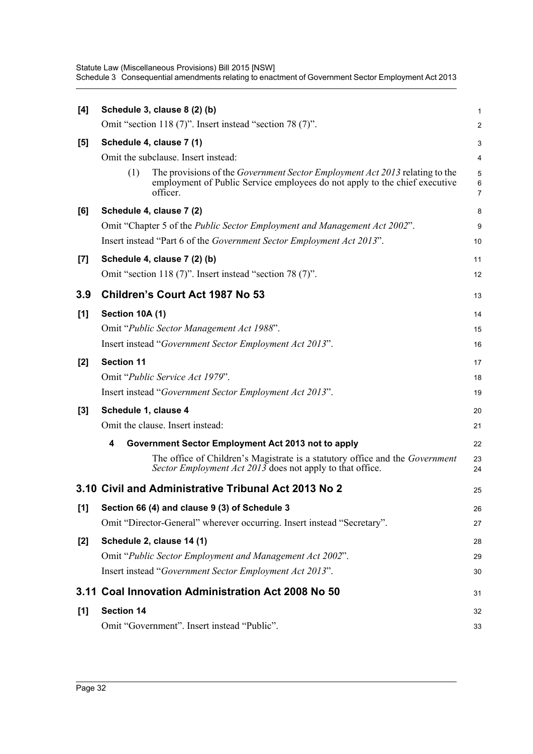**[4] Schedule 3, clause 8 (2) (b)**

Omit "section 118 (7)". Insert instead "section 78 (7)".

**[5] Schedule 4, clause 7 (1)**

Omit the subclause. Insert instead:

(1) The provisions of the *Government Sector Employment Act 2013* relating to the employment of Public Service employees do not apply to the chief executive officer.

**[6] Schedule 4, clause 7 (2)**

Omit "Chapter 5 of the *Public Sector Employment and Management Act 2002*".

Insert instead "Part 6 of the *Government Sector Employment Act 2013*".

**[7] Schedule 4, clause 7 (2) (b)**

Omit "section 118 (7)". Insert instead "section 78 (7)".

## 3.9 Children's Court Act 1987 No 53

**[1] Section 10A (1)**

Omit "*Public Sector Management Act 1988*".

Insert instead "*Government Sector Employment Act 2013*".

**[2] Section 11**

Omit "*Public Service Act 1979*".

Insert instead "*Government Sector Employment Act 2013*".

**[3] Schedule 1, clause 4**

Omit the clause. Insert instead:

**4 Government Sector Employment Act 2013 not to apply**

The office of Children's Magistrate is a statutory office and the *Government Sector Employment Act 2013* does not apply to that office.

## 3.10 Civil and Administrative Tribunal Act 2013 No 2

**[1] Section 66 (4) and clause 9 (3) of Schedule 3**

Omit "Director-General" wherever occurring. Insert instead "Secretary".

**[2] Schedule 2, clause 14 (1)**

Omit "*Public Sector Employment and Management Act 2002*".

Insert instead "*Government Sector Employment Act 2013*".

## 3.11 Coal Innovation Administration Act 2008 No 50

**[1] Section 14**

Omit "Government". Insert instead "Public".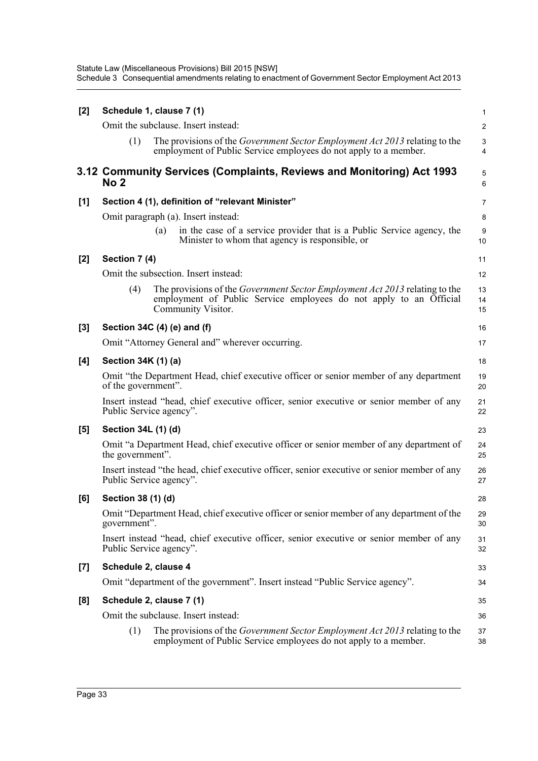**[2] Schedule 1, clause 7 (1)**

Omit the subclause. Insert instead:

> (1) The provisions of the *Government Sector Employment Act 2013* relating to the employment of Public Service employees do not apply to a member.

## 3.12 Community Services (Complaints, Reviews and Monitoring) Act 1993 No 2

**[1] Section 4 (1), definition of "relevant Minister"**

Omit paragraph (a). Insert instead:

> (a) in the case of a service provider that is a Public Service agency, the Minister to whom that agency is responsible, or

**[2] Section 7 (4)**

Omit the subsection. Insert instead:

> (4) The provisions of the *Government Sector Employment Act 2013* relating to the employment of Public Service employees do not apply to an Official Community Visitor.

**[3] Section 34C (4) (e) and (f)**

Omit "Attorney General and" wherever occurring.

**[4] Section 34K (1) (a)**

Omit "the Department Head, chief executive officer or senior member of any department of the government".

Insert instead "head, chief executive officer, senior executive or senior member of any Public Service agency".

**[5] Section 34L (1) (d)**

Omit "a Department Head, chief executive officer or senior member of any department of the government".

Insert instead "the head, chief executive officer, senior executive or senior member of any Public Service agency".

**[6] Section 38 (1) (d)**

Omit "Department Head, chief executive officer or senior member of any department of the government".

Insert instead "head, chief executive officer, senior executive or senior member of any Public Service agency".

**[7] Schedule 2, clause 4**

Omit "department of the government". Insert instead "Public Service agency".

**[8] Schedule 2, clause 7 (1)**

Omit the subclause. Insert instead:

> (1) The provisions of the *Government Sector Employment Act 2013* relating to the employment of Public Service employees do not apply to a member.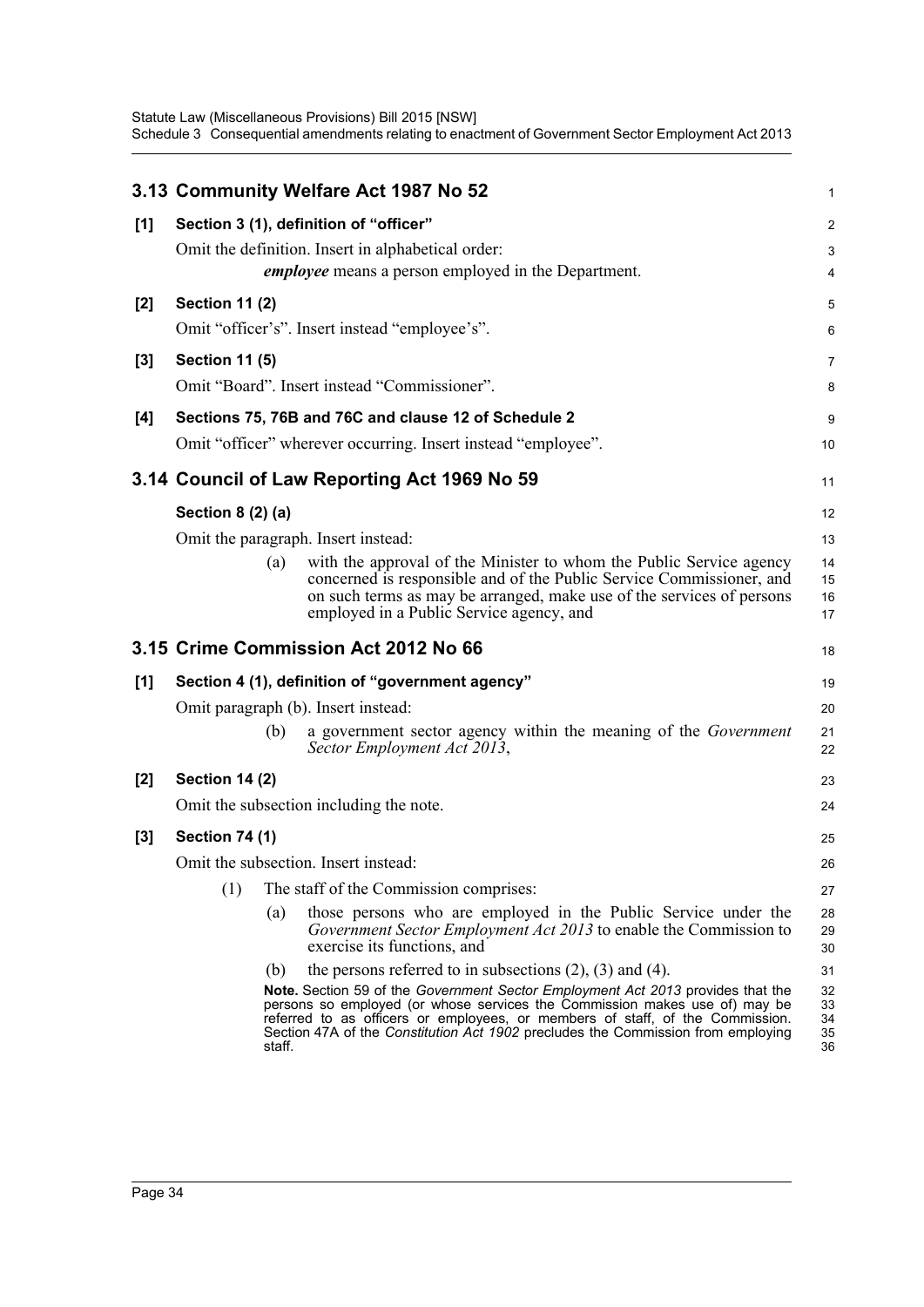## 3.13 Community Welfare Act 1987 No 52

**[1] Section 3 (1), definition of "officer"**

Omit the definition. Insert in alphabetical order:

***employee*** means a person employed in the Department.

**[2] Section 11 (2)**

Omit "officer's". Insert instead "employee's".

**[3] Section 11 (5)**

Omit "Board". Insert instead "Commissioner".

**[4] Sections 75, 76B and 76C and clause 12 of Schedule 2**

Omit "officer" wherever occurring. Insert instead "employee".

## 3.14 Council of Law Reporting Act 1969 No 59

**Section 8 (2) (a)**

Omit the paragraph. Insert instead:

(a) with the approval of the Minister to whom the Public Service agency concerned is responsible and of the Public Service Commissioner, and on such terms as may be arranged, make use of the services of persons employed in a Public Service agency, and

## 3.15 Crime Commission Act 2012 No 66

**[1] Section 4 (1), definition of "government agency"**

Omit paragraph (b). Insert instead:

(b) a government sector agency within the meaning of the *Government Sector Employment Act 2013*,

**[2] Section 14 (2)**

Omit the subsection including the note.

**[3] Section 74 (1)**

Omit the subsection. Insert instead:

(1) The staff of the Commission comprises:

(a) those persons who are employed in the Public Service under the *Government Sector Employment Act 2013* to enable the Commission to exercise its functions, and

(b) the persons referred to in subsections (2), (3) and (4).

**Note.** Section 59 of the *Government Sector Employment Act 2013* provides that the persons so employed (or whose services the Commission makes use of) may be referred to as officers or employees, or members of staff, of the Commission. Section 47A of the *Constitution Act 1902* precludes the Commission from employing staff.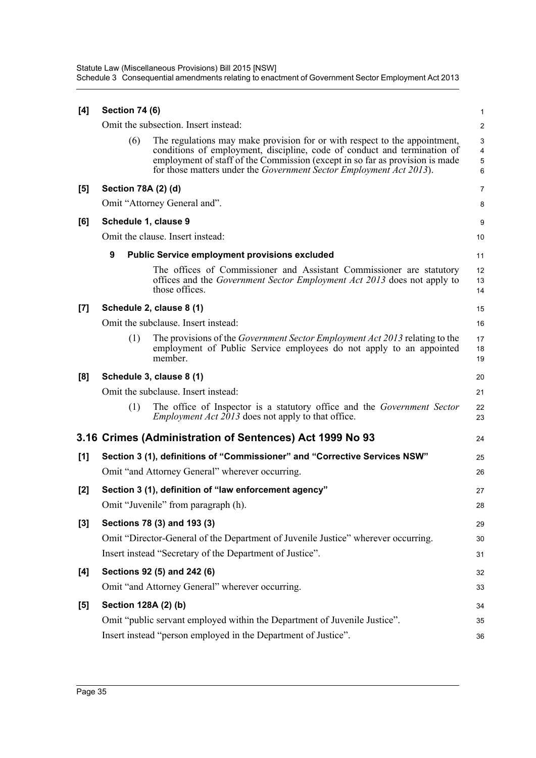**[4] Section 74 (6)**

Omit the subsection. Insert instead:

> (6) The regulations may make provision for or with respect to the appointment, conditions of employment, discipline, code of conduct and termination of employment of staff of the Commission (except in so far as provision is made for those matters under the *Government Sector Employment Act 2013*).

**[5] Section 78A (2) (d)**

Omit "Attorney General and".

**[6] Schedule 1, clause 9**

Omit the clause. Insert instead:

> **9 Public Service employment provisions excluded**
>
> The offices of Commissioner and Assistant Commissioner are statutory offices and the *Government Sector Employment Act 2013* does not apply to those offices.

**[7] Schedule 2, clause 8 (1)**

Omit the subclause. Insert instead:

> (1) The provisions of the *Government Sector Employment Act 2013* relating to the employment of Public Service employees do not apply to an appointed member.

**[8] Schedule 3, clause 8 (1)**

Omit the subclause. Insert instead:

> (1) The office of Inspector is a statutory office and the *Government Sector Employment Act 2013* does not apply to that office.

## 3.16 Crimes (Administration of Sentences) Act 1999 No 93

**[1] Section 3 (1), definitions of "Commissioner" and "Corrective Services NSW"**

Omit "and Attorney General" wherever occurring.

**[2] Section 3 (1), definition of "law enforcement agency"**

Omit "Juvenile" from paragraph (h).

**[3] Sections 78 (3) and 193 (3)**

Omit "Director-General of the Department of Juvenile Justice" wherever occurring.

Insert instead "Secretary of the Department of Justice".

**[4] Sections 92 (5) and 242 (6)**

Omit "and Attorney General" wherever occurring.

**[5] Section 128A (2) (b)**

Omit "public servant employed within the Department of Juvenile Justice".

Insert instead "person employed in the Department of Justice".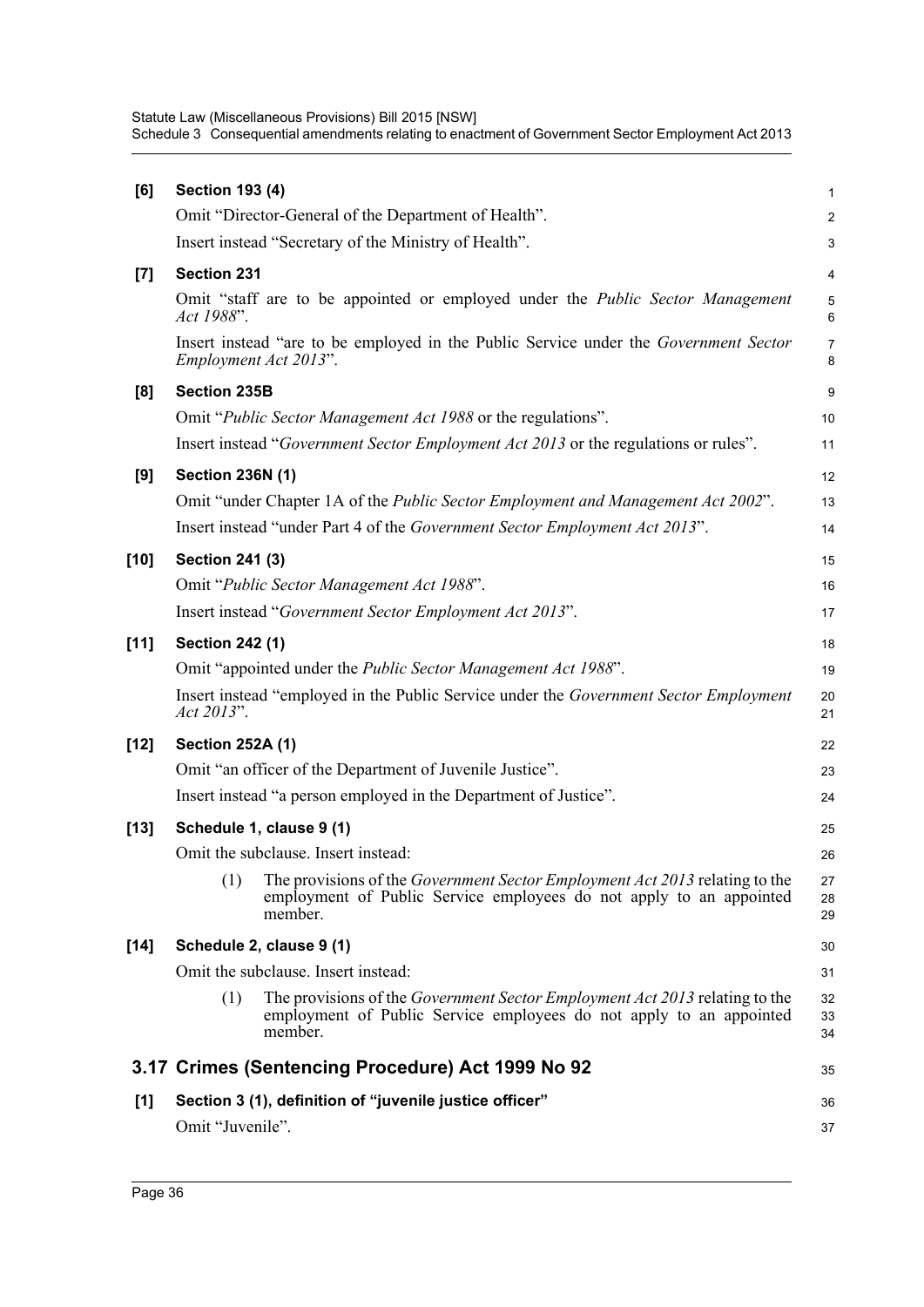**[6] Section 193 (4)**

Omit "Director-General of the Department of Health".

Insert instead "Secretary of the Ministry of Health".

**[7] Section 231**

Omit "staff are to be appointed or employed under the *Public Sector Management Act 1988*".

Insert instead "are to be employed in the Public Service under the *Government Sector Employment Act 2013*".

**[8] Section 235B**

Omit "*Public Sector Management Act 1988* or the regulations".

Insert instead "*Government Sector Employment Act 2013* or the regulations or rules".

**[9] Section 236N (1)**

Omit "under Chapter 1A of the *Public Sector Employment and Management Act 2002*".

Insert instead "under Part 4 of the *Government Sector Employment Act 2013*".

**[10] Section 241 (3)**

Omit "*Public Sector Management Act 1988*".

Insert instead "*Government Sector Employment Act 2013*".

**[11] Section 242 (1)**

Omit "appointed under the *Public Sector Management Act 1988*".

Insert instead "employed in the Public Service under the *Government Sector Employment Act 2013*".

**[12] Section 252A (1)**

Omit "an officer of the Department of Juvenile Justice".

Insert instead "a person employed in the Department of Justice".

**[13] Schedule 1, clause 9 (1)**

Omit the subclause. Insert instead:

> (1) The provisions of the *Government Sector Employment Act 2013* relating to the employment of Public Service employees do not apply to an appointed member.

**[14] Schedule 2, clause 9 (1)**

Omit the subclause. Insert instead:

> (1) The provisions of the *Government Sector Employment Act 2013* relating to the employment of Public Service employees do not apply to an appointed member.

## 3.17 Crimes (Sentencing Procedure) Act 1999 No 92

**[1] Section 3 (1), definition of "juvenile justice officer"**

Omit "Juvenile".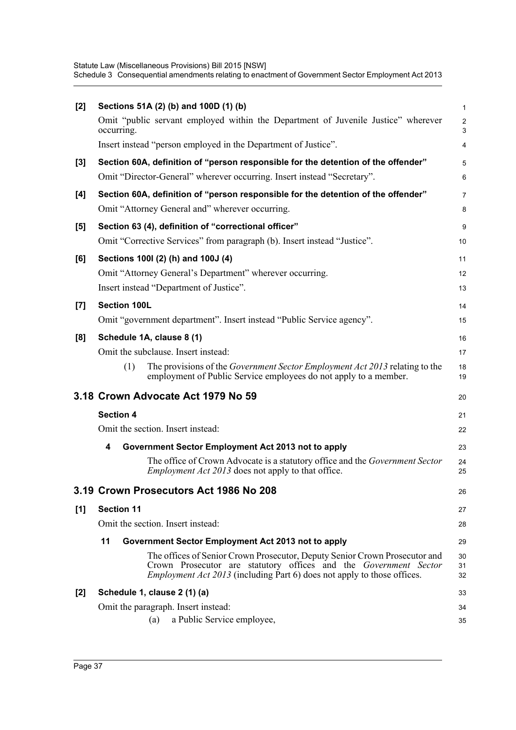**[2] Sections 51A (2) (b) and 100D (1) (b)**

Omit "public servant employed within the Department of Juvenile Justice" wherever occurring.

Insert instead "person employed in the Department of Justice".

**[3] Section 60A, definition of "person responsible for the detention of the offender"**

Omit "Director-General" wherever occurring. Insert instead "Secretary".

**[4] Section 60A, definition of "person responsible for the detention of the offender"**

Omit "Attorney General and" wherever occurring.

**[5] Section 63 (4), definition of "correctional officer"**

Omit "Corrective Services" from paragraph (b). Insert instead "Justice".

**[6] Sections 100I (2) (h) and 100J (4)**

Omit "Attorney General's Department" wherever occurring.

Insert instead "Department of Justice".

**[7] Section 100L**

Omit "government department". Insert instead "Public Service agency".

**[8] Schedule 1A, clause 8 (1)**

Omit the subclause. Insert instead:

> (1) The provisions of the *Government Sector Employment Act 2013* relating to the employment of Public Service employees do not apply to a member.

## 3.18 Crown Advocate Act 1979 No 59

**Section 4**

Omit the section. Insert instead:

> **4 Government Sector Employment Act 2013 not to apply**
>
> The office of Crown Advocate is a statutory office and the *Government Sector Employment Act 2013* does not apply to that office.

## 3.19 Crown Prosecutors Act 1986 No 208

**[1] Section 11**

Omit the section. Insert instead:

> **11 Government Sector Employment Act 2013 not to apply**
>
> The offices of Senior Crown Prosecutor, Deputy Senior Crown Prosecutor and Crown Prosecutor are statutory offices and the *Government Sector Employment Act 2013* (including Part 6) does not apply to those offices.

**[2] Schedule 1, clause 2 (1) (a)**

Omit the paragraph. Insert instead:

> (a) a Public Service employee,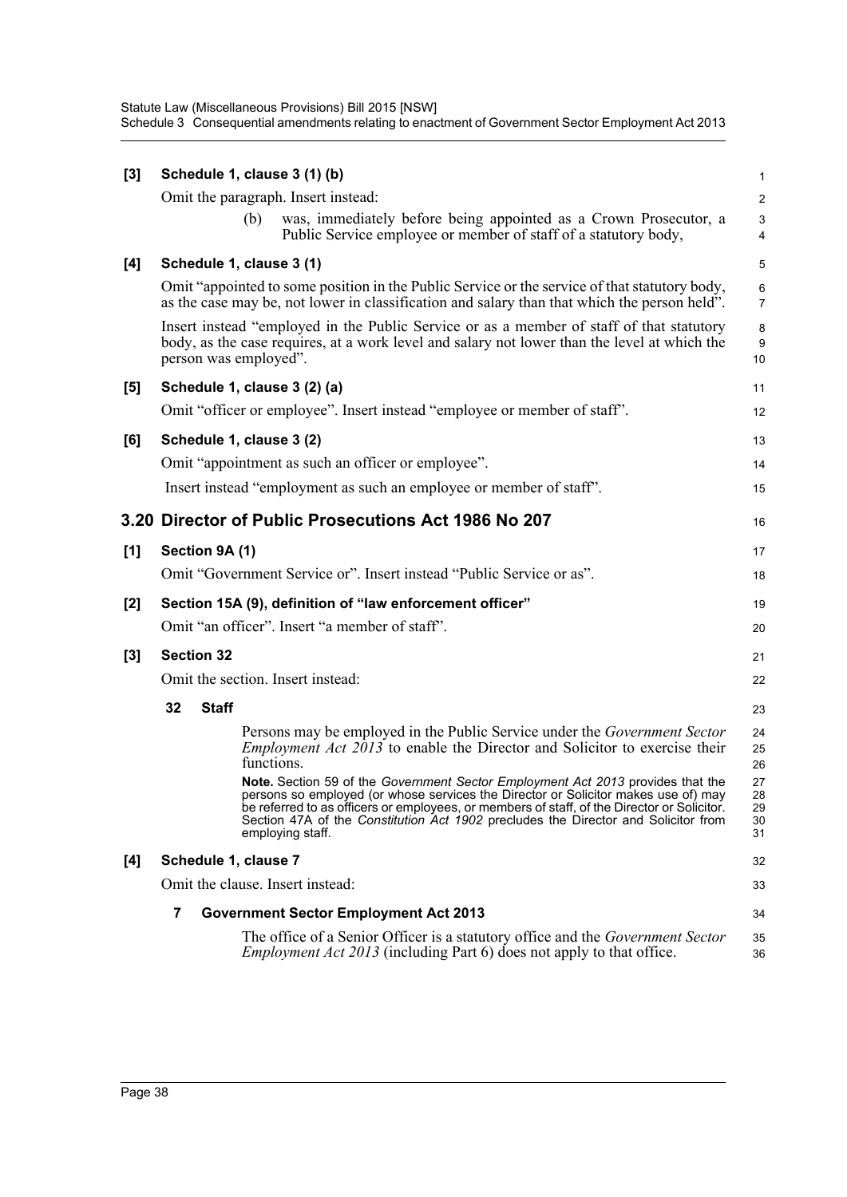**[3] Schedule 1, clause 3 (1) (b)**

Omit the paragraph. Insert instead:

> (b) was, immediately before being appointed as a Crown Prosecutor, a Public Service employee or member of staff of a statutory body,

**[4] Schedule 1, clause 3 (1)**

Omit "appointed to some position in the Public Service or the service of that statutory body, as the case may be, not lower in classification and salary than that which the person held".

Insert instead "employed in the Public Service or as a member of staff of that statutory body, as the case requires, at a work level and salary not lower than the level at which the person was employed".

**[5] Schedule 1, clause 3 (2) (a)**

Omit "officer or employee". Insert instead "employee or member of staff".

**[6] Schedule 1, clause 3 (2)**

Omit "appointment as such an officer or employee".

Insert instead "employment as such an employee or member of staff".

## 3.20 Director of Public Prosecutions Act 1986 No 207

**[1] Section 9A (1)**

Omit "Government Service or". Insert instead "Public Service or as".

**[2] Section 15A (9), definition of "law enforcement officer"**

Omit "an officer". Insert "a member of staff".

**[3] Section 32**

Omit the section. Insert instead:

> **32 Staff**
>
> Persons may be employed in the Public Service under the *Government Sector Employment Act 2013* to enable the Director and Solicitor to exercise their functions.
>
> **Note.** Section 59 of the *Government Sector Employment Act 2013* provides that the persons so employed (or whose services the Director or Solicitor makes use of) may be referred to as officers or employees, or members of staff, of the Director or Solicitor. Section 47A of the *Constitution Act 1902* precludes the Director and Solicitor from employing staff.

**[4] Schedule 1, clause 7**

Omit the clause. Insert instead:

> **7 Government Sector Employment Act 2013**
>
> The office of a Senior Officer is a statutory office and the *Government Sector Employment Act 2013* (including Part 6) does not apply to that office.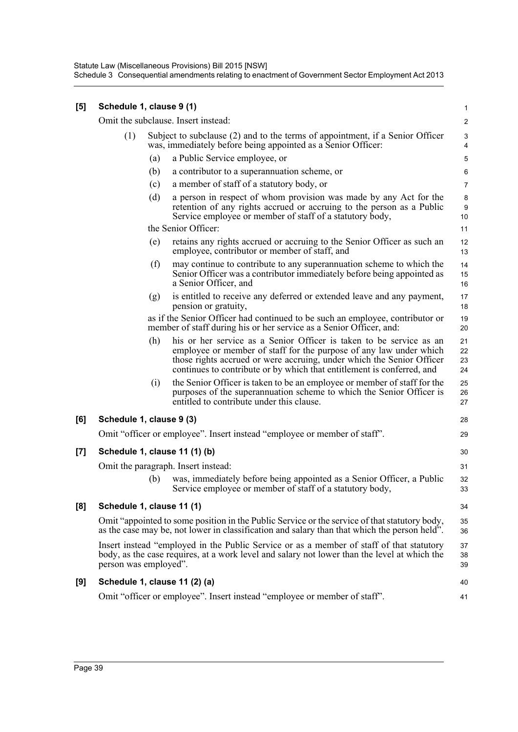**[5] Schedule 1, clause 9 (1)**

Omit the subclause. Insert instead:

(1) Subject to subclause (2) and to the terms of appointment, if a Senior Officer was, immediately before being appointed as a Senior Officer:

(a) a Public Service employee, or

(b) a contributor to a superannuation scheme, or

(c) a member of staff of a statutory body, or

(d) a person in respect of whom provision was made by any Act for the retention of any rights accrued or accruing to the person as a Public Service employee or member of staff of a statutory body,

the Senior Officer:

(e) retains any rights accrued or accruing to the Senior Officer as such an employee, contributor or member of staff, and

(f) may continue to contribute to any superannuation scheme to which the Senior Officer was a contributor immediately before being appointed as a Senior Officer, and

(g) is entitled to receive any deferred or extended leave and any payment, pension or gratuity,

as if the Senior Officer had continued to be such an employee, contributor or member of staff during his or her service as a Senior Officer, and:

(h) his or her service as a Senior Officer is taken to be service as an employee or member of staff for the purpose of any law under which those rights accrued or were accruing, under which the Senior Officer continues to contribute or by which that entitlement is conferred, and

(i) the Senior Officer is taken to be an employee or member of staff for the purposes of the superannuation scheme to which the Senior Officer is entitled to contribute under this clause.

**[6] Schedule 1, clause 9 (3)**

Omit "officer or employee". Insert instead "employee or member of staff".

**[7] Schedule 1, clause 11 (1) (b)**

Omit the paragraph. Insert instead:

(b) was, immediately before being appointed as a Senior Officer, a Public Service employee or member of staff of a statutory body,

**[8] Schedule 1, clause 11 (1)**

Omit "appointed to some position in the Public Service or the service of that statutory body, as the case may be, not lower in classification and salary than that which the person held".

Insert instead "employed in the Public Service or as a member of staff of that statutory body, as the case requires, at a work level and salary not lower than the level at which the person was employed".

**[9] Schedule 1, clause 11 (2) (a)**

Omit "officer or employee". Insert instead "employee or member of staff".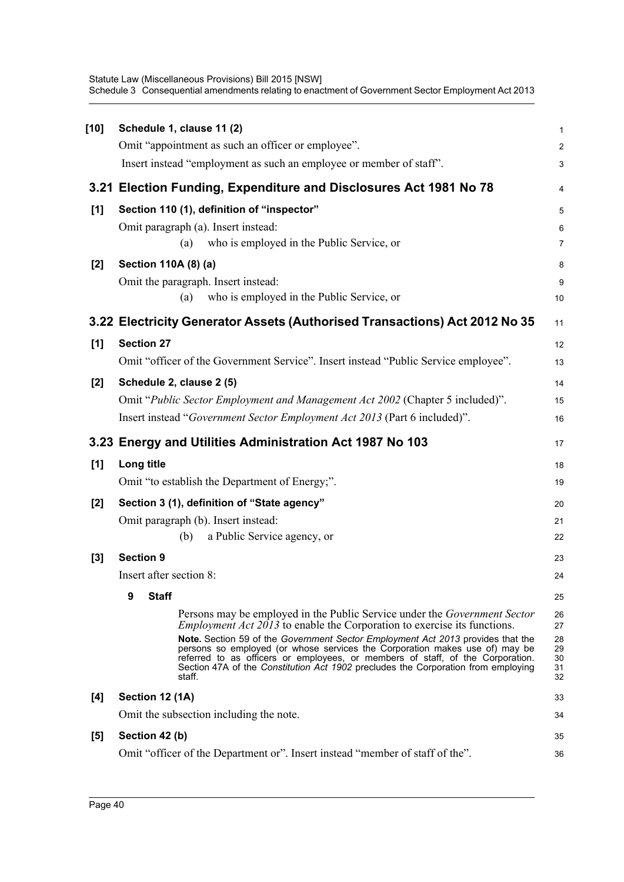**[10] Schedule 1, clause 11 (2)**

Omit "appointment as such an officer or employee".

Insert instead "employment as such an employee or member of staff".

## 3.21 Election Funding, Expenditure and Disclosures Act 1981 No 78

**[1] Section 110 (1), definition of "inspector"**

Omit paragraph (a). Insert instead:

(a) who is employed in the Public Service, or

**[2] Section 110A (8) (a)**

Omit the paragraph. Insert instead:

(a) who is employed in the Public Service, or

## 3.22 Electricity Generator Assets (Authorised Transactions) Act 2012 No 35

**[1] Section 27**

Omit "officer of the Government Service". Insert instead "Public Service employee".

**[2] Schedule 2, clause 2 (5)**

Omit "*Public Sector Employment and Management Act 2002* (Chapter 5 included)".

Insert instead "*Government Sector Employment Act 2013* (Part 6 included)".

## 3.23 Energy and Utilities Administration Act 1987 No 103

**[1] Long title**

Omit "to establish the Department of Energy;".

**[2] Section 3 (1), definition of "State agency"**

Omit paragraph (b). Insert instead:

(b) a Public Service agency, or

**[3] Section 9**

Insert after section 8:

**9 Staff**

Persons may be employed in the Public Service under the *Government Sector Employment Act 2013* to enable the Corporation to exercise its functions.

**Note.** Section 59 of the *Government Sector Employment Act 2013* provides that the persons so employed (or whose services the Corporation makes use of) may be referred to as officers or employees, or members of staff, of the Corporation. Section 47A of the *Constitution Act 1902* precludes the Corporation from employing staff.

**[4] Section 12 (1A)**

Omit the subsection including the note.

**[5] Section 42 (b)**

Omit "officer of the Department or". Insert instead "member of staff of the".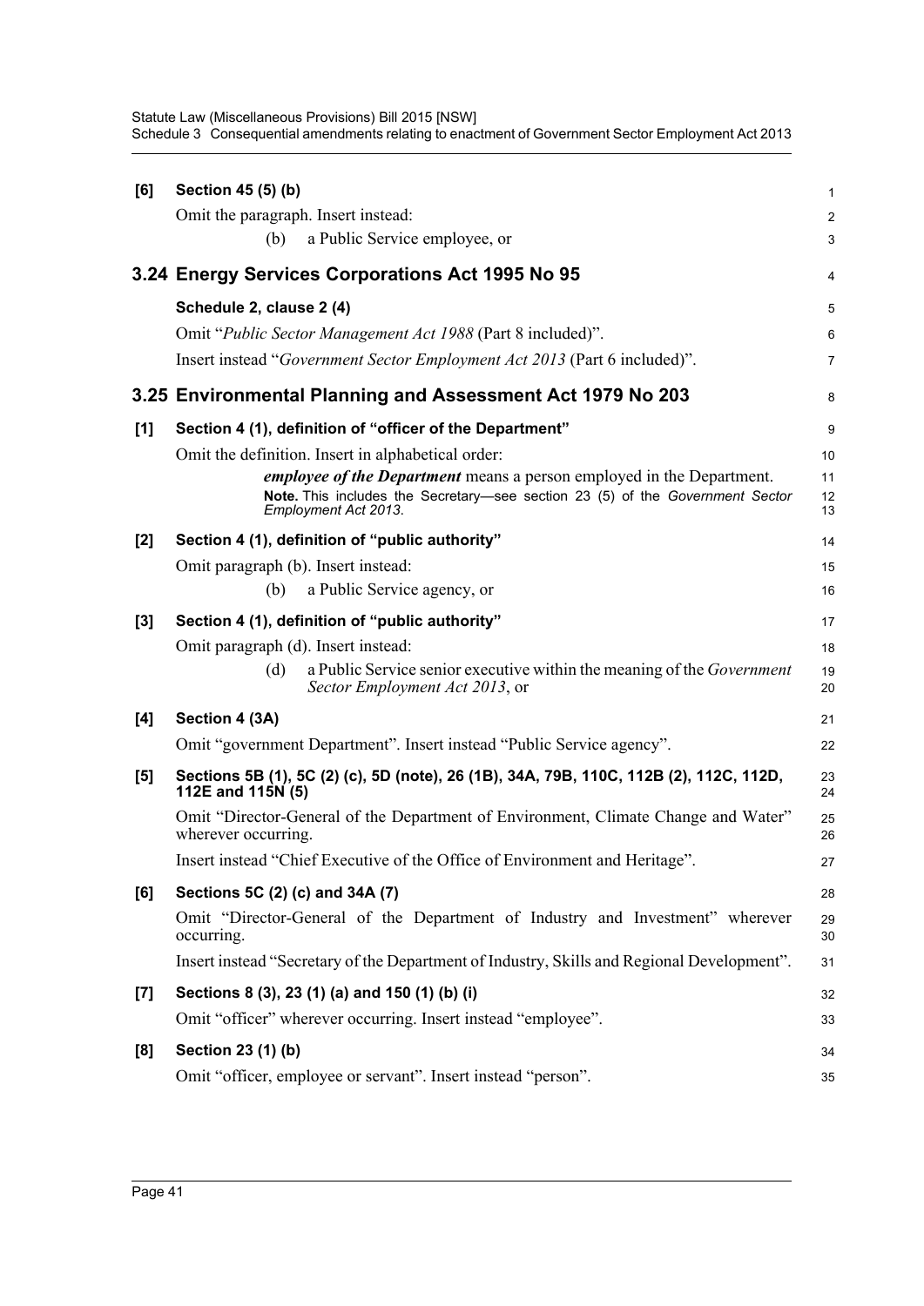**[6] Section 45 (5) (b)**

Omit the paragraph. Insert instead:

(b) a Public Service employee, or

## 3.24 Energy Services Corporations Act 1995 No 95

**Schedule 2, clause 2 (4)**

Omit "*Public Sector Management Act 1988* (Part 8 included)".

Insert instead "*Government Sector Employment Act 2013* (Part 6 included)".

## 3.25 Environmental Planning and Assessment Act 1979 No 203

**[1] Section 4 (1), definition of "officer of the Department"**

Omit the definition. Insert in alphabetical order:

***employee of the Department*** means a person employed in the Department.

**Note.** This includes the Secretary—see section 23 (5) of the *Government Sector Employment Act 2013*.

**[2] Section 4 (1), definition of "public authority"**

Omit paragraph (b). Insert instead:

(b) a Public Service agency, or

**[3] Section 4 (1), definition of "public authority"**

Omit paragraph (d). Insert instead:

(d) a Public Service senior executive within the meaning of the *Government Sector Employment Act 2013*, or

**[4] Section 4 (3A)**

Omit "government Department". Insert instead "Public Service agency".

**[5] Sections 5B (1), 5C (2) (c), 5D (note), 26 (1B), 34A, 79B, 110C, 112B (2), 112C, 112D, 112E and 115N (5)**

Omit "Director-General of the Department of Environment, Climate Change and Water" wherever occurring.

Insert instead "Chief Executive of the Office of Environment and Heritage".

**[6] Sections 5C (2) (c) and 34A (7)**

Omit "Director-General of the Department of Industry and Investment" wherever occurring.

Insert instead "Secretary of the Department of Industry, Skills and Regional Development".

**[7] Sections 8 (3), 23 (1) (a) and 150 (1) (b) (i)**

Omit "officer" wherever occurring. Insert instead "employee".

**[8] Section 23 (1) (b)**

Omit "officer, employee or servant". Insert instead "person".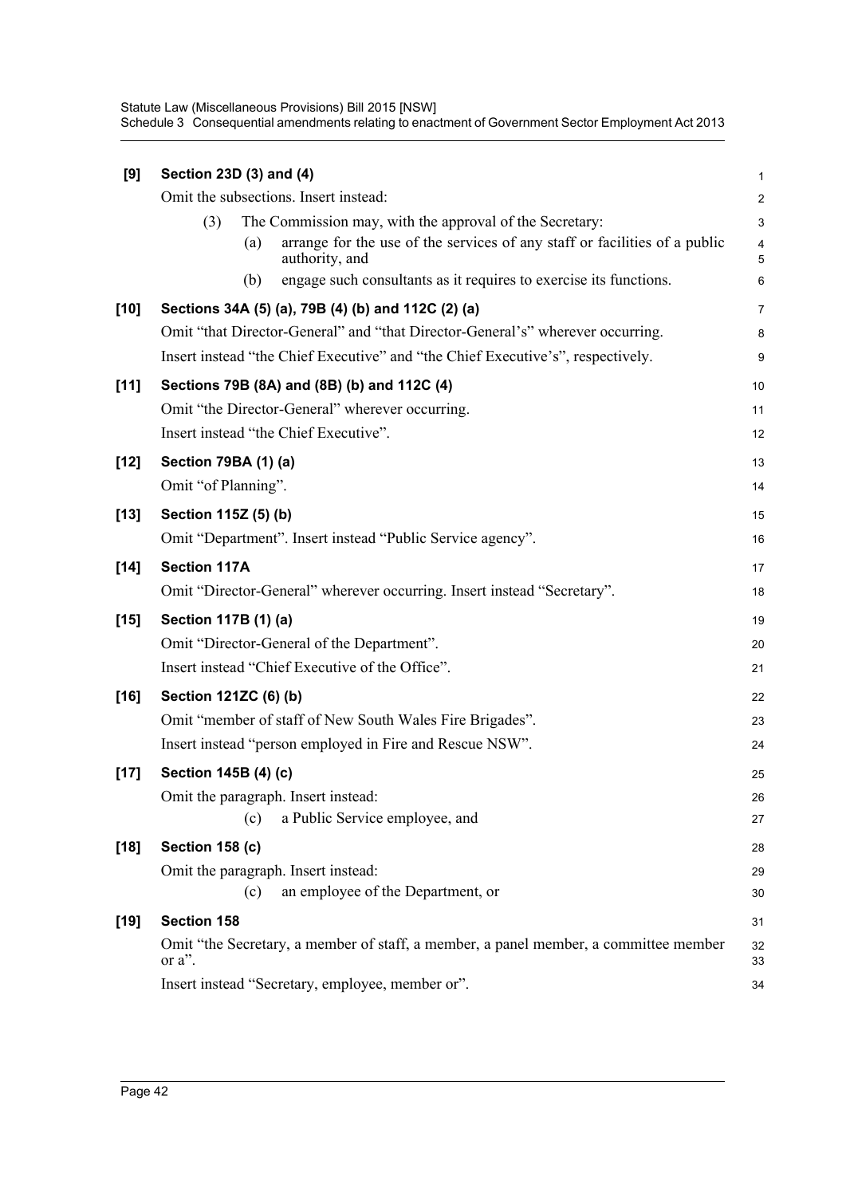**[9] Section 23D (3) and (4)**

Omit the subsections. Insert instead:

(3) The Commission may, with the approval of the Secretary:

(a) arrange for the use of the services of any staff or facilities of a public authority, and

(b) engage such consultants as it requires to exercise its functions.

**[10] Sections 34A (5) (a), 79B (4) (b) and 112C (2) (a)**

Omit "that Director-General" and "that Director-General's" wherever occurring.

Insert instead "the Chief Executive" and "the Chief Executive's", respectively.

**[11] Sections 79B (8A) and (8B) (b) and 112C (4)**

Omit "the Director-General" wherever occurring.

Insert instead "the Chief Executive".

**[12] Section 79BA (1) (a)**

Omit "of Planning".

**[13] Section 115Z (5) (b)**

Omit "Department". Insert instead "Public Service agency".

**[14] Section 117A**

Omit "Director-General" wherever occurring. Insert instead "Secretary".

**[15] Section 117B (1) (a)**

Omit "Director-General of the Department".

Insert instead "Chief Executive of the Office".

**[16] Section 121ZC (6) (b)**

Omit "member of staff of New South Wales Fire Brigades".

Insert instead "person employed in Fire and Rescue NSW".

**[17] Section 145B (4) (c)**

Omit the paragraph. Insert instead:

(c) a Public Service employee, and

**[18] Section 158 (c)**

Omit the paragraph. Insert instead:

(c) an employee of the Department, or

**[19] Section 158**

Omit "the Secretary, a member of staff, a member, a panel member, a committee member or a".

Insert instead "Secretary, employee, member or".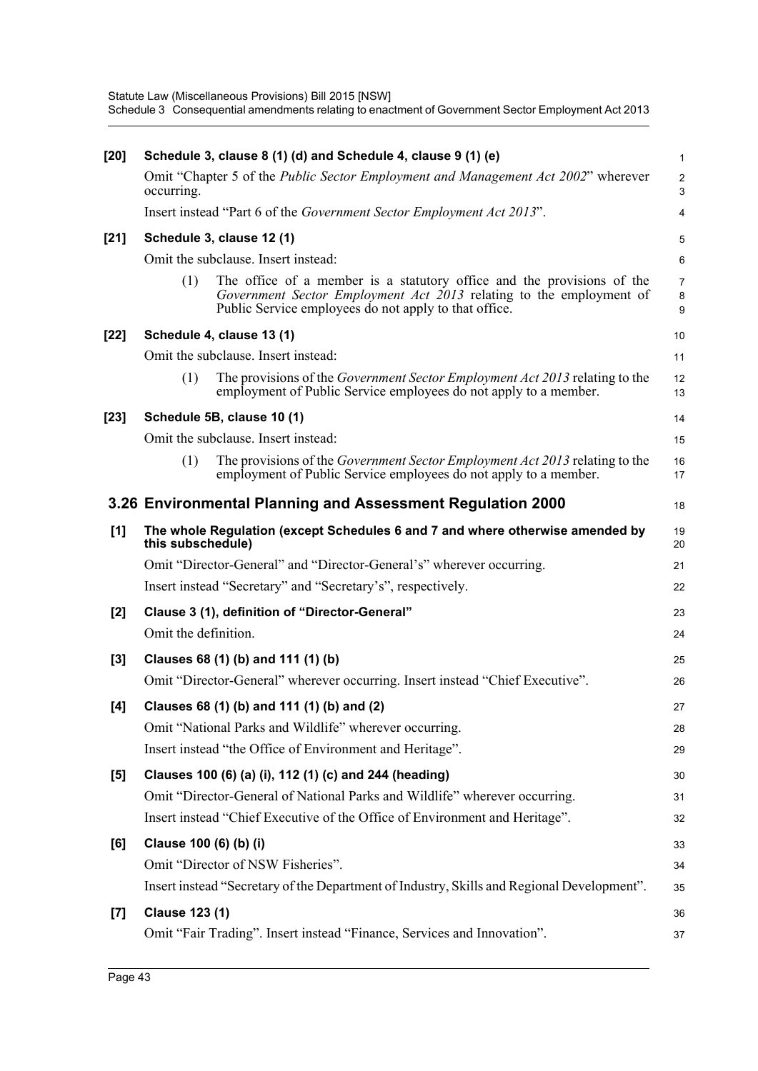**[20] Schedule 3, clause 8 (1) (d) and Schedule 4, clause 9 (1) (e)**

Omit "Chapter 5 of the *Public Sector Employment and Management Act 2002*" wherever occurring.

Insert instead "Part 6 of the *Government Sector Employment Act 2013*".

**[21] Schedule 3, clause 12 (1)**

Omit the subclause. Insert instead:

(1) The office of a member is a statutory office and the provisions of the *Government Sector Employment Act 2013* relating to the employment of Public Service employees do not apply to that office.

**[22] Schedule 4, clause 13 (1)**

Omit the subclause. Insert instead:

(1) The provisions of the *Government Sector Employment Act 2013* relating to the employment of Public Service employees do not apply to a member.

**[23] Schedule 5B, clause 10 (1)**

Omit the subclause. Insert instead:

(1) The provisions of the *Government Sector Employment Act 2013* relating to the employment of Public Service employees do not apply to a member.

## 3.26 Environmental Planning and Assessment Regulation 2000

**[1] The whole Regulation (except Schedules 6 and 7 and where otherwise amended by this subschedule)**

Omit "Director-General" and "Director-General's" wherever occurring.

Insert instead "Secretary" and "Secretary's", respectively.

**[2] Clause 3 (1), definition of "Director-General"**

Omit the definition.

**[3] Clauses 68 (1) (b) and 111 (1) (b)**

Omit "Director-General" wherever occurring. Insert instead "Chief Executive".

**[4] Clauses 68 (1) (b) and 111 (1) (b) and (2)**

Omit "National Parks and Wildlife" wherever occurring.

Insert instead "the Office of Environment and Heritage".

**[5] Clauses 100 (6) (a) (i), 112 (1) (c) and 244 (heading)**

Omit "Director-General of National Parks and Wildlife" wherever occurring.

Insert instead "Chief Executive of the Office of Environment and Heritage".

**[6] Clause 100 (6) (b) (i)**

Omit "Director of NSW Fisheries".

Insert instead "Secretary of the Department of Industry, Skills and Regional Development".

**[7] Clause 123 (1)**

Omit "Fair Trading". Insert instead "Finance, Services and Innovation".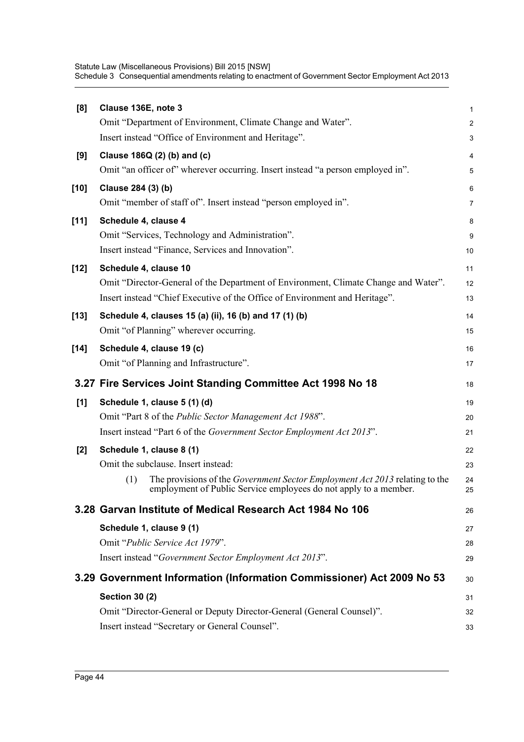**[8] Clause 136E, note 3**

Omit "Department of Environment, Climate Change and Water".

Insert instead "Office of Environment and Heritage".

**[9] Clause 186Q (2) (b) and (c)**

Omit "an officer of" wherever occurring. Insert instead "a person employed in".

**[10] Clause 284 (3) (b)**

Omit "member of staff of". Insert instead "person employed in".

**[11] Schedule 4, clause 4**

Omit "Services, Technology and Administration".

Insert instead "Finance, Services and Innovation".

**[12] Schedule 4, clause 10**

Omit "Director-General of the Department of Environment, Climate Change and Water".

Insert instead "Chief Executive of the Office of Environment and Heritage".

**[13] Schedule 4, clauses 15 (a) (ii), 16 (b) and 17 (1) (b)**

Omit "of Planning" wherever occurring.

**[14] Schedule 4, clause 19 (c)**

Omit "of Planning and Infrastructure".

## 3.27 Fire Services Joint Standing Committee Act 1998 No 18

**[1] Schedule 1, clause 5 (1) (d)**

Omit "Part 8 of the *Public Sector Management Act 1988*".

Insert instead "Part 6 of the *Government Sector Employment Act 2013*".

**[2] Schedule 1, clause 8 (1)**

Omit the subclause. Insert instead:

(1) The provisions of the *Government Sector Employment Act 2013* relating to the employment of Public Service employees do not apply to a member.

## 3.28 Garvan Institute of Medical Research Act 1984 No 106

**Schedule 1, clause 9 (1)**

Omit "*Public Service Act 1979*".

Insert instead "*Government Sector Employment Act 2013*".

## 3.29 Government Information (Information Commissioner) Act 2009 No 53

**Section 30 (2)**

Omit "Director-General or Deputy Director-General (General Counsel)".

Insert instead "Secretary or General Counsel".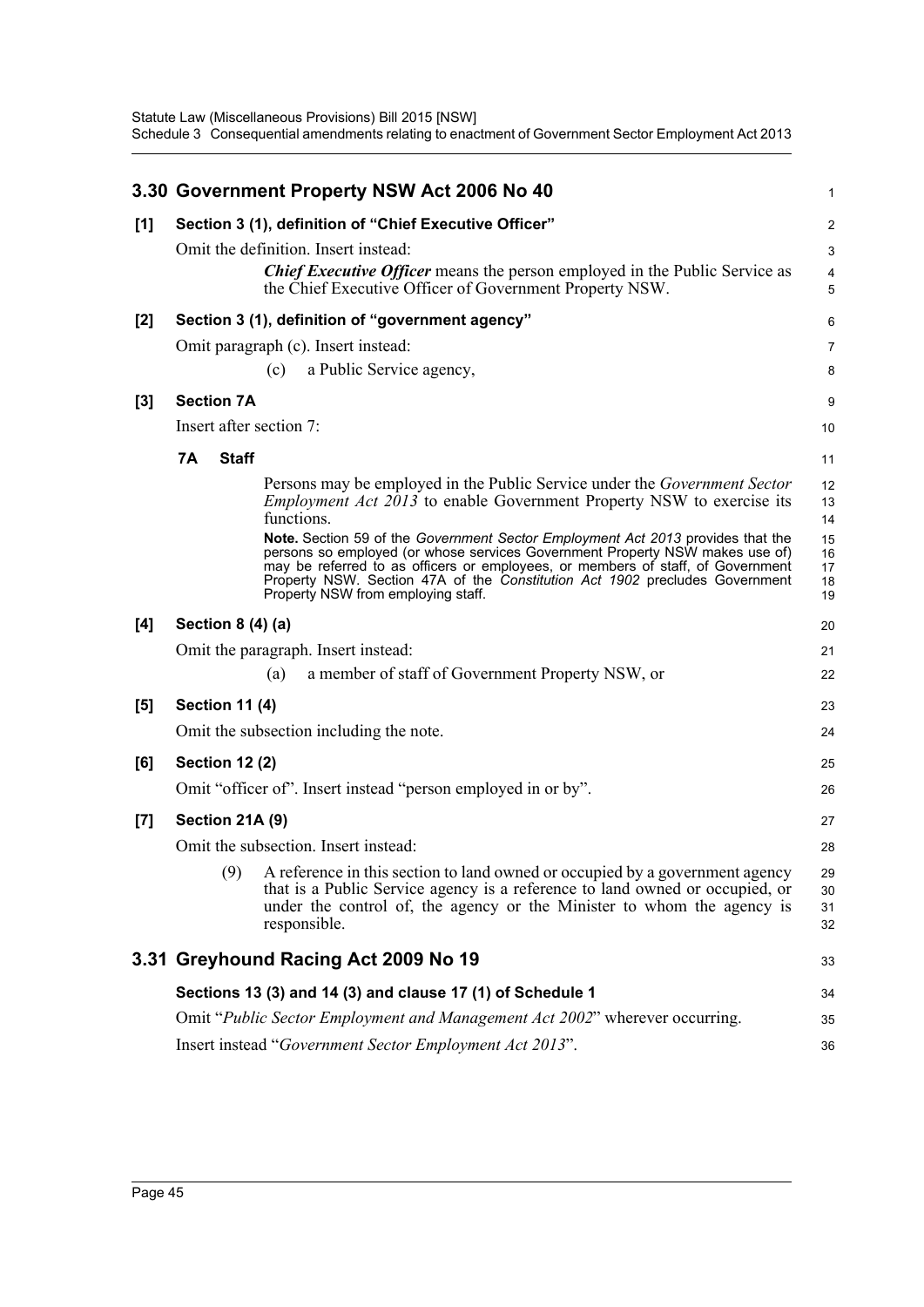## 3.30 Government Property NSW Act 2006 No 40

**[1] Section 3 (1), definition of "Chief Executive Officer"**

Omit the definition. Insert instead:

> ***Chief Executive Officer*** means the person employed in the Public Service as the Chief Executive Officer of Government Property NSW.

**[2] Section 3 (1), definition of "government agency"**

Omit paragraph (c). Insert instead:

> (c) a Public Service agency,

**[3] Section 7A**

Insert after section 7:

> **7A Staff**
>
> Persons may be employed in the Public Service under the *Government Sector Employment Act 2013* to enable Government Property NSW to exercise its functions.
>
> **Note.** Section 59 of the *Government Sector Employment Act 2013* provides that the persons so employed (or whose services Government Property NSW makes use of) may be referred to as officers or employees, or members of staff, of Government Property NSW. Section 47A of the *Constitution Act 1902* precludes Government Property NSW from employing staff.

**[4] Section 8 (4) (a)**

Omit the paragraph. Insert instead:

> (a) a member of staff of Government Property NSW, or

**[5] Section 11 (4)**

Omit the subsection including the note.

**[6] Section 12 (2)**

Omit "officer of". Insert instead "person employed in or by".

**[7] Section 21A (9)**

Omit the subsection. Insert instead:

> (9) A reference in this section to land owned or occupied by a government agency that is a Public Service agency is a reference to land owned or occupied, or under the control of, the agency or the Minister to whom the agency is responsible.

## 3.31 Greyhound Racing Act 2009 No 19

**Sections 13 (3) and 14 (3) and clause 17 (1) of Schedule 1**

Omit "*Public Sector Employment and Management Act 2002*" wherever occurring.

Insert instead "*Government Sector Employment Act 2013*".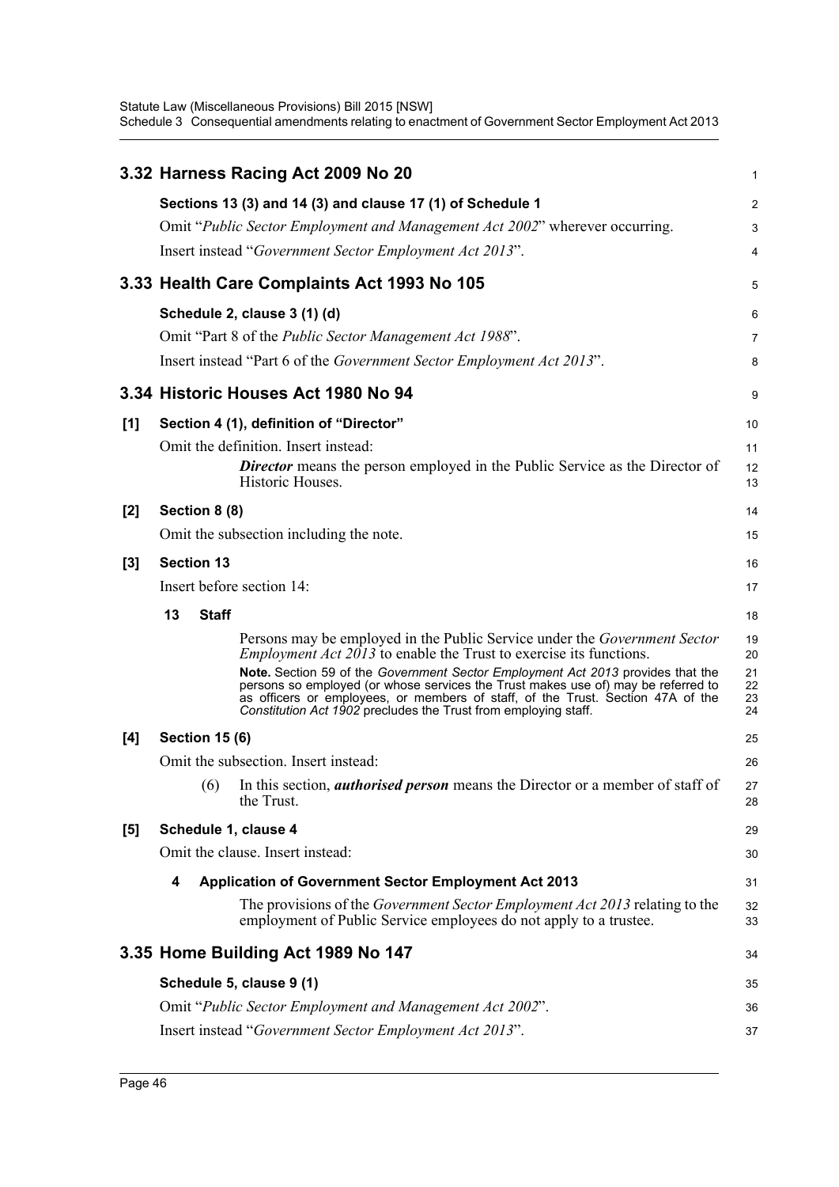## 3.32 Harness Racing Act 2009 No 20

### Sections 13 (3) and 14 (3) and clause 17 (1) of Schedule 1

Omit "*Public Sector Employment and Management Act 2002*" wherever occurring.

Insert instead "*Government Sector Employment Act 2013*".

## 3.33 Health Care Complaints Act 1993 No 105

### Schedule 2, clause 3 (1) (d)

Omit "Part 8 of the *Public Sector Management Act 1988*".

Insert instead "Part 6 of the *Government Sector Employment Act 2013*".

## 3.34 Historic Houses Act 1980 No 94

### [1] Section 4 (1), definition of "Director"

Omit the definition. Insert instead:

> ***Director*** means the person employed in the Public Service as the Director of Historic Houses.

### [2] Section 8 (8)

Omit the subsection including the note.

### [3] Section 13

Insert before section 14:

> **13 Staff**
>
> Persons may be employed in the Public Service under the *Government Sector Employment Act 2013* to enable the Trust to exercise its functions.
>
> **Note.** Section 59 of the *Government Sector Employment Act 2013* provides that the persons so employed (or whose services the Trust makes use of) may be referred to as officers or employees, or members of staff, of the Trust. Section 47A of the *Constitution Act 1902* precludes the Trust from employing staff.

### [4] Section 15 (6)

Omit the subsection. Insert instead:

> (6) In this section, ***authorised person*** means the Director or a member of staff of the Trust.

### [5] Schedule 1, clause 4

Omit the clause. Insert instead:

> **4 Application of Government Sector Employment Act 2013**
>
> The provisions of the *Government Sector Employment Act 2013* relating to the employment of Public Service employees do not apply to a trustee.

## 3.35 Home Building Act 1989 No 147

### Schedule 5, clause 9 (1)

Omit "*Public Sector Employment and Management Act 2002*".

Insert instead "*Government Sector Employment Act 2013*".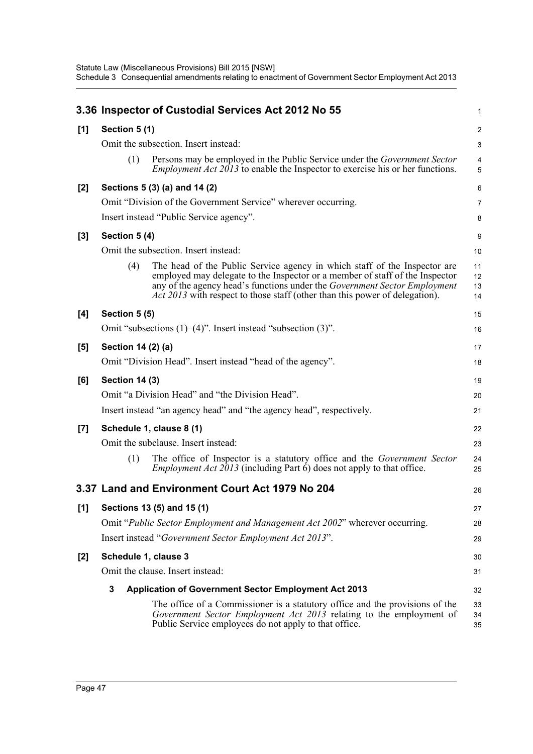## 3.36 Inspector of Custodial Services Act 2012 No 55

**[1] Section 5 (1)**

Omit the subsection. Insert instead:

(1) Persons may be employed in the Public Service under the *Government Sector Employment Act 2013* to enable the Inspector to exercise his or her functions.

**[2] Sections 5 (3) (a) and 14 (2)**

Omit "Division of the Government Service" wherever occurring.

Insert instead "Public Service agency".

**[3] Section 5 (4)**

Omit the subsection. Insert instead:

(4) The head of the Public Service agency in which staff of the Inspector are employed may delegate to the Inspector or a member of staff of the Inspector any of the agency head's functions under the *Government Sector Employment Act 2013* with respect to those staff (other than this power of delegation).

**[4] Section 5 (5)**

Omit "subsections (1)–(4)". Insert instead "subsection (3)".

**[5] Section 14 (2) (a)**

Omit "Division Head". Insert instead "head of the agency".

**[6] Section 14 (3)**

Omit "a Division Head" and "the Division Head".

Insert instead "an agency head" and "the agency head", respectively.

**[7] Schedule 1, clause 8 (1)**

Omit the subclause. Insert instead:

(1) The office of Inspector is a statutory office and the *Government Sector Employment Act 2013* (including Part 6) does not apply to that office.

## 3.37 Land and Environment Court Act 1979 No 204

**[1] Sections 13 (5) and 15 (1)**

Omit "*Public Sector Employment and Management Act 2002*" wherever occurring.

Insert instead "*Government Sector Employment Act 2013*".

**[2] Schedule 1, clause 3**

Omit the clause. Insert instead:

**3 Application of Government Sector Employment Act 2013**

The office of a Commissioner is a statutory office and the provisions of the *Government Sector Employment Act 2013* relating to the employment of Public Service employees do not apply to that office.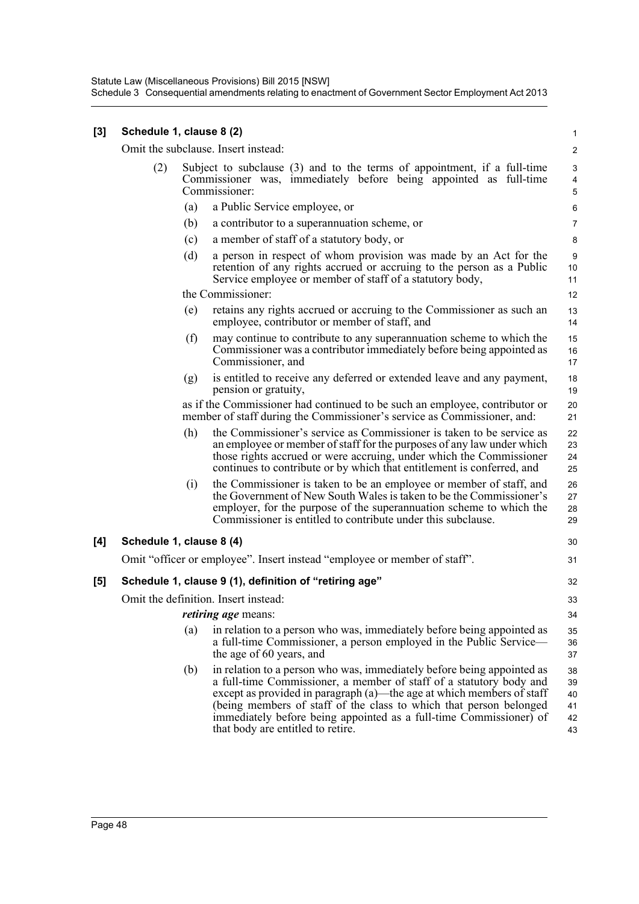**[3] Schedule 1, clause 8 (2)**

Omit the subclause. Insert instead:

(2) Subject to subclause (3) and to the terms of appointment, if a full-time Commissioner was, immediately before being appointed as full-time Commissioner:

(a) a Public Service employee, or

(b) a contributor to a superannuation scheme, or

(c) a member of staff of a statutory body, or

(d) a person in respect of whom provision was made by an Act for the retention of any rights accrued or accruing to the person as a Public Service employee or member of staff of a statutory body,

the Commissioner:

(e) retains any rights accrued or accruing to the Commissioner as such an employee, contributor or member of staff, and

(f) may continue to contribute to any superannuation scheme to which the Commissioner was a contributor immediately before being appointed as Commissioner, and

(g) is entitled to receive any deferred or extended leave and any payment, pension or gratuity,

as if the Commissioner had continued to be such an employee, contributor or member of staff during the Commissioner's service as Commissioner, and:

(h) the Commissioner's service as Commissioner is taken to be service as an employee or member of staff for the purposes of any law under which those rights accrued or were accruing, under which the Commissioner continues to contribute or by which that entitlement is conferred, and

(i) the Commissioner is taken to be an employee or member of staff, and the Government of New South Wales is taken to be the Commissioner's employer, for the purpose of the superannuation scheme to which the Commissioner is entitled to contribute under this subclause.

**[4] Schedule 1, clause 8 (4)**

Omit "officer or employee". Insert instead "employee or member of staff".

**[5] Schedule 1, clause 9 (1), definition of "retiring age"**

Omit the definition. Insert instead:

***retiring age*** means:

(a) in relation to a person who was, immediately before being appointed as a full-time Commissioner, a person employed in the Public Service—the age of 60 years, and

(b) in relation to a person who was, immediately before being appointed as a full-time Commissioner, a member of staff of a statutory body and except as provided in paragraph (a)—the age at which members of staff (being members of staff of the class to which that person belonged immediately before being appointed as a full-time Commissioner) of that body are entitled to retire.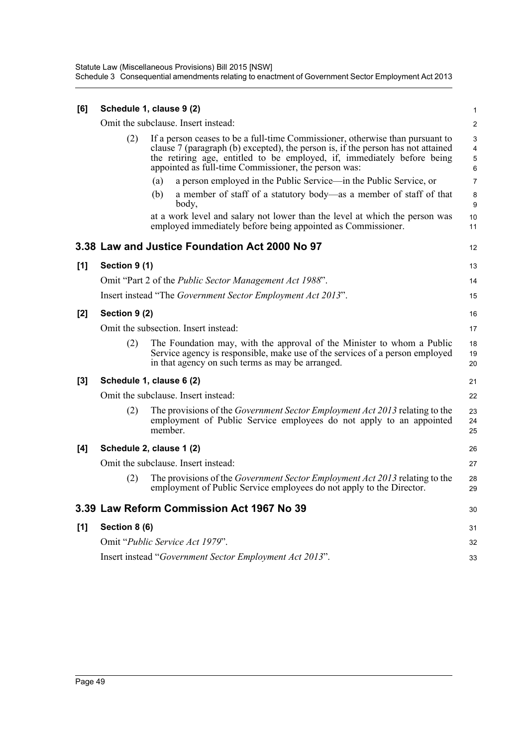**[6] Schedule 1, clause 9 (2)**

Omit the subclause. Insert instead:

(2) If a person ceases to be a full-time Commissioner, otherwise than pursuant to clause 7 (paragraph (b) excepted), the person is, if the person has not attained the retiring age, entitled to be employed, if, immediately before being appointed as full-time Commissioner, the person was:

(a) a person employed in the Public Service—in the Public Service, or

(b) a member of staff of a statutory body—as a member of staff of that body,

at a work level and salary not lower than the level at which the person was employed immediately before being appointed as Commissioner.

## 3.38 Law and Justice Foundation Act 2000 No 97

**[1] Section 9 (1)**

Omit "Part 2 of the *Public Sector Management Act 1988*".

Insert instead "The *Government Sector Employment Act 2013*".

**[2] Section 9 (2)**

Omit the subsection. Insert instead:

(2) The Foundation may, with the approval of the Minister to whom a Public Service agency is responsible, make use of the services of a person employed in that agency on such terms as may be arranged.

**[3] Schedule 1, clause 6 (2)**

Omit the subclause. Insert instead:

(2) The provisions of the *Government Sector Employment Act 2013* relating to the employment of Public Service employees do not apply to an appointed member.

**[4] Schedule 2, clause 1 (2)**

Omit the subclause. Insert instead:

(2) The provisions of the *Government Sector Employment Act 2013* relating to the employment of Public Service employees do not apply to the Director.

## 3.39 Law Reform Commission Act 1967 No 39

**[1] Section 8 (6)**

Omit "*Public Service Act 1979*".

Insert instead "*Government Sector Employment Act 2013*".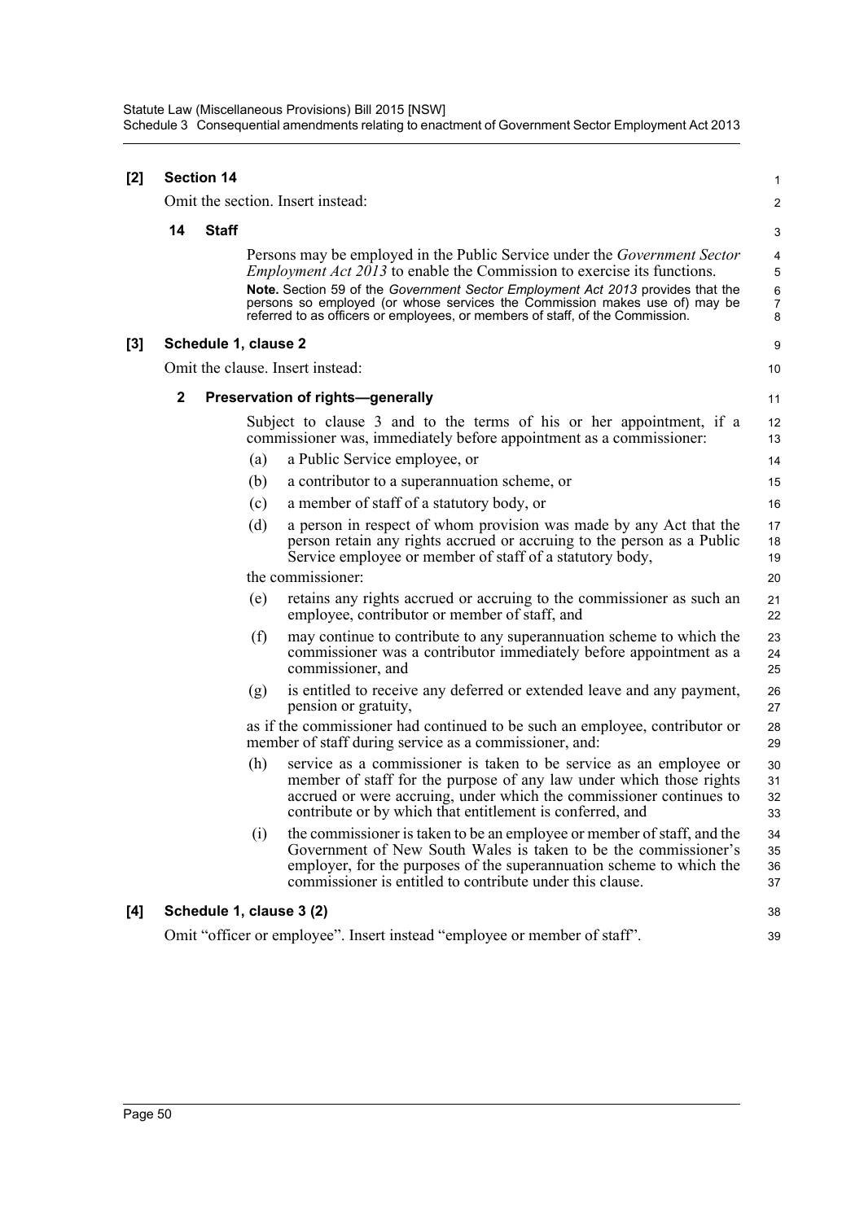**[2] Section 14**

Omit the section. Insert instead:

**14 Staff**

Persons may be employed in the Public Service under the *Government Sector Employment Act 2013* to enable the Commission to exercise its functions.

**Note.** Section 59 of the *Government Sector Employment Act 2013* provides that the persons so employed (or whose services the Commission makes use of) may be referred to as officers or employees, or members of staff, of the Commission.

**[3] Schedule 1, clause 2**

Omit the clause. Insert instead:

**2 Preservation of rights—generally**

Subject to clause 3 and to the terms of his or her appointment, if a commissioner was, immediately before appointment as a commissioner:

(a) a Public Service employee, or

(b) a contributor to a superannuation scheme, or

(c) a member of staff of a statutory body, or

(d) a person in respect of whom provision was made by any Act that the person retain any rights accrued or accruing to the person as a Public Service employee or member of staff of a statutory body,

the commissioner:

(e) retains any rights accrued or accruing to the commissioner as such an employee, contributor or member of staff, and

(f) may continue to contribute to any superannuation scheme to which the commissioner was a contributor immediately before appointment as a commissioner, and

(g) is entitled to receive any deferred or extended leave and any payment, pension or gratuity,

as if the commissioner had continued to be such an employee, contributor or member of staff during service as a commissioner, and:

(h) service as a commissioner is taken to be service as an employee or member of staff for the purpose of any law under which those rights accrued or were accruing, under which the commissioner continues to contribute or by which that entitlement is conferred, and

(i) the commissioner is taken to be an employee or member of staff, and the Government of New South Wales is taken to be the commissioner's employer, for the purposes of the superannuation scheme to which the commissioner is entitled to contribute under this clause.

**[4] Schedule 1, clause 3 (2)**

Omit "officer or employee". Insert instead "employee or member of staff".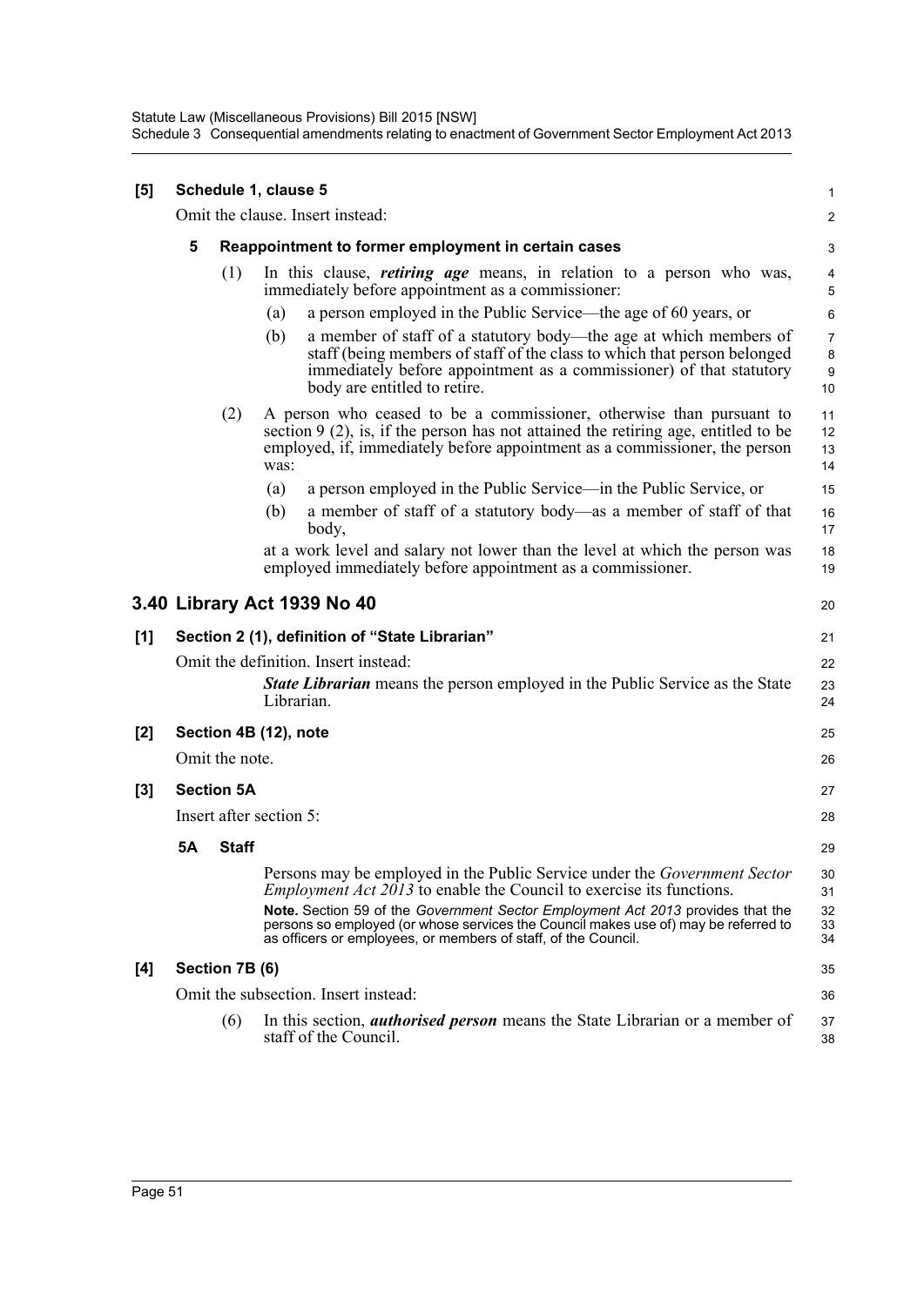**[5] Schedule 1, clause 5**

Omit the clause. Insert instead:

**5 Reappointment to former employment in certain cases**

(1) In this clause, ***retiring age*** means, in relation to a person who was, immediately before appointment as a commissioner:

(a) a person employed in the Public Service—the age of 60 years, or

(b) a member of staff of a statutory body—the age at which members of staff (being members of staff of the class to which that person belonged immediately before appointment as a commissioner) of that statutory body are entitled to retire.

(2) A person who ceased to be a commissioner, otherwise than pursuant to section 9 (2), is, if the person has not attained the retiring age, entitled to be employed, if, immediately before appointment as a commissioner, the person was:

(a) a person employed in the Public Service—in the Public Service, or

(b) a member of staff of a statutory body—as a member of staff of that body,

at a work level and salary not lower than the level at which the person was employed immediately before appointment as a commissioner.

## 3.40 Library Act 1939 No 40

**[1] Section 2 (1), definition of "State Librarian"**

Omit the definition. Insert instead:

***State Librarian*** means the person employed in the Public Service as the State Librarian.

**[2] Section 4B (12), note**

Omit the note.

**[3] Section 5A**

Insert after section 5:

**5A Staff**

Persons may be employed in the Public Service under the *Government Sector Employment Act 2013* to enable the Council to exercise its functions.

**Note.** Section 59 of the *Government Sector Employment Act 2013* provides that the persons so employed (or whose services the Council makes use of) may be referred to as officers or employees, or members of staff, of the Council.

**[4] Section 7B (6)**

Omit the subsection. Insert instead:

(6) In this section, ***authorised person*** means the State Librarian or a member of staff of the Council.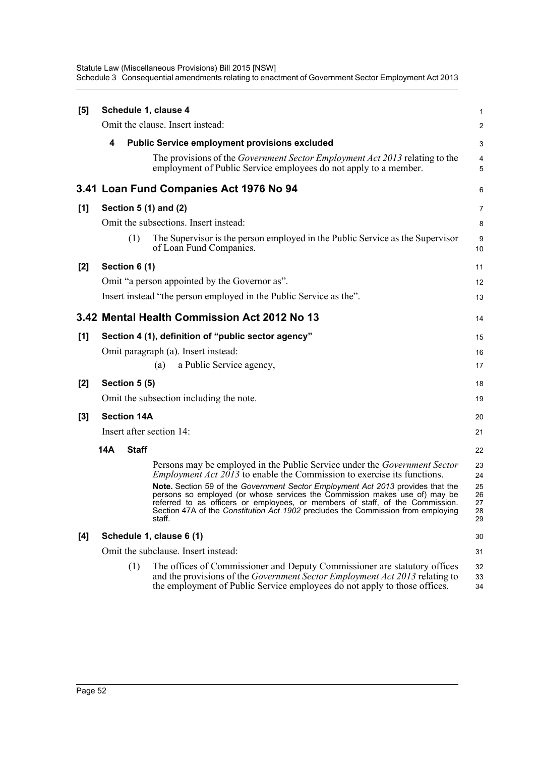**[5] Schedule 1, clause 4**

Omit the clause. Insert instead:

**4 Public Service employment provisions excluded**

The provisions of the *Government Sector Employment Act 2013* relating to the employment of Public Service employees do not apply to a member.

## 3.41 Loan Fund Companies Act 1976 No 94

**[1] Section 5 (1) and (2)**

Omit the subsections. Insert instead:

(1) The Supervisor is the person employed in the Public Service as the Supervisor of Loan Fund Companies.

**[2] Section 6 (1)**

Omit "a person appointed by the Governor as".

Insert instead "the person employed in the Public Service as the".

## 3.42 Mental Health Commission Act 2012 No 13

**[1] Section 4 (1), definition of "public sector agency"**

Omit paragraph (a). Insert instead:

(a) a Public Service agency,

**[2] Section 5 (5)**

Omit the subsection including the note.

**[3] Section 14A**

Insert after section 14:

**14A Staff**

Persons may be employed in the Public Service under the *Government Sector Employment Act 2013* to enable the Commission to exercise its functions.

**Note.** Section 59 of the *Government Sector Employment Act 2013* provides that the persons so employed (or whose services the Commission makes use of) may be referred to as officers or employees, or members of staff, of the Commission. Section 47A of the *Constitution Act 1902* precludes the Commission from employing staff.

**[4] Schedule 1, clause 6 (1)**

Omit the subclause. Insert instead:

(1) The offices of Commissioner and Deputy Commissioner are statutory offices and the provisions of the *Government Sector Employment Act 2013* relating to the employment of Public Service employees do not apply to those offices.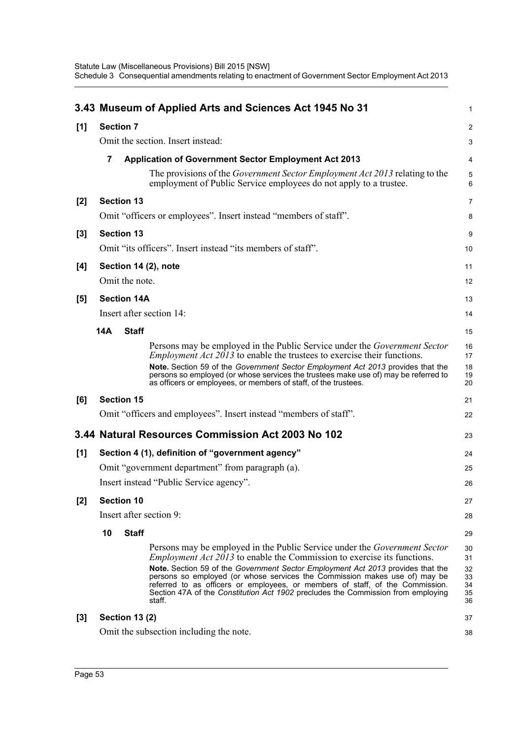## 3.43 Museum of Applied Arts and Sciences Act 1945 No 31

**[1] Section 7**

Omit the section. Insert instead:

**7 Application of Government Sector Employment Act 2013**

The provisions of the *Government Sector Employment Act 2013* relating to the employment of Public Service employees do not apply to a trustee.

**[2] Section 13**

Omit "officers or employees". Insert instead "members of staff".

**[3] Section 13**

Omit "its officers". Insert instead "its members of staff".

**[4] Section 14 (2), note**

Omit the note.

**[5] Section 14A**

Insert after section 14:

**14A Staff**

Persons may be employed in the Public Service under the *Government Sector Employment Act 2013* to enable the trustees to exercise their functions.

**Note.** Section 59 of the *Government Sector Employment Act 2013* provides that the persons so employed (or whose services the trustees make use of) may be referred to as officers or employees, or members of staff, of the trustees.

**[6] Section 15**

Omit "officers and employees". Insert instead "members of staff".

## 3.44 Natural Resources Commission Act 2003 No 102

**[1] Section 4 (1), definition of "government agency"**

Omit "government department" from paragraph (a).

Insert instead "Public Service agency".

**[2] Section 10**

Insert after section 9:

**10 Staff**

Persons may be employed in the Public Service under the *Government Sector Employment Act 2013* to enable the Commission to exercise its functions.

**Note.** Section 59 of the *Government Sector Employment Act 2013* provides that the persons so employed (or whose services the Commission makes use of) may be referred to as officers or employees, or members of staff, of the Commission. Section 47A of the *Constitution Act 1902* precludes the Commission from employing staff.

**[3] Section 13 (2)**

Omit the subsection including the note.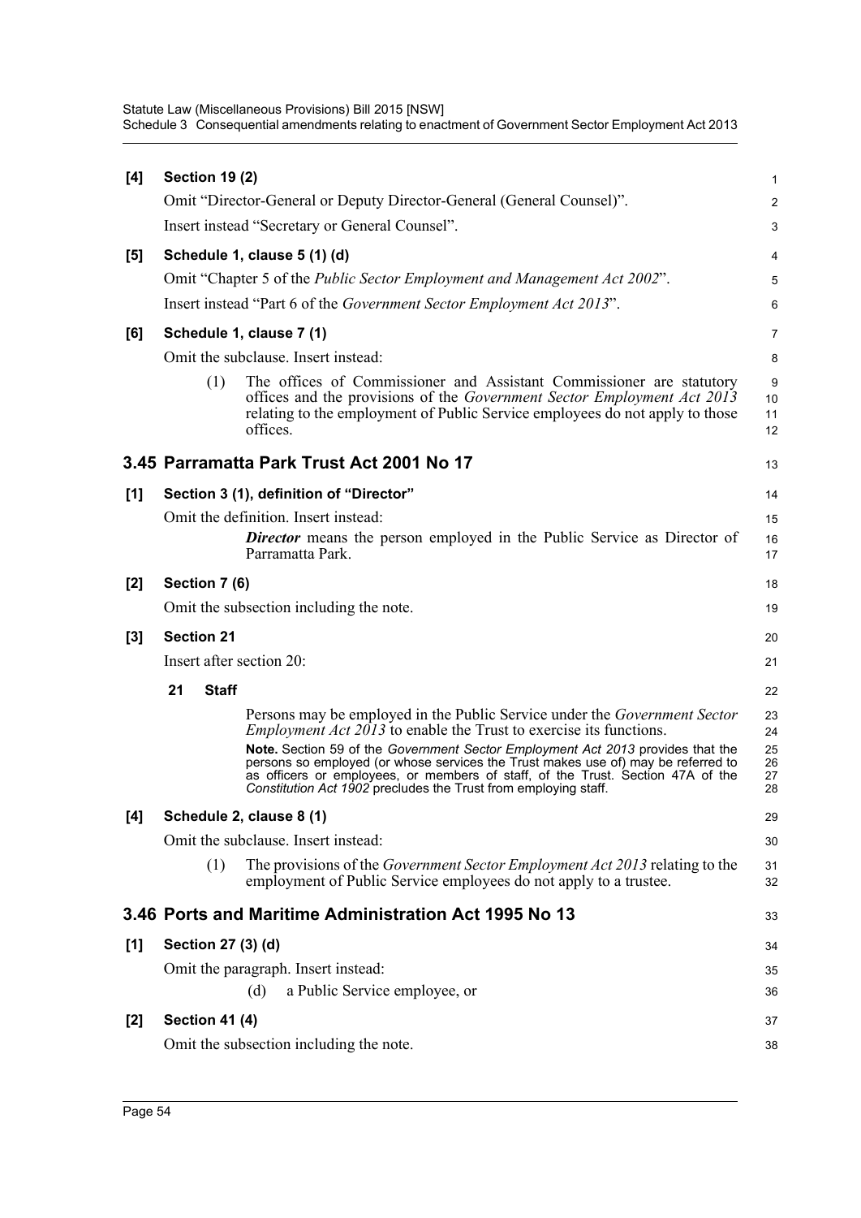**[4] Section 19 (2)**

Omit "Director-General or Deputy Director-General (General Counsel)".

Insert instead "Secretary or General Counsel".

**[5] Schedule 1, clause 5 (1) (d)**

Omit "Chapter 5 of the *Public Sector Employment and Management Act 2002*".

Insert instead "Part 6 of the *Government Sector Employment Act 2013*".

**[6] Schedule 1, clause 7 (1)**

Omit the subclause. Insert instead:

> (1) The offices of Commissioner and Assistant Commissioner are statutory offices and the provisions of the *Government Sector Employment Act 2013* relating to the employment of Public Service employees do not apply to those offices.

## 3.45 Parramatta Park Trust Act 2001 No 17

**[1] Section 3 (1), definition of "Director"**

Omit the definition. Insert instead:

> ***Director*** means the person employed in the Public Service as Director of Parramatta Park.

**[2] Section 7 (6)**

Omit the subsection including the note.

**[3] Section 21**

Insert after section 20:

> **21 Staff**
>
> Persons may be employed in the Public Service under the *Government Sector Employment Act 2013* to enable the Trust to exercise its functions.
>
> **Note.** Section 59 of the *Government Sector Employment Act 2013* provides that the persons so employed (or whose services the Trust makes use of) may be referred to as officers or employees, or members of staff, of the Trust. Section 47A of the *Constitution Act 1902* precludes the Trust from employing staff.

**[4] Schedule 2, clause 8 (1)**

Omit the subclause. Insert instead:

> (1) The provisions of the *Government Sector Employment Act 2013* relating to the employment of Public Service employees do not apply to a trustee.

## 3.46 Ports and Maritime Administration Act 1995 No 13

**[1] Section 27 (3) (d)**

Omit the paragraph. Insert instead:

> (d) a Public Service employee, or

**[2] Section 41 (4)**

Omit the subsection including the note.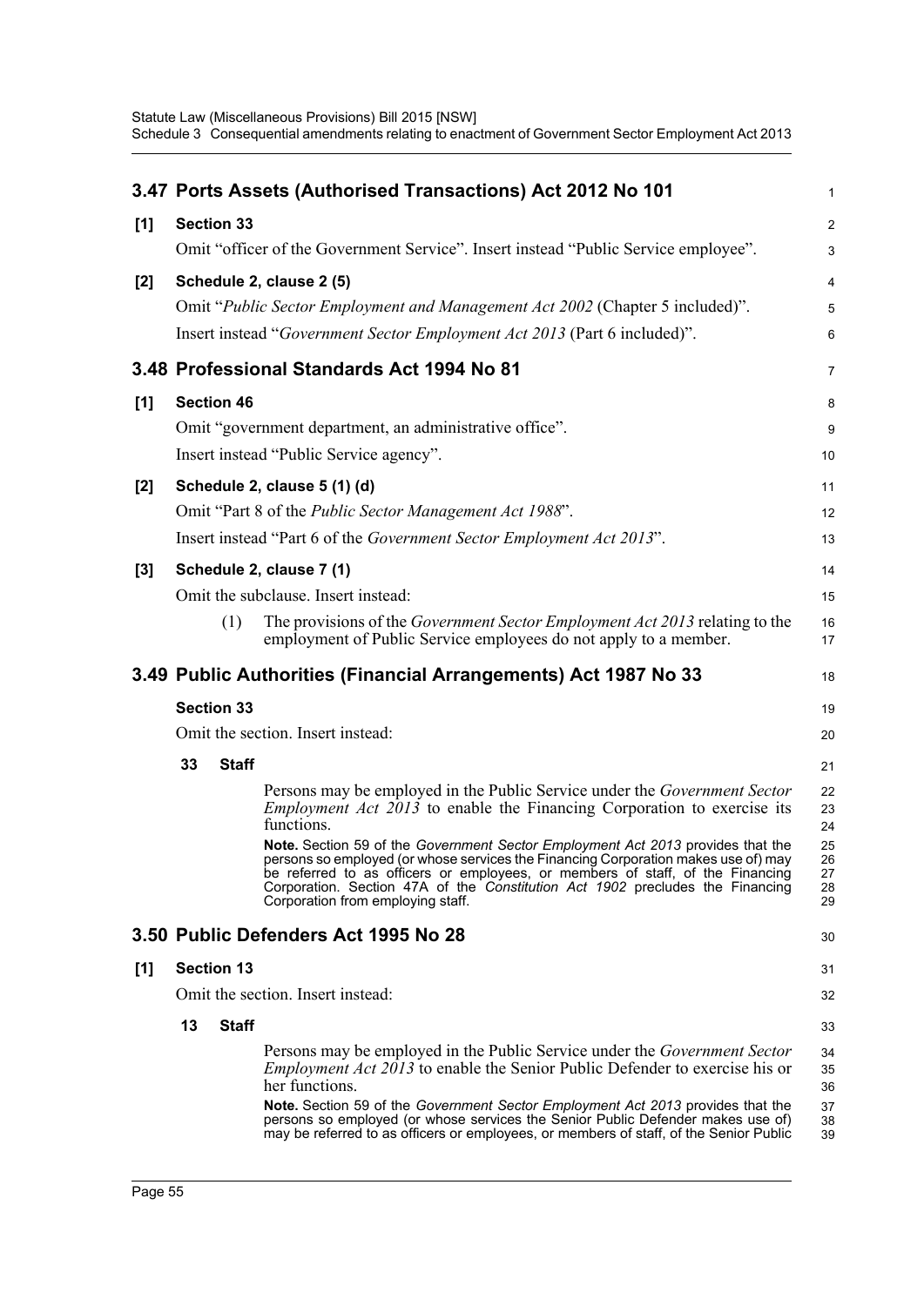## 3.47 Ports Assets (Authorised Transactions) Act 2012 No 101

**[1] Section 33**

Omit "officer of the Government Service". Insert instead "Public Service employee".

**[2] Schedule 2, clause 2 (5)**

Omit "*Public Sector Employment and Management Act 2002* (Chapter 5 included)".

Insert instead "*Government Sector Employment Act 2013* (Part 6 included)".

## 3.48 Professional Standards Act 1994 No 81

**[1] Section 46**

Omit "government department, an administrative office".

Insert instead "Public Service agency".

**[2] Schedule 2, clause 5 (1) (d)**

Omit "Part 8 of the *Public Sector Management Act 1988*".

Insert instead "Part 6 of the *Government Sector Employment Act 2013*".

**[3] Schedule 2, clause 7 (1)**

Omit the subclause. Insert instead:

(1) The provisions of the *Government Sector Employment Act 2013* relating to the employment of Public Service employees do not apply to a member.

## 3.49 Public Authorities (Financial Arrangements) Act 1987 No 33

**Section 33**

Omit the section. Insert instead:

**33 Staff**

Persons may be employed in the Public Service under the *Government Sector Employment Act 2013* to enable the Financing Corporation to exercise its functions.

**Note.** Section 59 of the *Government Sector Employment Act 2013* provides that the persons so employed (or whose services the Financing Corporation makes use of) may be referred to as officers or employees, or members of staff, of the Financing Corporation. Section 47A of the *Constitution Act 1902* precludes the Financing Corporation from employing staff.

## 3.50 Public Defenders Act 1995 No 28

**[1] Section 13**

Omit the section. Insert instead:

**13 Staff**

Persons may be employed in the Public Service under the *Government Sector Employment Act 2013* to enable the Senior Public Defender to exercise his or her functions.

**Note.** Section 59 of the *Government Sector Employment Act 2013* provides that the persons so employed (or whose services the Senior Public Defender makes use of) may be referred to as officers or employees, or members of staff, of the Senior Public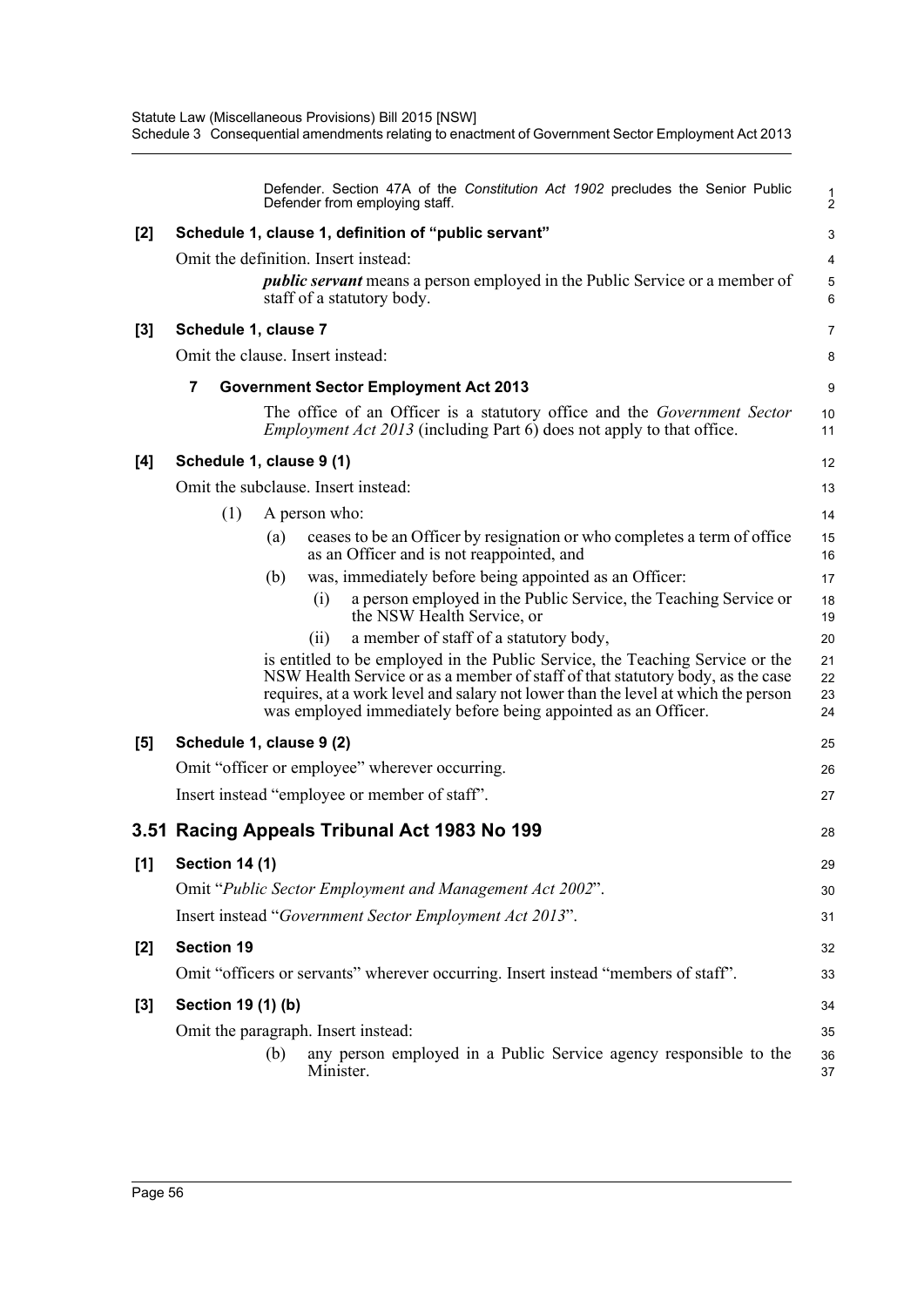Defender. Section 47A of the *Constitution Act 1902* precludes the Senior Public Defender from employing staff.

**[2] Schedule 1, clause 1, definition of "public servant"**

Omit the definition. Insert instead:

> ***public servant*** means a person employed in the Public Service or a member of staff of a statutory body.

**[3] Schedule 1, clause 7**

Omit the clause. Insert instead:

> **7 Government Sector Employment Act 2013**
>
> The office of an Officer is a statutory office and the *Government Sector Employment Act 2013* (including Part 6) does not apply to that office.

**[4] Schedule 1, clause 9 (1)**

Omit the subclause. Insert instead:

> (1) A person who:
>
> (a) ceases to be an Officer by resignation or who completes a term of office as an Officer and is not reappointed, and
>
> (b) was, immediately before being appointed as an Officer:
>
> (i) a person employed in the Public Service, the Teaching Service or the NSW Health Service, or
>
> (ii) a member of staff of a statutory body,
>
> is entitled to be employed in the Public Service, the Teaching Service or the NSW Health Service or as a member of staff of that statutory body, as the case requires, at a work level and salary not lower than the level at which the person was employed immediately before being appointed as an Officer.

**[5] Schedule 1, clause 9 (2)**

Omit "officer or employee" wherever occurring.

Insert instead "employee or member of staff".

## 3.51 Racing Appeals Tribunal Act 1983 No 199

**[1] Section 14 (1)**

Omit "*Public Sector Employment and Management Act 2002*".

Insert instead "*Government Sector Employment Act 2013*".

**[2] Section 19**

Omit "officers or servants" wherever occurring. Insert instead "members of staff".

**[3] Section 19 (1) (b)**

Omit the paragraph. Insert instead:

> (b) any person employed in a Public Service agency responsible to the Minister.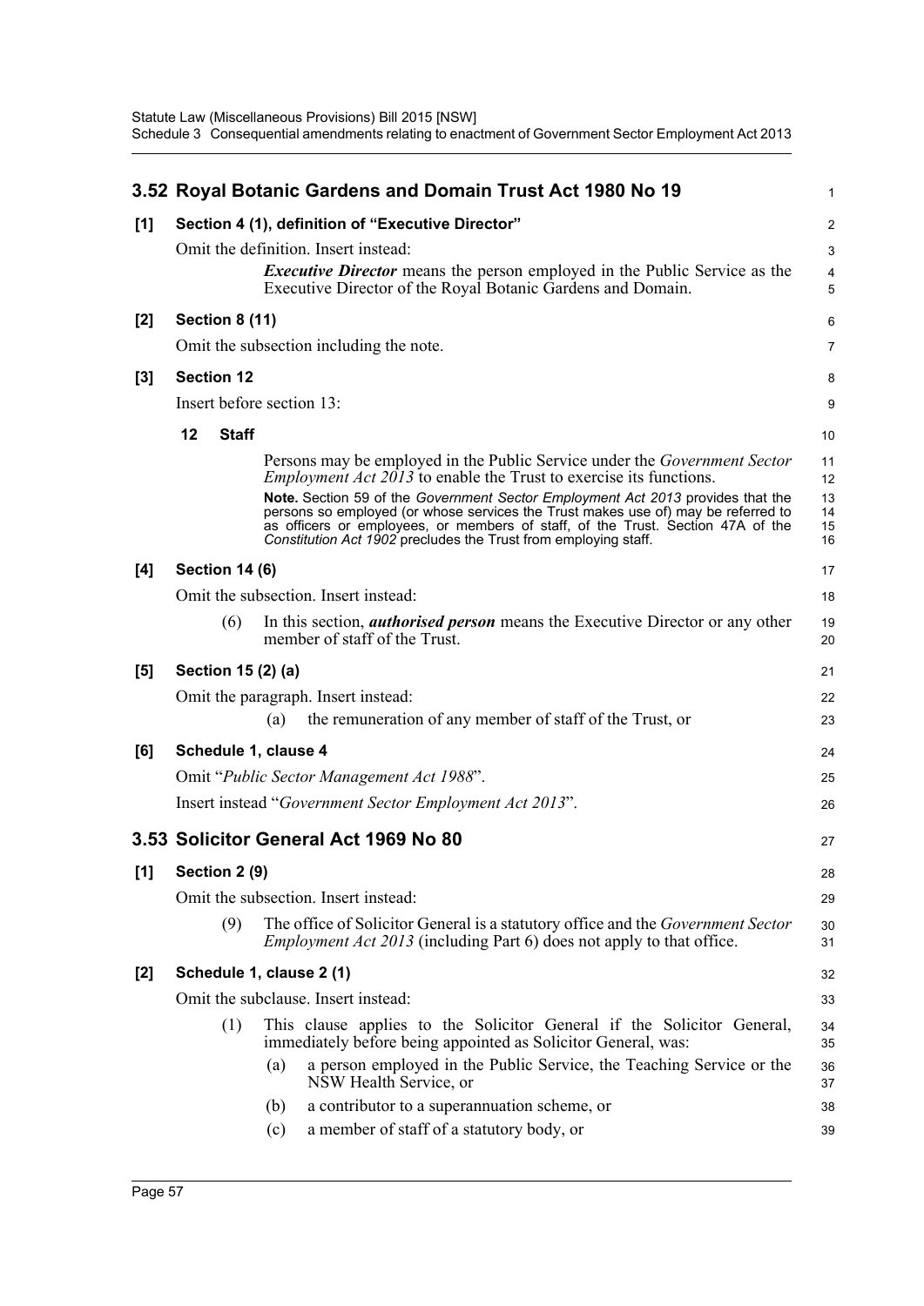## 3.52 Royal Botanic Gardens and Domain Trust Act 1980 No 19

**[1] Section 4 (1), definition of "Executive Director"**

Omit the definition. Insert instead:

> ***Executive Director*** means the person employed in the Public Service as the Executive Director of the Royal Botanic Gardens and Domain.

**[2] Section 8 (11)**

Omit the subsection including the note.

**[3] Section 12**

Insert before section 13:

> **12 Staff**
>
> Persons may be employed in the Public Service under the *Government Sector Employment Act 2013* to enable the Trust to exercise its functions.
>
> **Note.** Section 59 of the *Government Sector Employment Act 2013* provides that the persons so employed (or whose services the Trust makes use of) may be referred to as officers or employees, or members of staff, of the Trust. Section 47A of the *Constitution Act 1902* precludes the Trust from employing staff.

**[4] Section 14 (6)**

Omit the subsection. Insert instead:

> (6) In this section, ***authorised person*** means the Executive Director or any other member of staff of the Trust.

**[5] Section 15 (2) (a)**

Omit the paragraph. Insert instead:

> (a) the remuneration of any member of staff of the Trust, or

**[6] Schedule 1, clause 4**

Omit "*Public Sector Management Act 1988*".

Insert instead "*Government Sector Employment Act 2013*".

## 3.53 Solicitor General Act 1969 No 80

**[1] Section 2 (9)**

Omit the subsection. Insert instead:

> (9) The office of Solicitor General is a statutory office and the *Government Sector Employment Act 2013* (including Part 6) does not apply to that office.

**[2] Schedule 1, clause 2 (1)**

Omit the subclause. Insert instead:

> (1) This clause applies to the Solicitor General if the Solicitor General, immediately before being appointed as Solicitor General, was:
>
> (a) a person employed in the Public Service, the Teaching Service or the NSW Health Service, or
>
> (b) a contributor to a superannuation scheme, or
>
> (c) a member of staff of a statutory body, or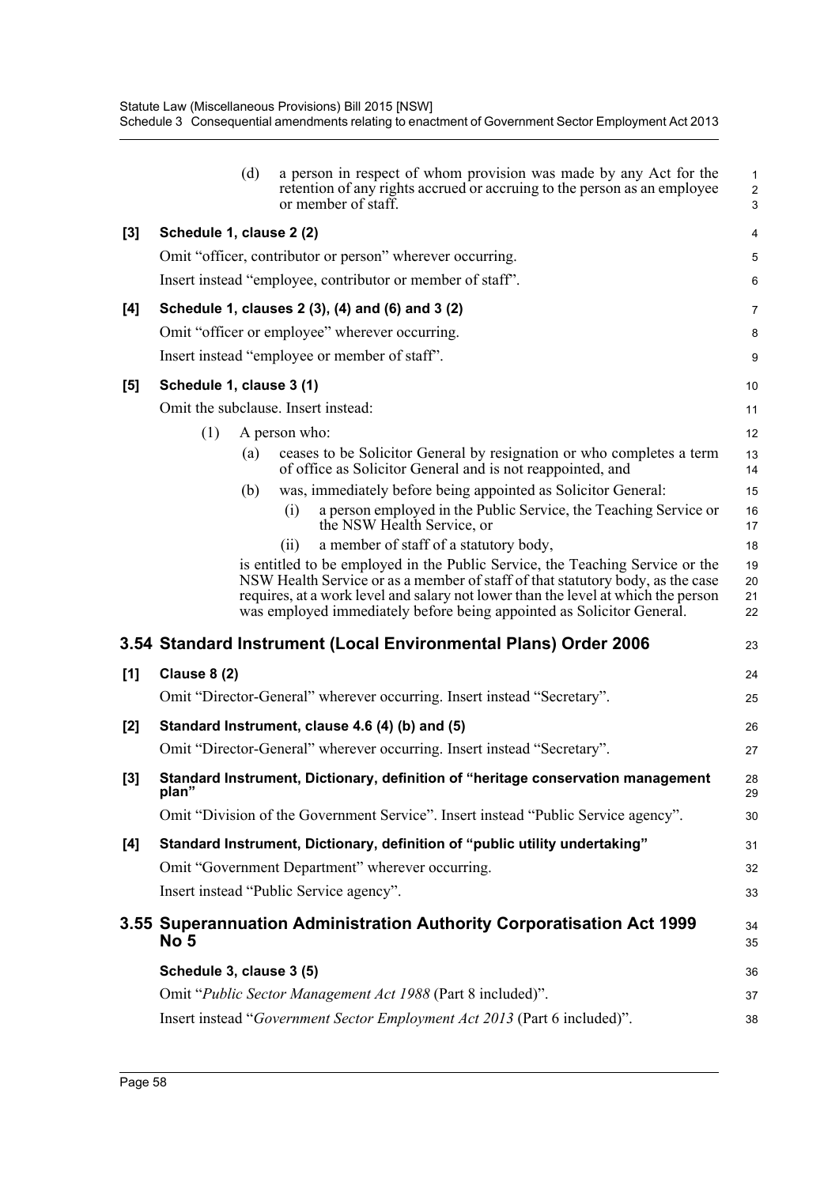(d) a person in respect of whom provision was made by any Act for the retention of any rights accrued or accruing to the person as an employee or member of staff.

**[3] Schedule 1, clause 2 (2)**

Omit "officer, contributor or person" wherever occurring.

Insert instead "employee, contributor or member of staff".

**[4] Schedule 1, clauses 2 (3), (4) and (6) and 3 (2)**

Omit "officer or employee" wherever occurring.

Insert instead "employee or member of staff".

**[5] Schedule 1, clause 3 (1)**

Omit the subclause. Insert instead:

(1) A person who:

(a) ceases to be Solicitor General by resignation or who completes a term of office as Solicitor General and is not reappointed, and

(b) was, immediately before being appointed as Solicitor General:

(i) a person employed in the Public Service, the Teaching Service or the NSW Health Service, or

(ii) a member of staff of a statutory body,

is entitled to be employed in the Public Service, the Teaching Service or the NSW Health Service or as a member of staff of that statutory body, as the case requires, at a work level and salary not lower than the level at which the person was employed immediately before being appointed as Solicitor General.

## 3.54 Standard Instrument (Local Environmental Plans) Order 2006

**[1] Clause 8 (2)**

Omit "Director-General" wherever occurring. Insert instead "Secretary".

**[2] Standard Instrument, clause 4.6 (4) (b) and (5)**

Omit "Director-General" wherever occurring. Insert instead "Secretary".

**[3] Standard Instrument, Dictionary, definition of "heritage conservation management plan"**

Omit "Division of the Government Service". Insert instead "Public Service agency".

**[4] Standard Instrument, Dictionary, definition of "public utility undertaking"**

Omit "Government Department" wherever occurring.

Insert instead "Public Service agency".

## 3.55 Superannuation Administration Authority Corporatisation Act 1999 No 5

**Schedule 3, clause 3 (5)**

Omit "*Public Sector Management Act 1988* (Part 8 included)".

Insert instead "*Government Sector Employment Act 2013* (Part 6 included)".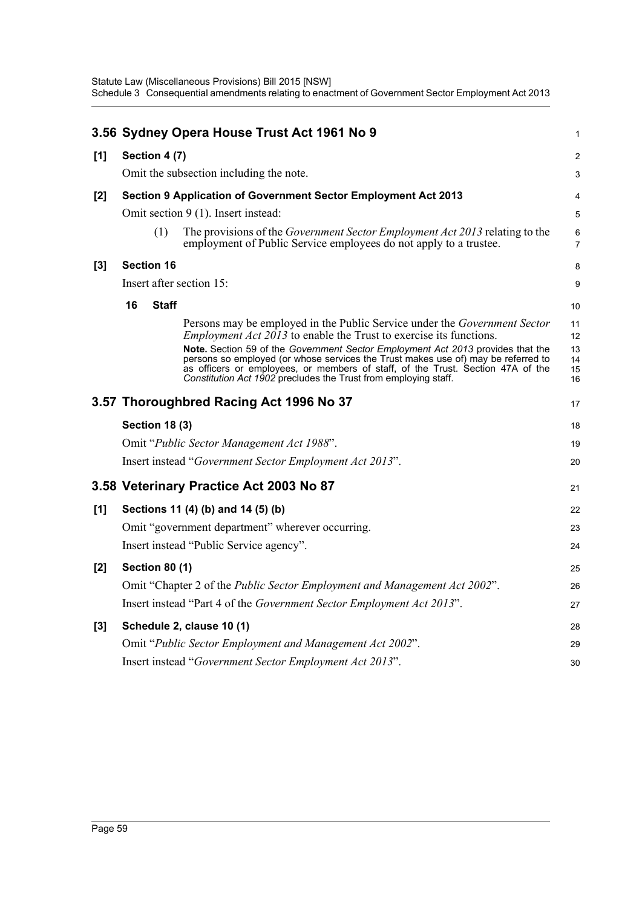## 3.56 Sydney Opera House Trust Act 1961 No 9

**[1] Section 4 (7)**

Omit the subsection including the note.

**[2] Section 9 Application of Government Sector Employment Act 2013**

Omit section 9 (1). Insert instead:

(1) The provisions of the *Government Sector Employment Act 2013* relating to the employment of Public Service employees do not apply to a trustee.

**[3] Section 16**

Insert after section 15:

**16 Staff**

Persons may be employed in the Public Service under the *Government Sector Employment Act 2013* to enable the Trust to exercise its functions.

**Note.** Section 59 of the *Government Sector Employment Act 2013* provides that the persons so employed (or whose services the Trust makes use of) may be referred to as officers or employees, or members of staff, of the Trust. Section 47A of the *Constitution Act 1902* precludes the Trust from employing staff.

## 3.57 Thoroughbred Racing Act 1996 No 37

**Section 18 (3)**

Omit "*Public Sector Management Act 1988*".

Insert instead "*Government Sector Employment Act 2013*".

## 3.58 Veterinary Practice Act 2003 No 87

**[1] Sections 11 (4) (b) and 14 (5) (b)**

Omit "government department" wherever occurring.

Insert instead "Public Service agency".

**[2] Section 80 (1)**

Omit "Chapter 2 of the *Public Sector Employment and Management Act 2002*".

Insert instead "Part 4 of the *Government Sector Employment Act 2013*".

**[3] Schedule 2, clause 10 (1)**

Omit "*Public Sector Employment and Management Act 2002*".

Insert instead "*Government Sector Employment Act 2013*".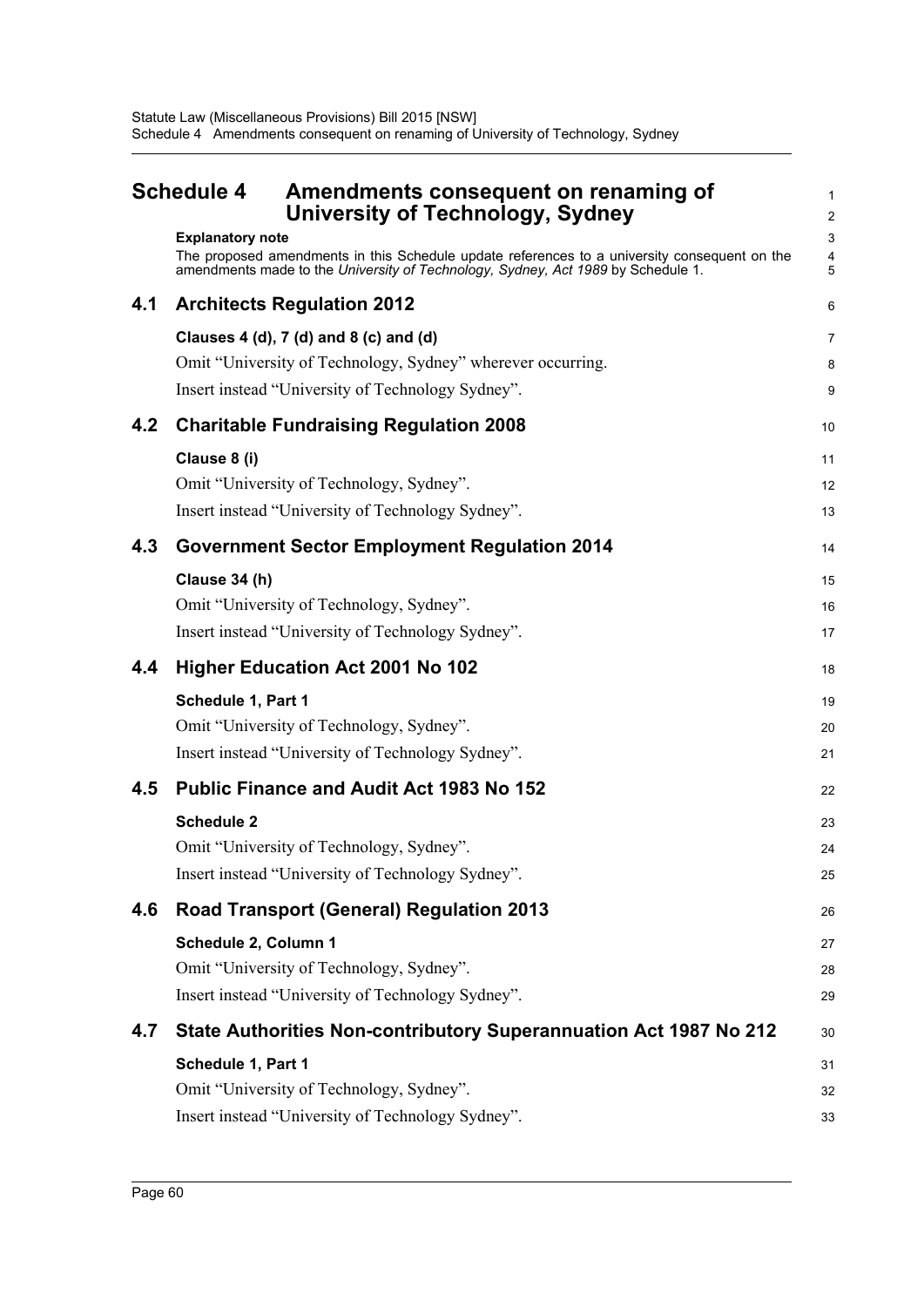# Schedule 4 Amendments consequent on renaming of University of Technology, Sydney

**Explanatory note**

The proposed amendments in this Schedule update references to a university consequent on the amendments made to the *University of Technology, Sydney, Act 1989* by Schedule 1.

## 4.1 Architects Regulation 2012

### Clauses 4 (d), 7 (d) and 8 (c) and (d)

Omit "University of Technology, Sydney" wherever occurring.

Insert instead "University of Technology Sydney".

## 4.2 Charitable Fundraising Regulation 2008

### Clause 8 (i)

Omit "University of Technology, Sydney".

Insert instead "University of Technology Sydney".

## 4.3 Government Sector Employment Regulation 2014

### Clause 34 (h)

Omit "University of Technology, Sydney".

Insert instead "University of Technology Sydney".

## 4.4 Higher Education Act 2001 No 102

### Schedule 1, Part 1

Omit "University of Technology, Sydney".

Insert instead "University of Technology Sydney".

## 4.5 Public Finance and Audit Act 1983 No 152

### Schedule 2

Omit "University of Technology, Sydney".

Insert instead "University of Technology Sydney".

## 4.6 Road Transport (General) Regulation 2013

### Schedule 2, Column 1

Omit "University of Technology, Sydney".

Insert instead "University of Technology Sydney".

## 4.7 State Authorities Non-contributory Superannuation Act 1987 No 212

### Schedule 1, Part 1

Omit "University of Technology, Sydney".

Insert instead "University of Technology Sydney".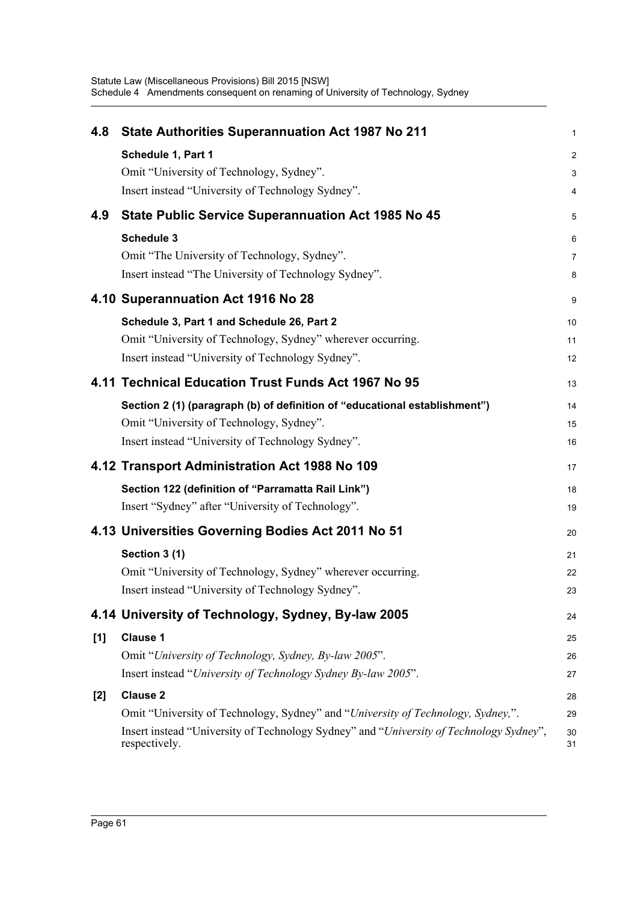## 4.8 State Authorities Superannuation Act 1987 No 211

**Schedule 1, Part 1**

Omit "University of Technology, Sydney".

Insert instead "University of Technology Sydney".

## 4.9 State Public Service Superannuation Act 1985 No 45

**Schedule 3**

Omit "The University of Technology, Sydney".

Insert instead "The University of Technology Sydney".

## 4.10 Superannuation Act 1916 No 28

**Schedule 3, Part 1 and Schedule 26, Part 2**

Omit "University of Technology, Sydney" wherever occurring.

Insert instead "University of Technology Sydney".

## 4.11 Technical Education Trust Funds Act 1967 No 95

**Section 2 (1) (paragraph (b) of definition of "educational establishment")**

Omit "University of Technology, Sydney".

Insert instead "University of Technology Sydney".

## 4.12 Transport Administration Act 1988 No 109

**Section 122 (definition of "Parramatta Rail Link")**

Insert "Sydney" after "University of Technology".

## 4.13 Universities Governing Bodies Act 2011 No 51

**Section 3 (1)**

Omit "University of Technology, Sydney" wherever occurring.

Insert instead "University of Technology Sydney".

## 4.14 University of Technology, Sydney, By-law 2005

**[1] Clause 1**

Omit "*University of Technology, Sydney, By-law 2005*".

Insert instead "*University of Technology Sydney By-law 2005*".

**[2] Clause 2**

Omit "University of Technology, Sydney" and "*University of Technology, Sydney,*".

Insert instead "University of Technology Sydney" and "*University of Technology Sydney*", respectively.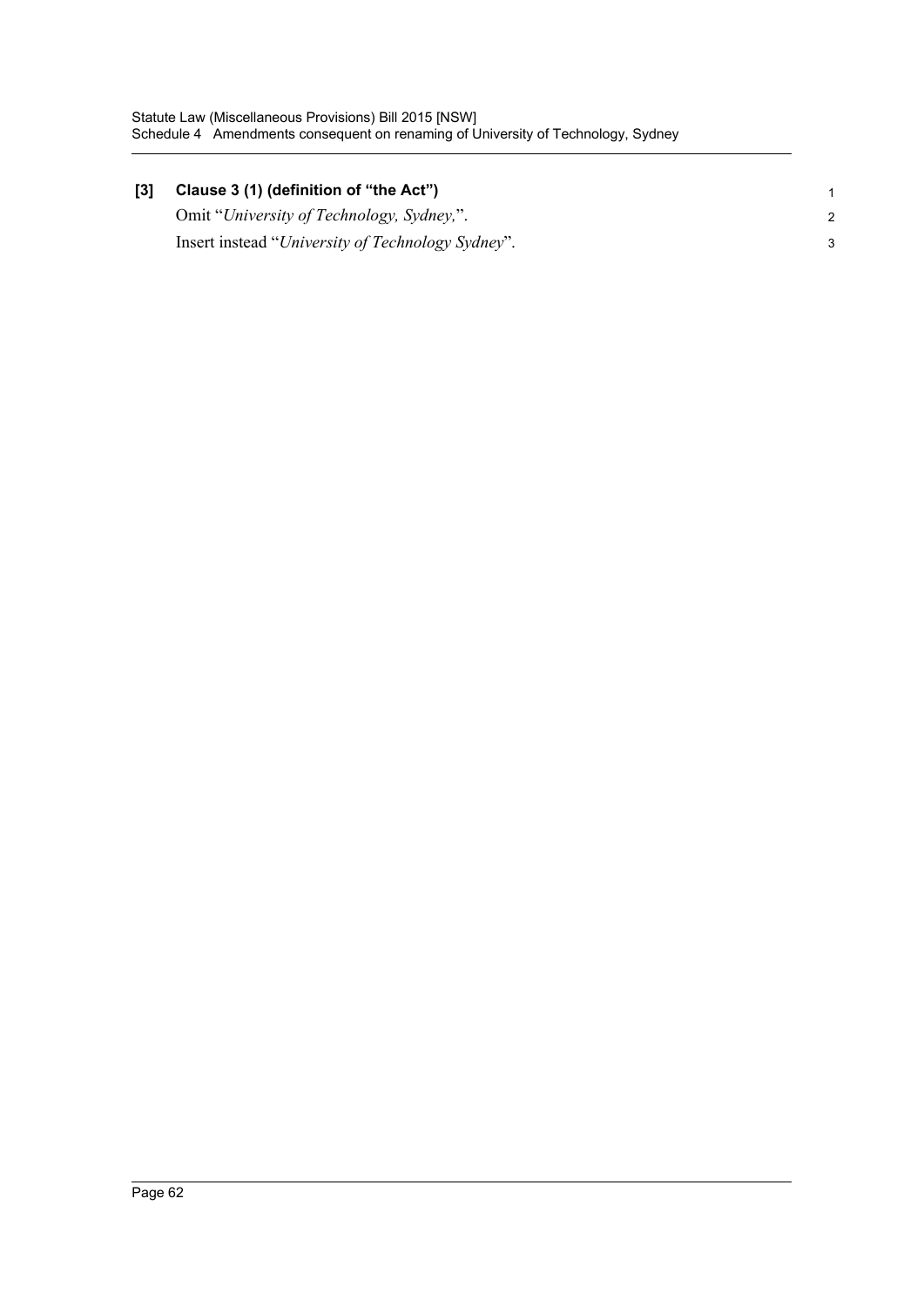**[3] Clause 3 (1) (definition of "the Act")**

Omit "*University of Technology, Sydney,*".

Insert instead "*University of Technology Sydney*".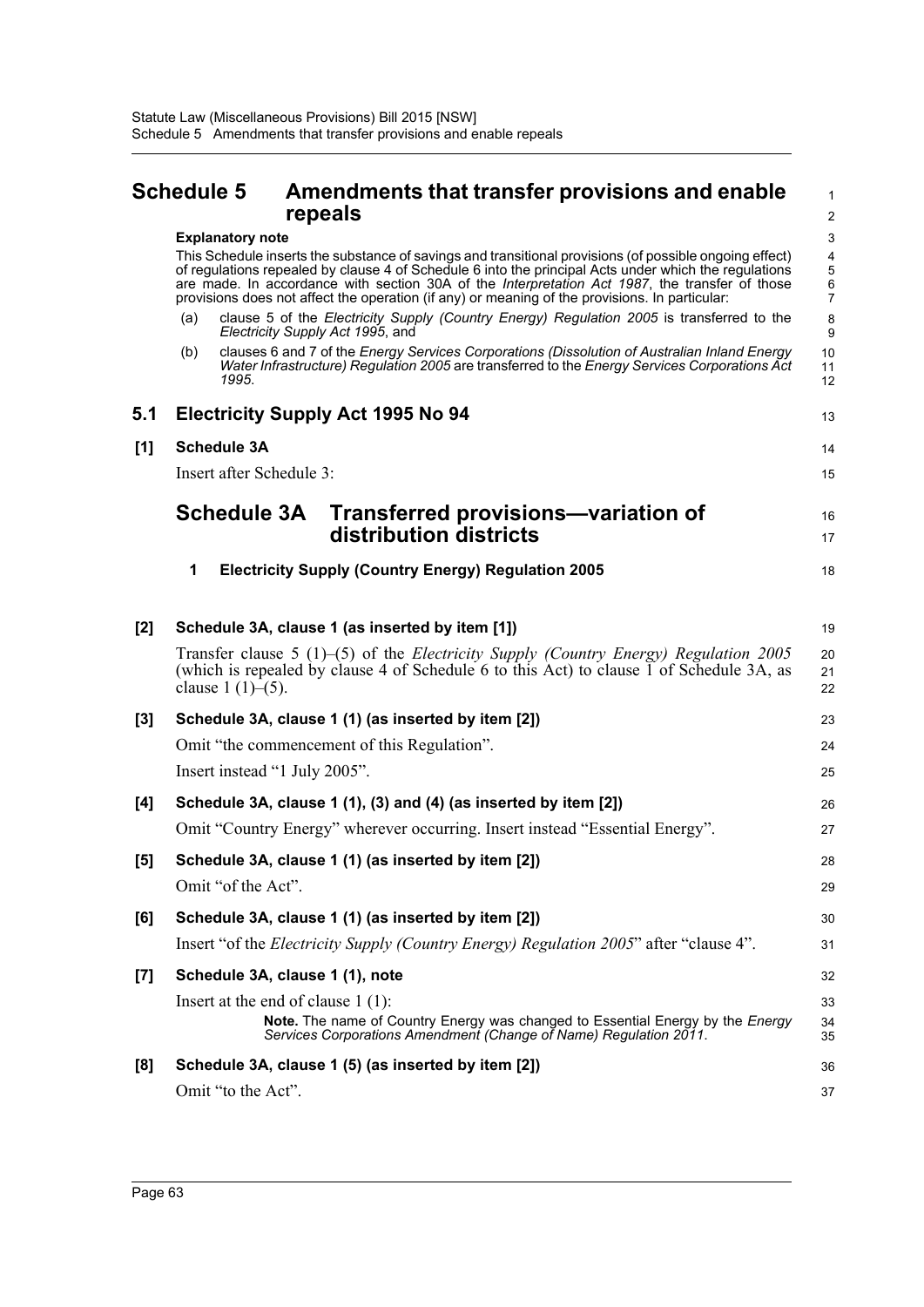# Schedule 5 Amendments that transfer provisions and enable repeals

**Explanatory note**

This Schedule inserts the substance of savings and transitional provisions (of possible ongoing effect) of regulations repealed by clause 4 of Schedule 6 into the principal Acts under which the regulations are made. In accordance with section 30A of the *Interpretation Act 1987*, the transfer of those provisions does not affect the operation (if any) or meaning of the provisions. In particular:

(a) clause 5 of the *Electricity Supply (Country Energy) Regulation 2005* is transferred to the *Electricity Supply Act 1995*, and

(b) clauses 6 and 7 of the *Energy Services Corporations (Dissolution of Australian Inland Energy Water Infrastructure) Regulation 2005* are transferred to the *Energy Services Corporations Act 1995*.

## 5.1 Electricity Supply Act 1995 No 94

**[1] Schedule 3A**

Insert after Schedule 3:

## Schedule 3A Transferred provisions—variation of distribution districts

**1 Electricity Supply (Country Energy) Regulation 2005**

**[2] Schedule 3A, clause 1 (as inserted by item [1])**

Transfer clause 5 (1)–(5) of the *Electricity Supply (Country Energy) Regulation 2005* (which is repealed by clause 4 of Schedule 6 to this Act) to clause 1 of Schedule 3A, as clause 1 (1)–(5).

**[3] Schedule 3A, clause 1 (1) (as inserted by item [2])**

Omit "the commencement of this Regulation".

Insert instead "1 July 2005".

**[4] Schedule 3A, clause 1 (1), (3) and (4) (as inserted by item [2])**

Omit "Country Energy" wherever occurring. Insert instead "Essential Energy".

**[5] Schedule 3A, clause 1 (1) (as inserted by item [2])**

Omit "of the Act".

**[6] Schedule 3A, clause 1 (1) (as inserted by item [2])**

Insert "of the *Electricity Supply (Country Energy) Regulation 2005*" after "clause 4".

**[7] Schedule 3A, clause 1 (1), note**

Insert at the end of clause 1 (1):

**Note.** The name of Country Energy was changed to Essential Energy by the *Energy Services Corporations Amendment (Change of Name) Regulation 2011*.

**[8] Schedule 3A, clause 1 (5) (as inserted by item [2])**

Omit "to the Act".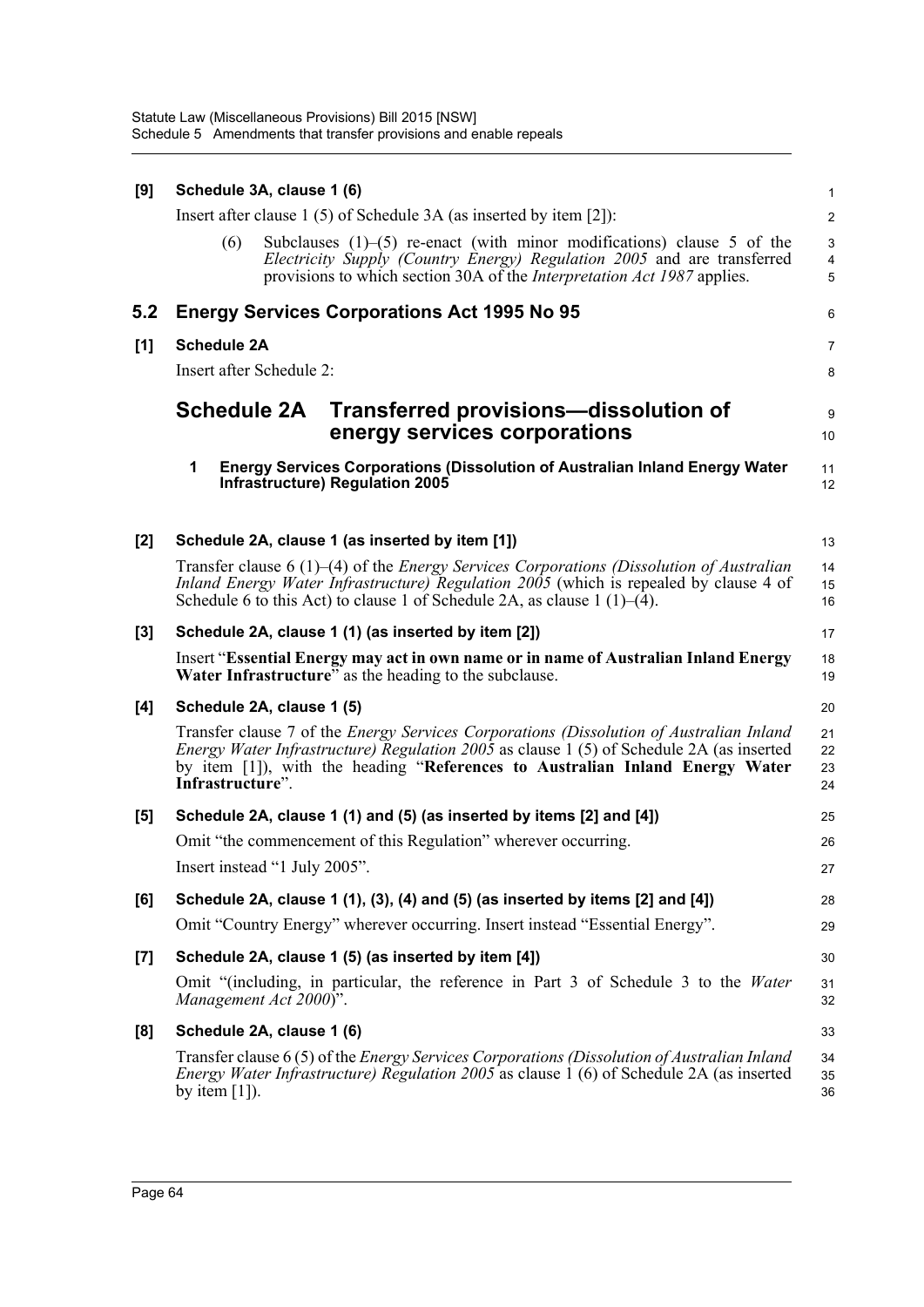**[9] Schedule 3A, clause 1 (6)**

Insert after clause 1 (5) of Schedule 3A (as inserted by item [2]):

> (6) Subclauses (1)–(5) re-enact (with minor modifications) clause 5 of the *Electricity Supply (Country Energy) Regulation 2005* and are transferred provisions to which section 30A of the *Interpretation Act 1987* applies.

## 5.2 Energy Services Corporations Act 1995 No 95

**[1] Schedule 2A**

Insert after Schedule 2:

### Schedule 2A Transferred provisions—dissolution of energy services corporations

**1 Energy Services Corporations (Dissolution of Australian Inland Energy Water Infrastructure) Regulation 2005**

**[2] Schedule 2A, clause 1 (as inserted by item [1])**

Transfer clause 6 (1)–(4) of the *Energy Services Corporations (Dissolution of Australian Inland Energy Water Infrastructure) Regulation 2005* (which is repealed by clause 4 of Schedule 6 to this Act) to clause 1 of Schedule 2A, as clause 1 (1)–(4).

**[3] Schedule 2A, clause 1 (1) (as inserted by item [2])**

Insert "**Essential Energy may act in own name or in name of Australian Inland Energy Water Infrastructure**" as the heading to the subclause.

**[4] Schedule 2A, clause 1 (5)**

Transfer clause 7 of the *Energy Services Corporations (Dissolution of Australian Inland Energy Water Infrastructure) Regulation 2005* as clause 1 (5) of Schedule 2A (as inserted by item [1]), with the heading "**References to Australian Inland Energy Water Infrastructure**".

**[5] Schedule 2A, clause 1 (1) and (5) (as inserted by items [2] and [4])**

Omit "the commencement of this Regulation" wherever occurring.

Insert instead "1 July 2005".

**[6] Schedule 2A, clause 1 (1), (3), (4) and (5) (as inserted by items [2] and [4])**

Omit "Country Energy" wherever occurring. Insert instead "Essential Energy".

**[7] Schedule 2A, clause 1 (5) (as inserted by item [4])**

Omit "(including, in particular, the reference in Part 3 of Schedule 3 to the *Water Management Act 2000*)".

**[8] Schedule 2A, clause 1 (6)**

Transfer clause 6 (5) of the *Energy Services Corporations (Dissolution of Australian Inland Energy Water Infrastructure) Regulation 2005* as clause 1 (6) of Schedule 2A (as inserted by item [1]).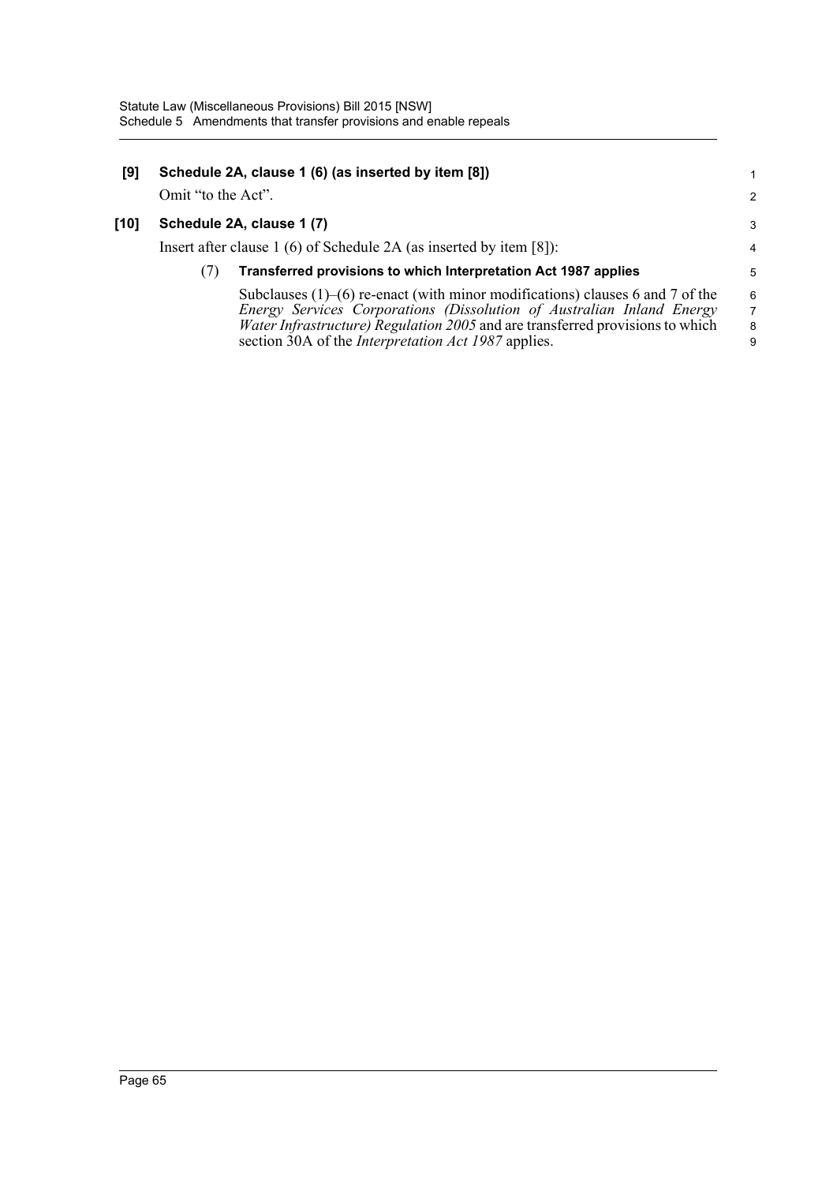**[9] Schedule 2A, clause 1 (6) (as inserted by item [8])**

Omit "to the Act".

**[10] Schedule 2A, clause 1 (7)**

Insert after clause 1 (6) of Schedule 2A (as inserted by item [8]):

(7) **Transferred provisions to which Interpretation Act 1987 applies**

Subclauses (1)–(6) re-enact (with minor modifications) clauses 6 and 7 of the *Energy Services Corporations (Dissolution of Australian Inland Energy Water Infrastructure) Regulation 2005* and are transferred provisions to which section 30A of the *Interpretation Act 1987* applies.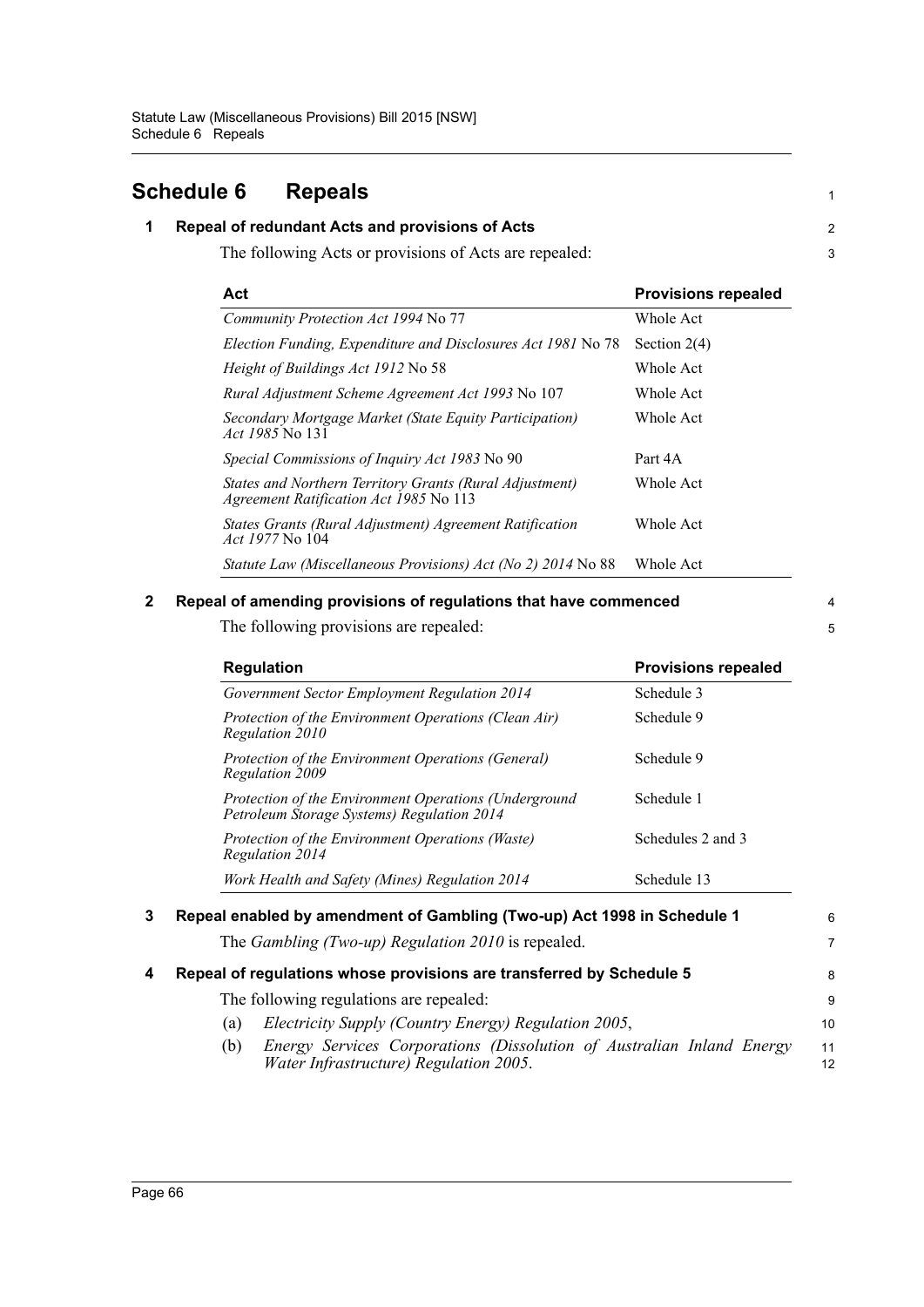# Schedule 6 Repeals

## 1 Repeal of redundant Acts and provisions of Acts

The following Acts or provisions of Acts are repealed:

| Act | Provisions repealed |
|---|---|
| *Community Protection Act 1994* No 77 | Whole Act |
| *Election Funding, Expenditure and Disclosures Act 1981* No 78 | Section 2(4) |
| *Height of Buildings Act 1912* No 58 | Whole Act |
| *Rural Adjustment Scheme Agreement Act 1993* No 107 | Whole Act |
| *Secondary Mortgage Market (State Equity Participation) Act 1985* No 131 | Whole Act |
| *Special Commissions of Inquiry Act 1983* No 90 | Part 4A |
| *States and Northern Territory Grants (Rural Adjustment) Agreement Ratification Act 1985* No 113 | Whole Act |
| *States Grants (Rural Adjustment) Agreement Ratification Act 1977* No 104 | Whole Act |
| *Statute Law (Miscellaneous Provisions) Act (No 2) 2014* No 88 | Whole Act |

## 2 Repeal of amending provisions of regulations that have commenced

The following provisions are repealed:

| Regulation | Provisions repealed |
|---|---|
| *Government Sector Employment Regulation 2014* | Schedule 3 |
| *Protection of the Environment Operations (Clean Air) Regulation 2010* | Schedule 9 |
| *Protection of the Environment Operations (General) Regulation 2009* | Schedule 9 |
| *Protection of the Environment Operations (Underground Petroleum Storage Systems) Regulation 2014* | Schedule 1 |
| *Protection of the Environment Operations (Waste) Regulation 2014* | Schedules 2 and 3 |
| *Work Health and Safety (Mines) Regulation 2014* | Schedule 13 |

## 3 Repeal enabled by amendment of Gambling (Two-up) Act 1998 in Schedule 1

The *Gambling (Two-up) Regulation 2010* is repealed.

## 4 Repeal of regulations whose provisions are transferred by Schedule 5

The following regulations are repealed:

(a) *Electricity Supply (Country Energy) Regulation 2005*,

(b) *Energy Services Corporations (Dissolution of Australian Inland Energy Water Infrastructure) Regulation 2005*.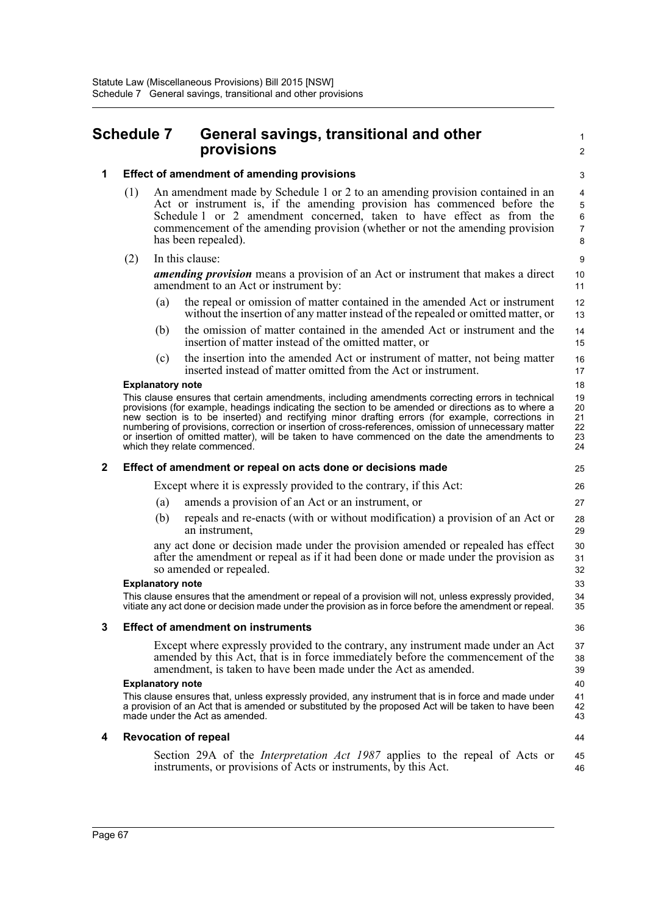# Schedule 7 General savings, transitional and other provisions

## 1 Effect of amendment of amending provisions

(1) An amendment made by Schedule 1 or 2 to an amending provision contained in an Act or instrument is, if the amending provision has commenced before the Schedule 1 or 2 amendment concerned, taken to have effect as from the commencement of the amending provision (whether or not the amending provision has been repealed).

(2) In this clause:

***amending provision*** means a provision of an Act or instrument that makes a direct amendment to an Act or instrument by:

(a) the repeal or omission of matter contained in the amended Act or instrument without the insertion of any matter instead of the repealed or omitted matter, or

(b) the omission of matter contained in the amended Act or instrument and the insertion of matter instead of the omitted matter, or

(c) the insertion into the amended Act or instrument of matter, not being matter inserted instead of matter omitted from the Act or instrument.

**Explanatory note**

This clause ensures that certain amendments, including amendments correcting errors in technical provisions (for example, headings indicating the section to be amended or directions as to where a new section is to be inserted) and rectifying minor drafting errors (for example, corrections in numbering of provisions, correction or insertion of cross-references, omission of unnecessary matter or insertion of omitted matter), will be taken to have commenced on the date the amendments to which they relate commenced.

## 2 Effect of amendment or repeal on acts done or decisions made

Except where it is expressly provided to the contrary, if this Act:

(a) amends a provision of an Act or an instrument, or

(b) repeals and re-enacts (with or without modification) a provision of an Act or an instrument,

any act done or decision made under the provision amended or repealed has effect after the amendment or repeal as if it had been done or made under the provision as so amended or repealed.

**Explanatory note**

This clause ensures that the amendment or repeal of a provision will not, unless expressly provided, vitiate any act done or decision made under the provision as in force before the amendment or repeal.

## 3 Effect of amendment on instruments

Except where expressly provided to the contrary, any instrument made under an Act amended by this Act, that is in force immediately before the commencement of the amendment, is taken to have been made under the Act as amended.

**Explanatory note**

This clause ensures that, unless expressly provided, any instrument that is in force and made under a provision of an Act that is amended or substituted by the proposed Act will be taken to have been made under the Act as amended.

## 4 Revocation of repeal

Section 29A of the *Interpretation Act 1987* applies to the repeal of Acts or instruments, or provisions of Acts or instruments, by this Act.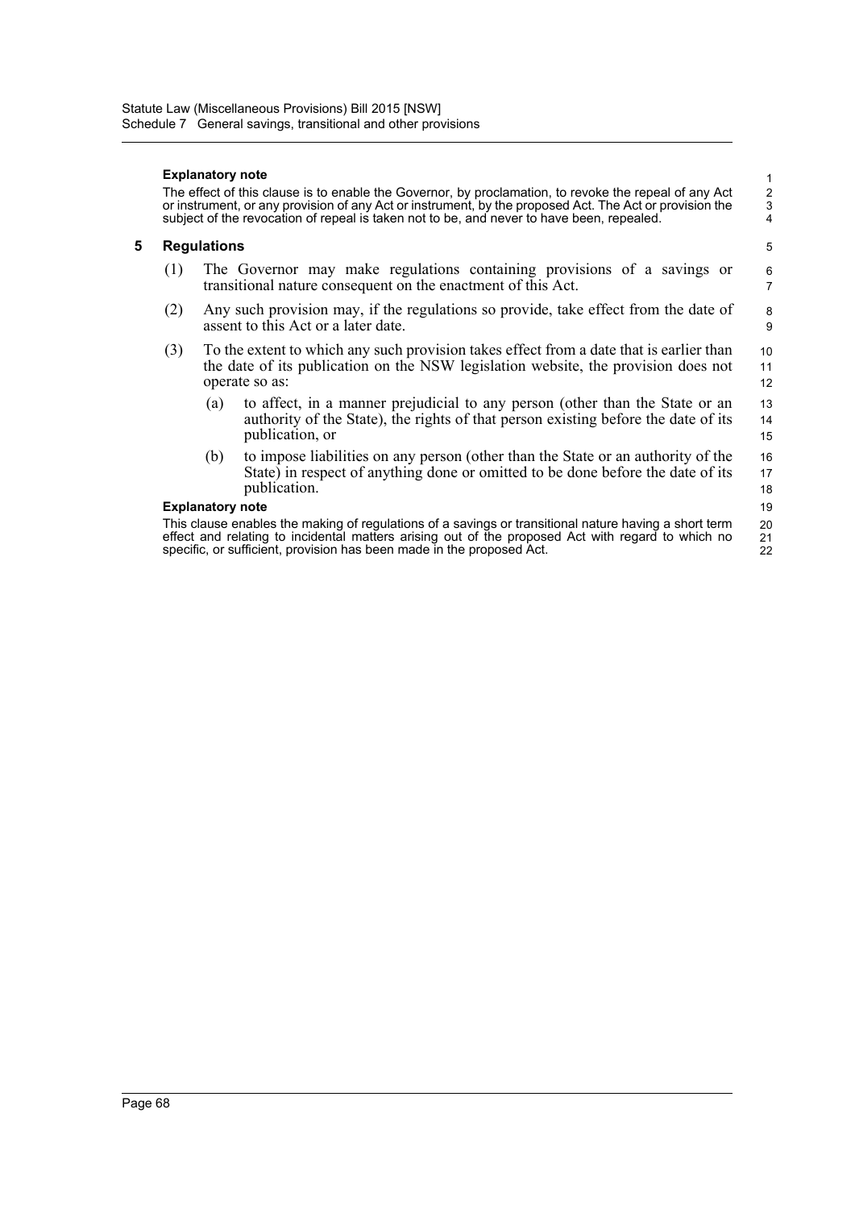**Explanatory note**

The effect of this clause is to enable the Governor, by proclamation, to revoke the repeal of any Act or instrument, or any provision of any Act or instrument, by the proposed Act. The Act or provision the subject of the revocation of repeal is taken not to be, and never to have been, repealed.

### 5 Regulations

(1) The Governor may make regulations containing provisions of a savings or transitional nature consequent on the enactment of this Act.

(2) Any such provision may, if the regulations so provide, take effect from the date of assent to this Act or a later date.

(3) To the extent to which any such provision takes effect from a date that is earlier than the date of its publication on the NSW legislation website, the provision does not operate so as:

- (a) to affect, in a manner prejudicial to any person (other than the State or an authority of the State), the rights of that person existing before the date of its publication, or
- (b) to impose liabilities on any person (other than the State or an authority of the State) in respect of anything done or omitted to be done before the date of its publication.

**Explanatory note**

This clause enables the making of regulations of a savings or transitional nature having a short term effect and relating to incidental matters arising out of the proposed Act with regard to which no specific, or sufficient, provision has been made in the proposed Act.